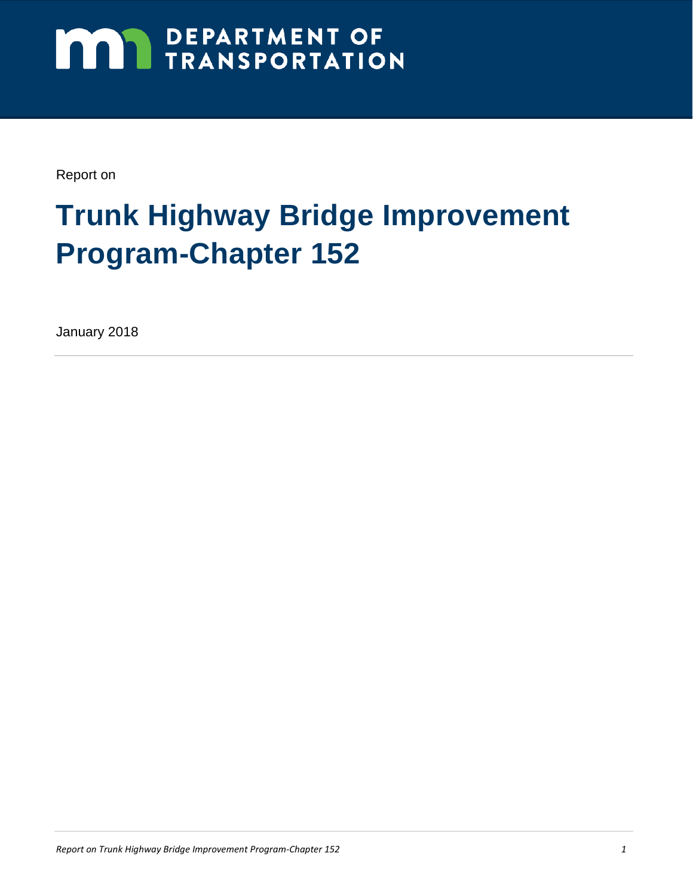DEPARTMENT OF TRANSPORTATION

Report on

# Trunk Highway Bridge Improvement Program-Chapter 152

January 2018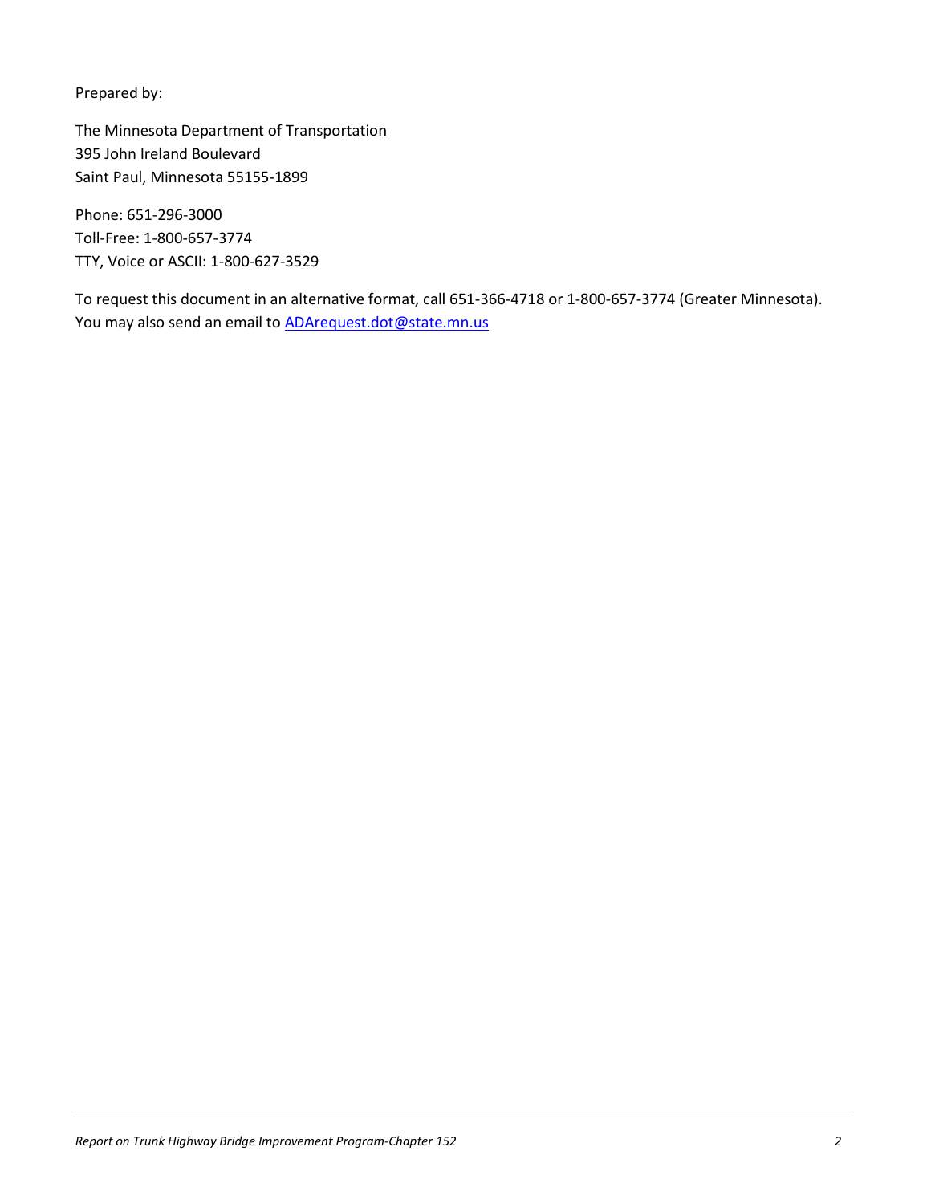Prepared by:

The Minnesota Department of Transportation
395 John Ireland Boulevard
Saint Paul, Minnesota 55155-1899

Phone: 651-296-3000
Toll-Free: 1-800-657-3774
TTY, Voice or ASCII: 1-800-627-3529

To request this document in an alternative format, call 651-366-4718 or 1-800-657-3774 (Greater Minnesota). You may also send an email to [ADArequest.dot@state.mn.us](mailto:ADArequest.dot@state.mn.us)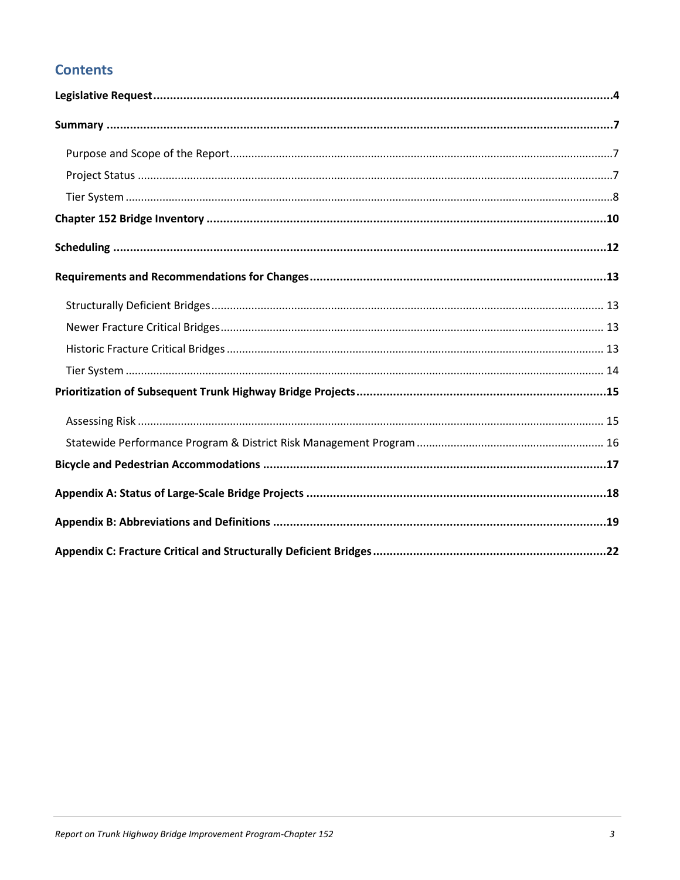## Contents

**Legislative Request** .......... **4**

**Summary** .......... **7**

- Purpose and Scope of the Report .......... 7
- Project Status .......... 7
- Tier System .......... 8

**Chapter 152 Bridge Inventory** .......... **10**

**Scheduling** .......... **12**

**Requirements and Recommendations for Changes** .......... **13**

- Structurally Deficient Bridges .......... 13
- Newer Fracture Critical Bridges .......... 13
- Historic Fracture Critical Bridges .......... 13
- Tier System .......... 14

**Prioritization of Subsequent Trunk Highway Bridge Projects** .......... **15**

- Assessing Risk .......... 15
- Statewide Performance Program & District Risk Management Program .......... 16

**Bicycle and Pedestrian Accommodations** .......... **17**

**Appendix A: Status of Large-Scale Bridge Projects** .......... **18**

**Appendix B: Abbreviations and Definitions** .......... **19**

**Appendix C: Fracture Critical and Structurally Deficient Bridges** .......... **22**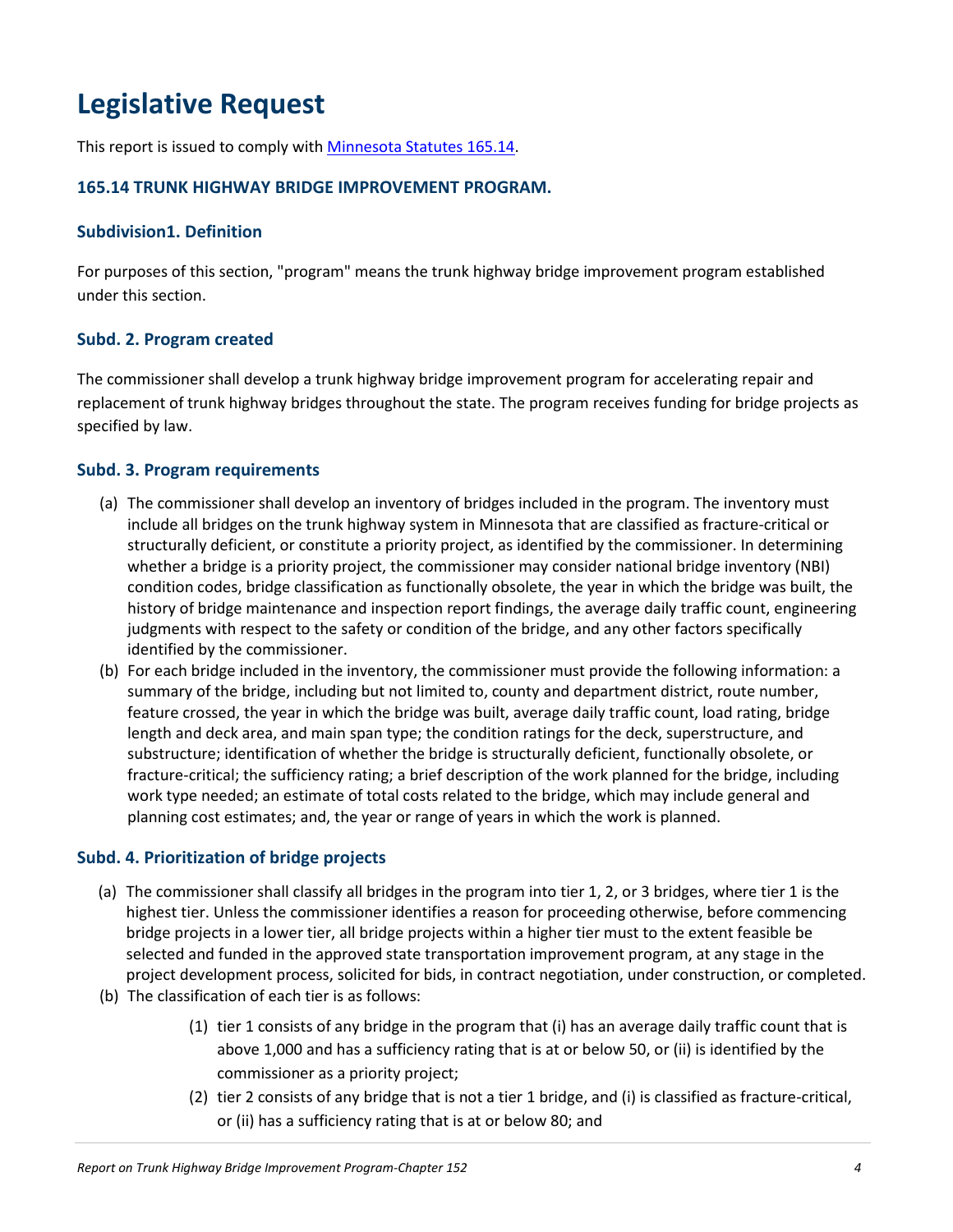# Legislative Request

This report is issued to comply with [Minnesota Statutes 165.14](https://www.revisor.mn.gov/statutes/cite/165.14).

### 165.14 TRUNK HIGHWAY BRIDGE IMPROVEMENT PROGRAM.

### Subdivision1. Definition

For purposes of this section, "program" means the trunk highway bridge improvement program established under this section.

### Subd. 2. Program created

The commissioner shall develop a trunk highway bridge improvement program for accelerating repair and replacement of trunk highway bridges throughout the state. The program receives funding for bridge projects as specified by law.

### Subd. 3. Program requirements

(a) The commissioner shall develop an inventory of bridges included in the program. The inventory must include all bridges on the trunk highway system in Minnesota that are classified as fracture-critical or structurally deficient, or constitute a priority project, as identified by the commissioner. In determining whether a bridge is a priority project, the commissioner may consider national bridge inventory (NBI) condition codes, bridge classification as functionally obsolete, the year in which the bridge was built, the history of bridge maintenance and inspection report findings, the average daily traffic count, engineering judgments with respect to the safety or condition of the bridge, and any other factors specifically identified by the commissioner.

(b) For each bridge included in the inventory, the commissioner must provide the following information: a summary of the bridge, including but not limited to, county and department district, route number, feature crossed, the year in which the bridge was built, average daily traffic count, load rating, bridge length and deck area, and main span type; the condition ratings for the deck, superstructure, and substructure; identification of whether the bridge is structurally deficient, functionally obsolete, or fracture-critical; the sufficiency rating; a brief description of the work planned for the bridge, including work type needed; an estimate of total costs related to the bridge, which may include general and planning cost estimates; and, the year or range of years in which the work is planned.

### Subd. 4. Prioritization of bridge projects

(a) The commissioner shall classify all bridges in the program into tier 1, 2, or 3 bridges, where tier 1 is the highest tier. Unless the commissioner identifies a reason for proceeding otherwise, before commencing bridge projects in a lower tier, all bridge projects within a higher tier must to the extent feasible be selected and funded in the approved state transportation improvement program, at any stage in the project development process, solicited for bids, in contract negotiation, under construction, or completed.

(b) The classification of each tier is as follows:

(1) tier 1 consists of any bridge in the program that (i) has an average daily traffic count that is above 1,000 and has a sufficiency rating that is at or below 50, or (ii) is identified by the commissioner as a priority project;

(2) tier 2 consists of any bridge that is not a tier 1 bridge, and (i) is classified as fracture-critical, or (ii) has a sufficiency rating that is at or below 80; and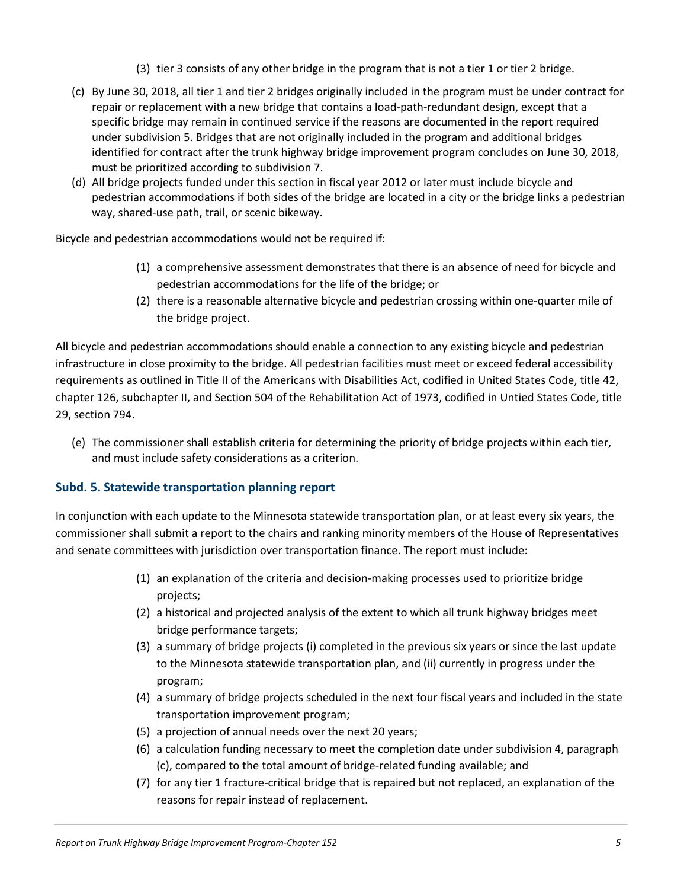(3) tier 3 consists of any other bridge in the program that is not a tier 1 or tier 2 bridge.

(c) By June 30, 2018, all tier 1 and tier 2 bridges originally included in the program must be under contract for repair or replacement with a new bridge that contains a load-path-redundant design, except that a specific bridge may remain in continued service if the reasons are documented in the report required under subdivision 5. Bridges that are not originally included in the program and additional bridges identified for contract after the trunk highway bridge improvement program concludes on June 30, 2018, must be prioritized according to subdivision 7.

(d) All bridge projects funded under this section in fiscal year 2012 or later must include bicycle and pedestrian accommodations if both sides of the bridge are located in a city or the bridge links a pedestrian way, shared-use path, trail, or scenic bikeway.

Bicycle and pedestrian accommodations would not be required if:

(1) a comprehensive assessment demonstrates that there is an absence of need for bicycle and pedestrian accommodations for the life of the bridge; or

(2) there is a reasonable alternative bicycle and pedestrian crossing within one-quarter mile of the bridge project.

All bicycle and pedestrian accommodations should enable a connection to any existing bicycle and pedestrian infrastructure in close proximity to the bridge. All pedestrian facilities must meet or exceed federal accessibility requirements as outlined in Title II of the Americans with Disabilities Act, codified in United States Code, title 42, chapter 126, subchapter II, and Section 504 of the Rehabilitation Act of 1973, codified in Untied States Code, title 29, section 794.

(e) The commissioner shall establish criteria for determining the priority of bridge projects within each tier, and must include safety considerations as a criterion.

### Subd. 5. Statewide transportation planning report

In conjunction with each update to the Minnesota statewide transportation plan, or at least every six years, the commissioner shall submit a report to the chairs and ranking minority members of the House of Representatives and senate committees with jurisdiction over transportation finance. The report must include:

(1) an explanation of the criteria and decision-making processes used to prioritize bridge projects;

(2) a historical and projected analysis of the extent to which all trunk highway bridges meet bridge performance targets;

(3) a summary of bridge projects (i) completed in the previous six years or since the last update to the Minnesota statewide transportation plan, and (ii) currently in progress under the program;

(4) a summary of bridge projects scheduled in the next four fiscal years and included in the state transportation improvement program;

(5) a projection of annual needs over the next 20 years;

(6) a calculation funding necessary to meet the completion date under subdivision 4, paragraph (c), compared to the total amount of bridge-related funding available; and

(7) for any tier 1 fracture-critical bridge that is repaired but not replaced, an explanation of the reasons for repair instead of replacement.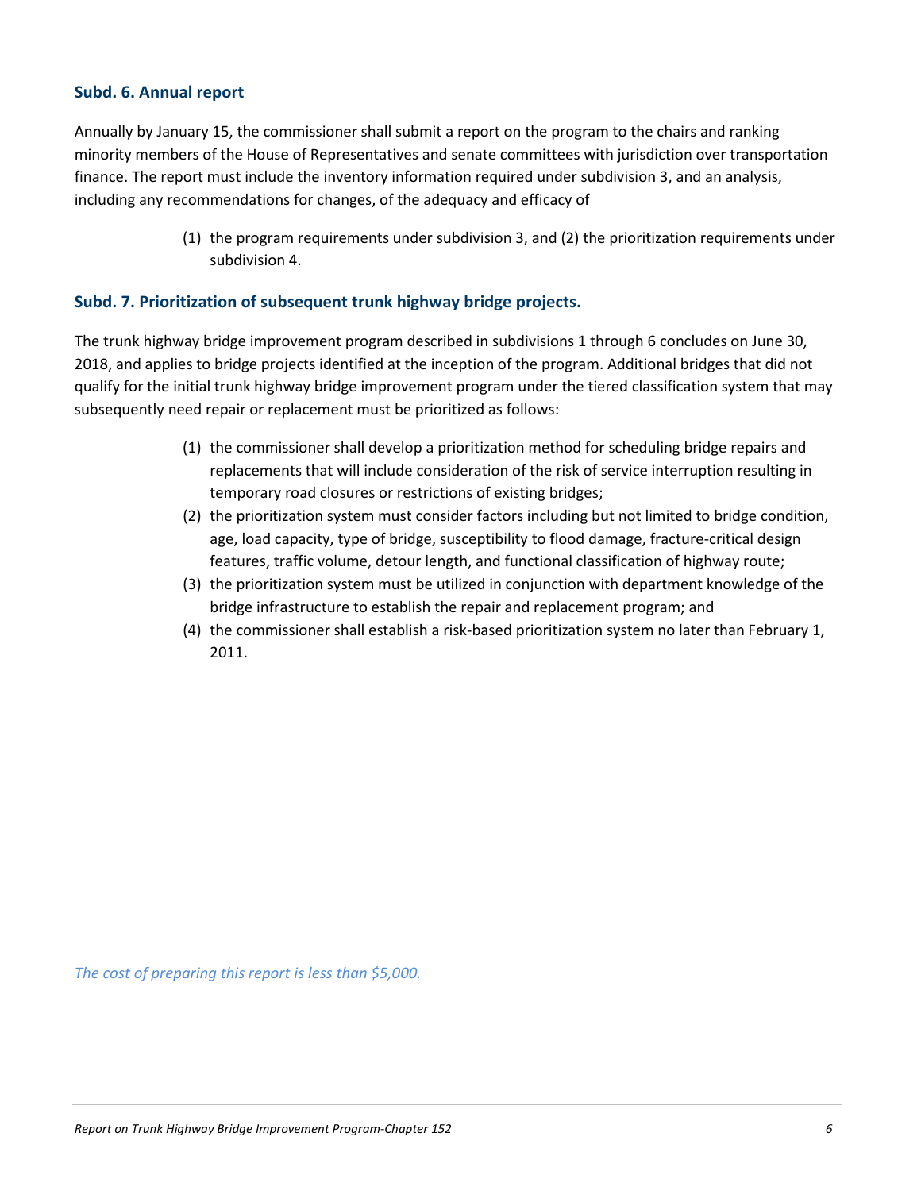### Subd. 6. Annual report

Annually by January 15, the commissioner shall submit a report on the program to the chairs and ranking minority members of the House of Representatives and senate committees with jurisdiction over transportation finance. The report must include the inventory information required under subdivision 3, and an analysis, including any recommendations for changes, of the adequacy and efficacy of

(1) the program requirements under subdivision 3, and (2) the prioritization requirements under subdivision 4.

### Subd. 7. Prioritization of subsequent trunk highway bridge projects.

The trunk highway bridge improvement program described in subdivisions 1 through 6 concludes on June 30, 2018, and applies to bridge projects identified at the inception of the program. Additional bridges that did not qualify for the initial trunk highway bridge improvement program under the tiered classification system that may subsequently need repair or replacement must be prioritized as follows:

(1) the commissioner shall develop a prioritization method for scheduling bridge repairs and replacements that will include consideration of the risk of service interruption resulting in temporary road closures or restrictions of existing bridges;
(2) the prioritization system must consider factors including but not limited to bridge condition, age, load capacity, type of bridge, susceptibility to flood damage, fracture-critical design features, traffic volume, detour length, and functional classification of highway route;
(3) the prioritization system must be utilized in conjunction with department knowledge of the bridge infrastructure to establish the repair and replacement program; and
(4) the commissioner shall establish a risk-based prioritization system no later than February 1, 2011.

*The cost of preparing this report is less than $5,000.*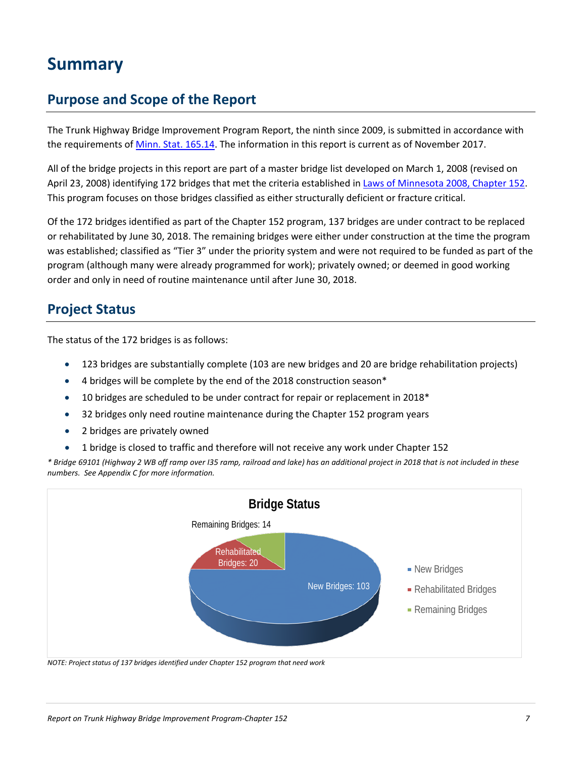# Summary

## Purpose and Scope of the Report

The Trunk Highway Bridge Improvement Program Report, the ninth since 2009, is submitted in accordance with the requirements of Minn. Stat. 165.14. The information in this report is current as of November 2017.

All of the bridge projects in this report are part of a master bridge list developed on March 1, 2008 (revised on April 23, 2008) identifying 172 bridges that met the criteria established in Laws of Minnesota 2008, Chapter 152. This program focuses on those bridges classified as either structurally deficient or fracture critical.

Of the 172 bridges identified as part of the Chapter 152 program, 137 bridges are under contract to be replaced or rehabilitated by June 30, 2018. The remaining bridges were either under construction at the time the program was established; classified as "Tier 3" under the priority system and were not required to be funded as part of the program (although many were already programmed for work); privately owned; or deemed in good working order and only in need of routine maintenance until after June 30, 2018.

## Project Status

The status of the 172 bridges is as follows:

- 123 bridges are substantially complete (103 are new bridges and 20 are bridge rehabilitation projects)
- 4 bridges will be complete by the end of the 2018 construction season*
- 10 bridges are scheduled to be under contract for repair or replacement in 2018*
- 32 bridges only need routine maintenance during the Chapter 152 program years
- 2 bridges are privately owned
- 1 bridge is closed to traffic and therefore will not receive any work under Chapter 152

*\* Bridge 69101 (Highway 2 WB off ramp over I35 ramp, railroad and lake) has an additional project in 2018 that is not included in these numbers. See Appendix C for more information.*

**Bridge Status**

| Category | Number |
|---|---|
| New Bridges | 103 |
| Rehabilitated Bridges | 20 |
| Remaining Bridges | 14 |

*NOTE: Project status of 137 bridges identified under Chapter 152 program that need work*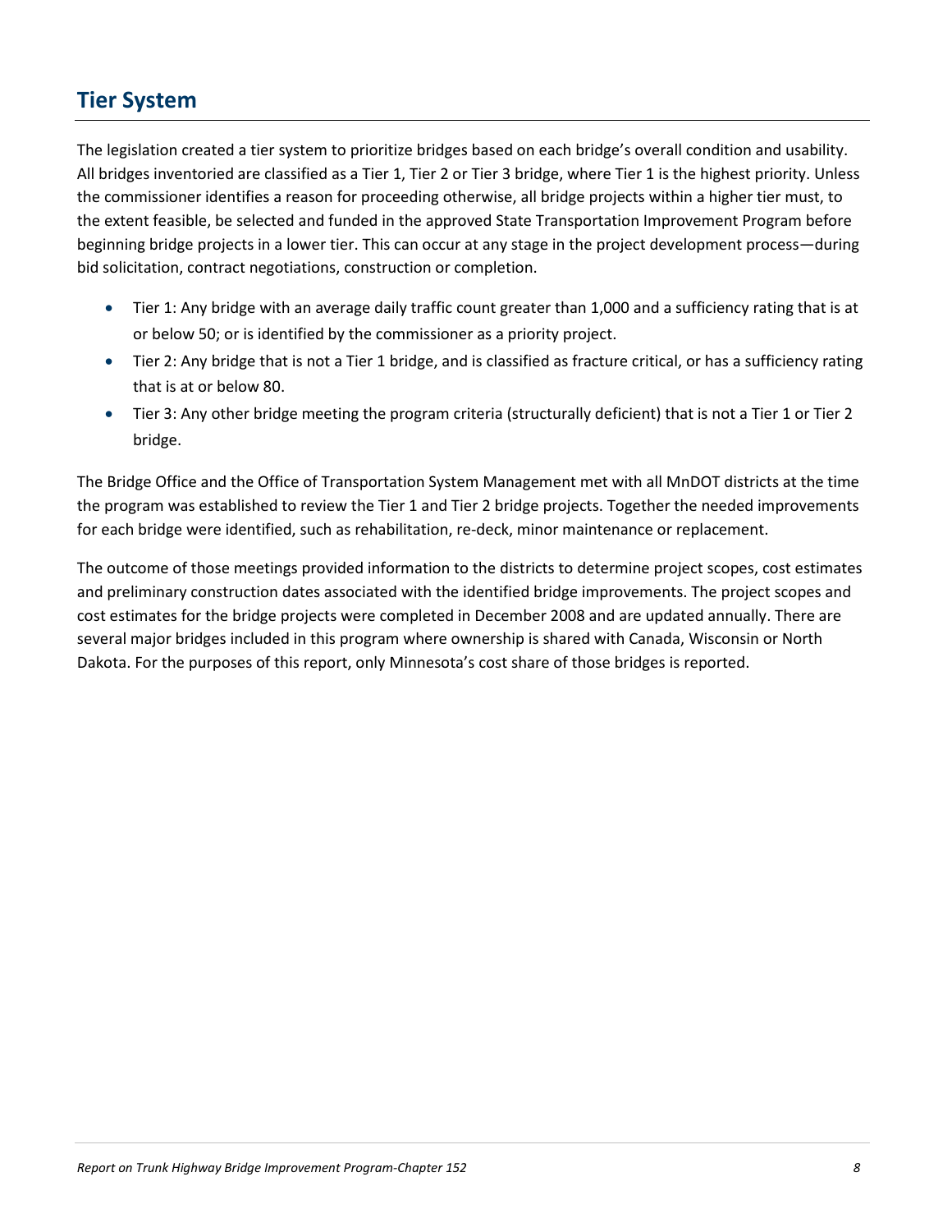## Tier System

The legislation created a tier system to prioritize bridges based on each bridge's overall condition and usability. All bridges inventoried are classified as a Tier 1, Tier 2 or Tier 3 bridge, where Tier 1 is the highest priority. Unless the commissioner identifies a reason for proceeding otherwise, all bridge projects within a higher tier must, to the extent feasible, be selected and funded in the approved State Transportation Improvement Program before beginning bridge projects in a lower tier. This can occur at any stage in the project development process—during bid solicitation, contract negotiations, construction or completion.

- Tier 1: Any bridge with an average daily traffic count greater than 1,000 and a sufficiency rating that is at or below 50; or is identified by the commissioner as a priority project.
- Tier 2: Any bridge that is not a Tier 1 bridge, and is classified as fracture critical, or has a sufficiency rating that is at or below 80.
- Tier 3: Any other bridge meeting the program criteria (structurally deficient) that is not a Tier 1 or Tier 2 bridge.

The Bridge Office and the Office of Transportation System Management met with all MnDOT districts at the time the program was established to review the Tier 1 and Tier 2 bridge projects. Together the needed improvements for each bridge were identified, such as rehabilitation, re-deck, minor maintenance or replacement.

The outcome of those meetings provided information to the districts to determine project scopes, cost estimates and preliminary construction dates associated with the identified bridge improvements. The project scopes and cost estimates for the bridge projects were completed in December 2008 and are updated annually. There are several major bridges included in this program where ownership is shared with Canada, Wisconsin or North Dakota. For the purposes of this report, only Minnesota's cost share of those bridges is reported.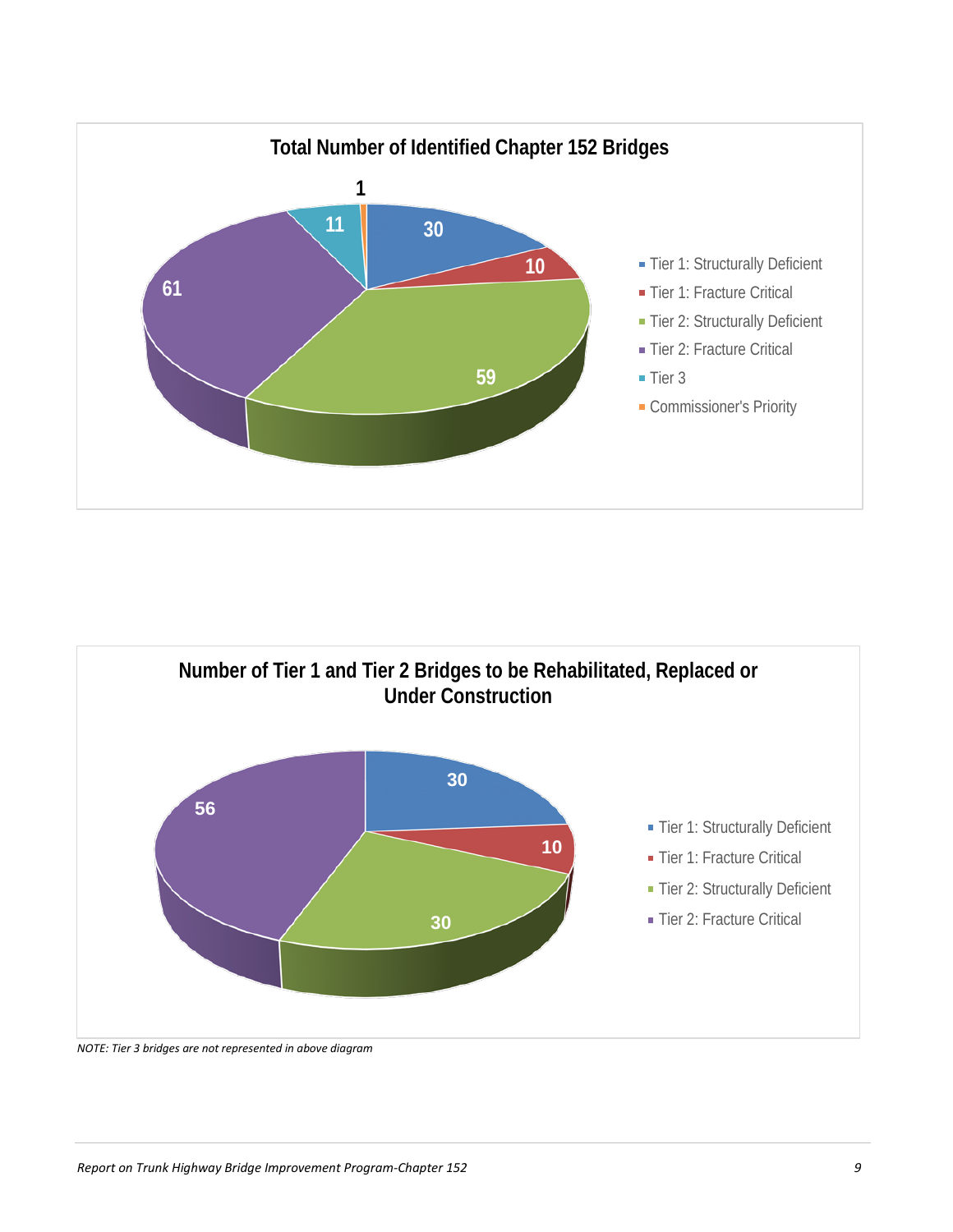**Total Number of Identified Chapter 152 Bridges**

| Category | Number |
|---|---|
| Tier 1: Structurally Deficient | 30 |
| Tier 1: Fracture Critical | 10 |
| Tier 2: Structurally Deficient | 59 |
| Tier 2: Fracture Critical | 61 |
| Tier 3 | 11 |
| Commissioner's Priority | 1 |

**Number of Tier 1 and Tier 2 Bridges to be Rehabilitated, Replaced or Under Construction**

| Category | Number |
|---|---|
| Tier 1: Structurally Deficient | 30 |
| Tier 1: Fracture Critical | 10 |
| Tier 2: Structurally Deficient | 30 |
| Tier 2: Fracture Critical | 56 |

*NOTE: Tier 3 bridges are not represented in above diagram*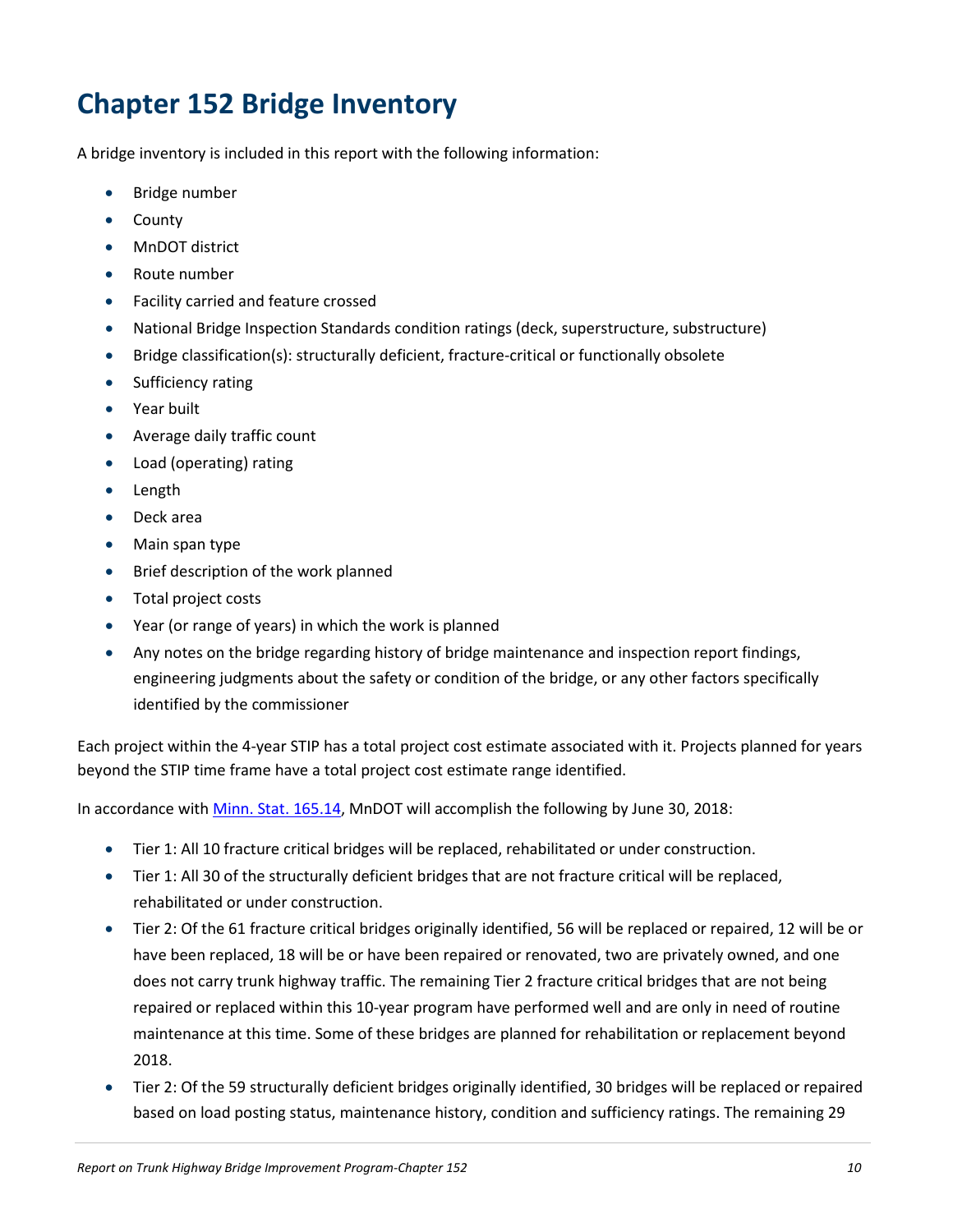# Chapter 152 Bridge Inventory

A bridge inventory is included in this report with the following information:

- Bridge number
- County
- MnDOT district
- Route number
- Facility carried and feature crossed
- National Bridge Inspection Standards condition ratings (deck, superstructure, substructure)
- Bridge classification(s): structurally deficient, fracture-critical or functionally obsolete
- Sufficiency rating
- Year built
- Average daily traffic count
- Load (operating) rating
- Length
- Deck area
- Main span type
- Brief description of the work planned
- Total project costs
- Year (or range of years) in which the work is planned
- Any notes on the bridge regarding history of bridge maintenance and inspection report findings, engineering judgments about the safety or condition of the bridge, or any other factors specifically identified by the commissioner

Each project within the 4-year STIP has a total project cost estimate associated with it. Projects planned for years beyond the STIP time frame have a total project cost estimate range identified.

In accordance with [Minn. Stat. 165.14](), MnDOT will accomplish the following by June 30, 2018:

- Tier 1: All 10 fracture critical bridges will be replaced, rehabilitated or under construction.
- Tier 1: All 30 of the structurally deficient bridges that are not fracture critical will be replaced, rehabilitated or under construction.
- Tier 2: Of the 61 fracture critical bridges originally identified, 56 will be replaced or repaired, 12 will be or have been replaced, 18 will be or have been repaired or renovated, two are privately owned, and one does not carry trunk highway traffic. The remaining Tier 2 fracture critical bridges that are not being repaired or replaced within this 10-year program have performed well and are only in need of routine maintenance at this time. Some of these bridges are planned for rehabilitation or replacement beyond 2018.
- Tier 2: Of the 59 structurally deficient bridges originally identified, 30 bridges will be replaced or repaired based on load posting status, maintenance history, condition and sufficiency ratings. The remaining 29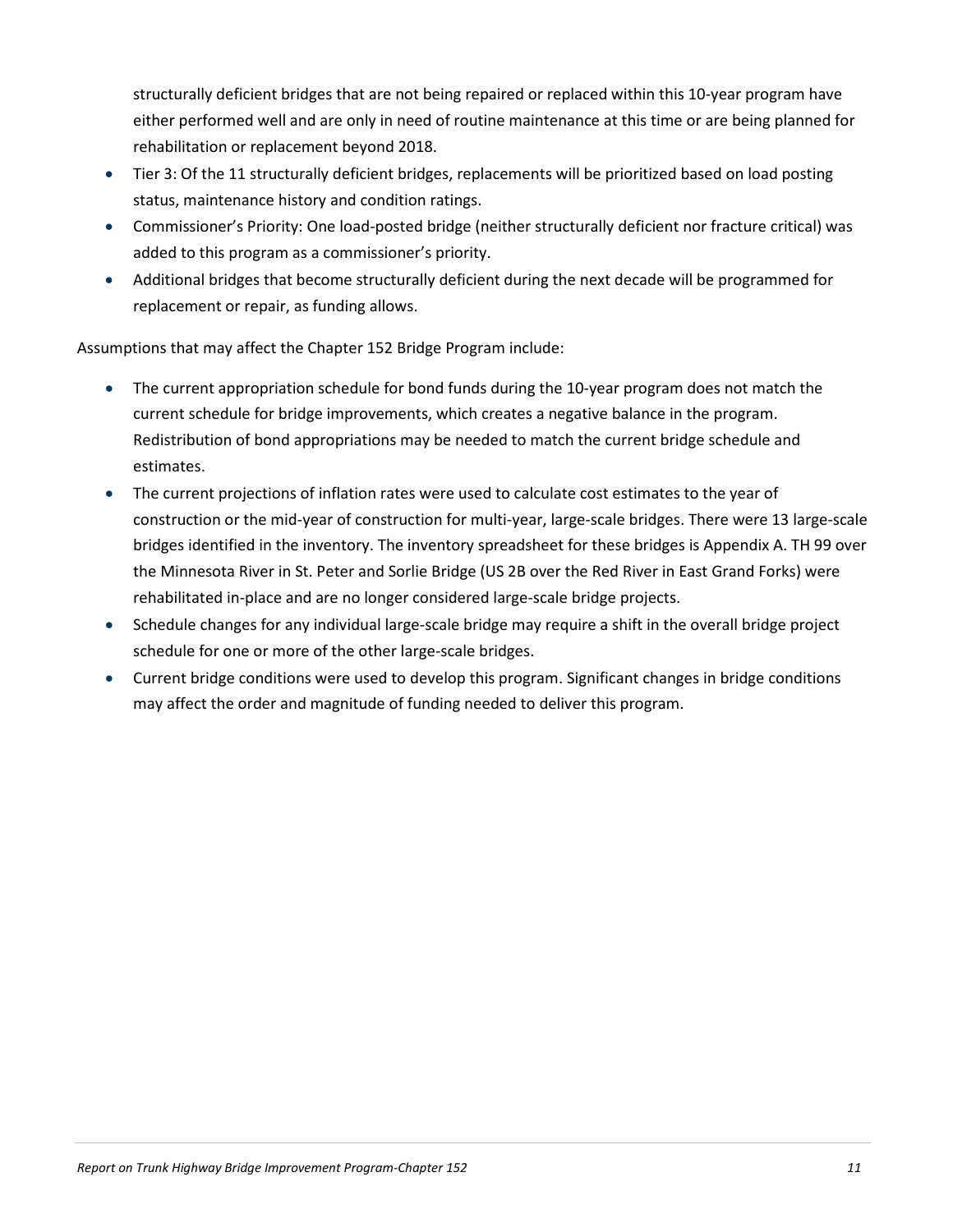structurally deficient bridges that are not being repaired or replaced within this 10-year program have either performed well and are only in need of routine maintenance at this time or are being planned for rehabilitation or replacement beyond 2018.

- Tier 3: Of the 11 structurally deficient bridges, replacements will be prioritized based on load posting status, maintenance history and condition ratings.
- Commissioner's Priority: One load-posted bridge (neither structurally deficient nor fracture critical) was added to this program as a commissioner's priority.
- Additional bridges that become structurally deficient during the next decade will be programmed for replacement or repair, as funding allows.

Assumptions that may affect the Chapter 152 Bridge Program include:

- The current appropriation schedule for bond funds during the 10-year program does not match the current schedule for bridge improvements, which creates a negative balance in the program. Redistribution of bond appropriations may be needed to match the current bridge schedule and estimates.
- The current projections of inflation rates were used to calculate cost estimates to the year of construction or the mid-year of construction for multi-year, large-scale bridges. There were 13 large-scale bridges identified in the inventory. The inventory spreadsheet for these bridges is Appendix A. TH 99 over the Minnesota River in St. Peter and Sorlie Bridge (US 2B over the Red River in East Grand Forks) were rehabilitated in-place and are no longer considered large-scale bridge projects.
- Schedule changes for any individual large-scale bridge may require a shift in the overall bridge project schedule for one or more of the other large-scale bridges.
- Current bridge conditions were used to develop this program. Significant changes in bridge conditions may affect the order and magnitude of funding needed to deliver this program.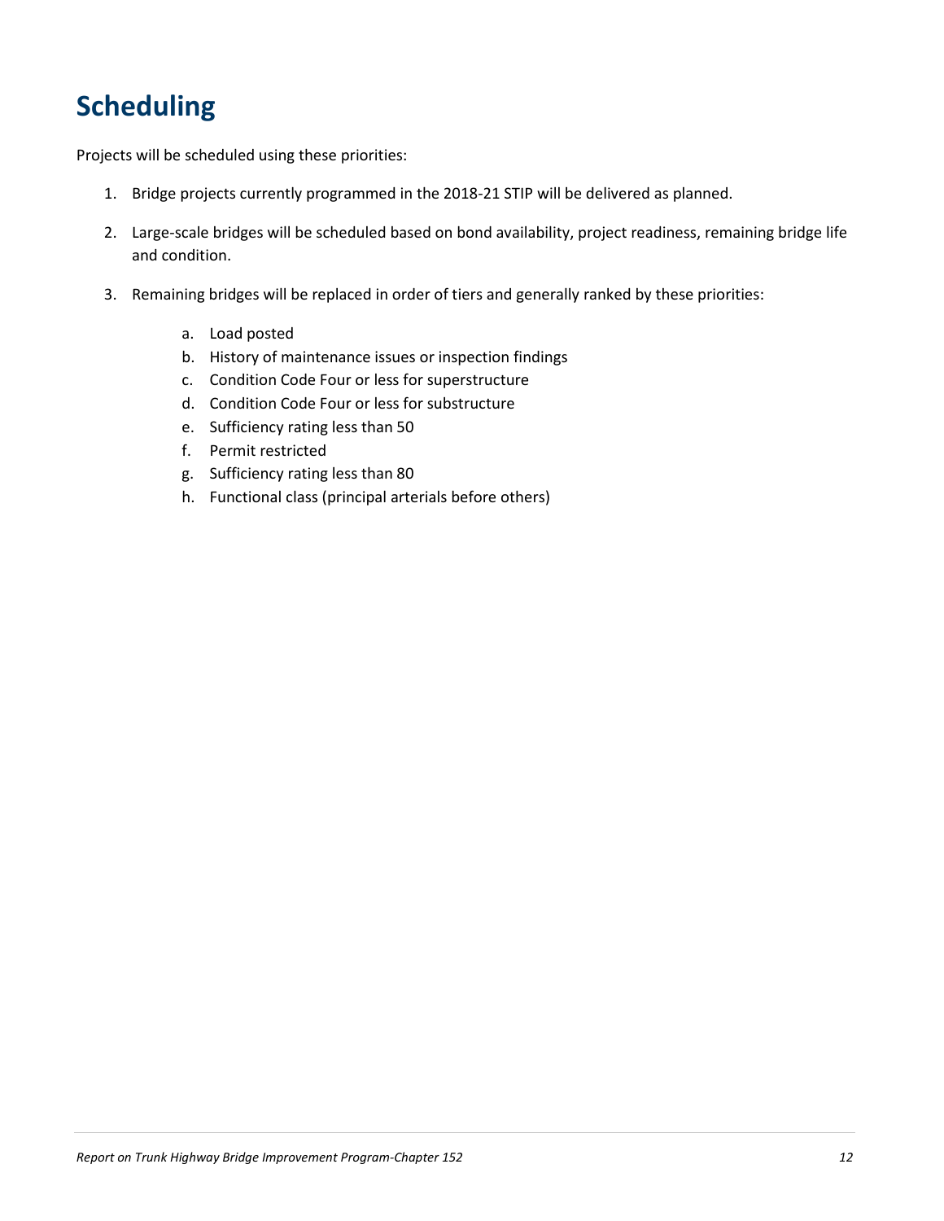# Scheduling

Projects will be scheduled using these priorities:

1. Bridge projects currently programmed in the 2018-21 STIP will be delivered as planned.
2. Large-scale bridges will be scheduled based on bond availability, project readiness, remaining bridge life and condition.
3. Remaining bridges will be replaced in order of tiers and generally ranked by these priorities:
   a. Load posted
   b. History of maintenance issues or inspection findings
   c. Condition Code Four or less for superstructure
   d. Condition Code Four or less for substructure
   e. Sufficiency rating less than 50
   f. Permit restricted
   g. Sufficiency rating less than 80
   h. Functional class (principal arterials before others)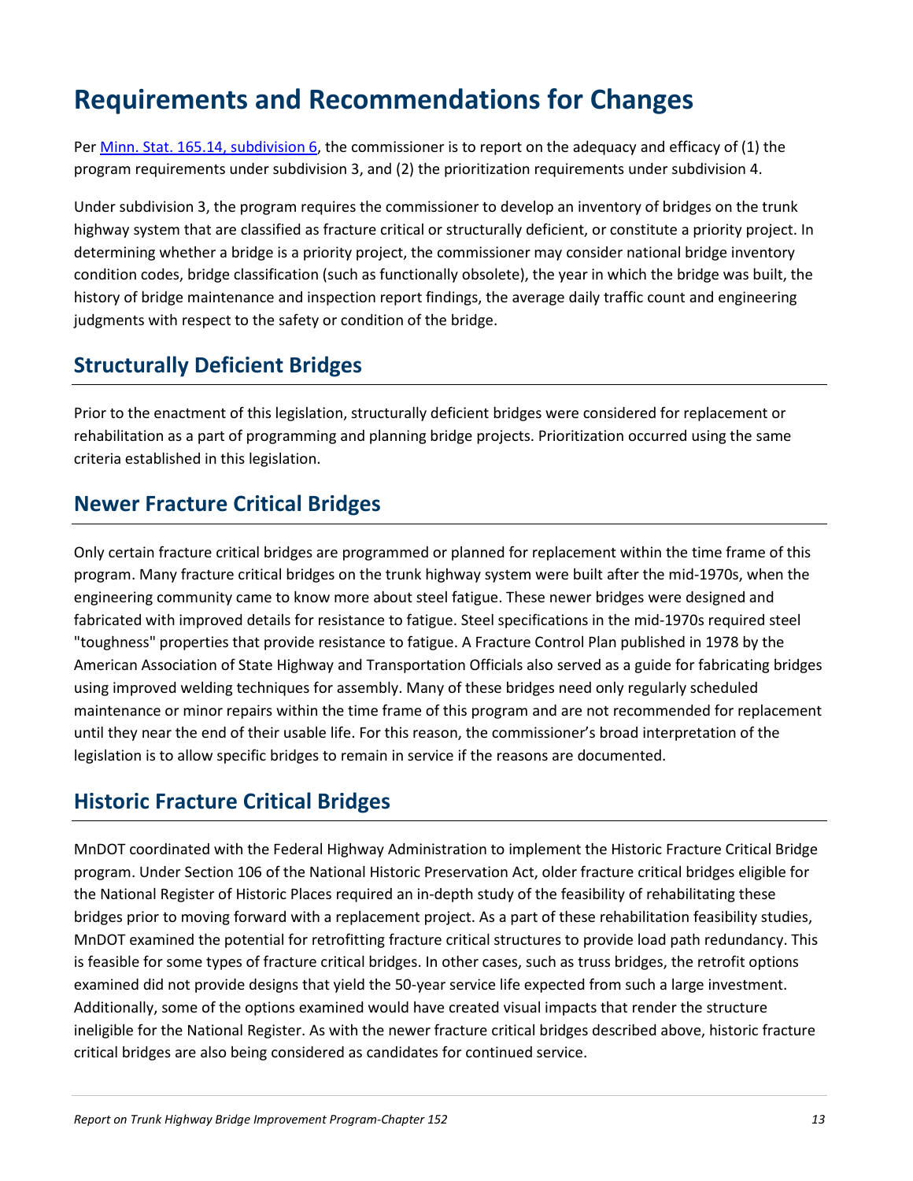# Requirements and Recommendations for Changes

Per [Minn. Stat. 165.14, subdivision 6](), the commissioner is to report on the adequacy and efficacy of (1) the program requirements under subdivision 3, and (2) the prioritization requirements under subdivision 4.

Under subdivision 3, the program requires the commissioner to develop an inventory of bridges on the trunk highway system that are classified as fracture critical or structurally deficient, or constitute a priority project. In determining whether a bridge is a priority project, the commissioner may consider national bridge inventory condition codes, bridge classification (such as functionally obsolete), the year in which the bridge was built, the history of bridge maintenance and inspection report findings, the average daily traffic count and engineering judgments with respect to the safety or condition of the bridge.

## Structurally Deficient Bridges

Prior to the enactment of this legislation, structurally deficient bridges were considered for replacement or rehabilitation as a part of programming and planning bridge projects. Prioritization occurred using the same criteria established in this legislation.

## Newer Fracture Critical Bridges

Only certain fracture critical bridges are programmed or planned for replacement within the time frame of this program. Many fracture critical bridges on the trunk highway system were built after the mid-1970s, when the engineering community came to know more about steel fatigue. These newer bridges were designed and fabricated with improved details for resistance to fatigue. Steel specifications in the mid-1970s required steel "toughness" properties that provide resistance to fatigue. A Fracture Control Plan published in 1978 by the American Association of State Highway and Transportation Officials also served as a guide for fabricating bridges using improved welding techniques for assembly. Many of these bridges need only regularly scheduled maintenance or minor repairs within the time frame of this program and are not recommended for replacement until they near the end of their usable life. For this reason, the commissioner's broad interpretation of the legislation is to allow specific bridges to remain in service if the reasons are documented.

## Historic Fracture Critical Bridges

MnDOT coordinated with the Federal Highway Administration to implement the Historic Fracture Critical Bridge program. Under Section 106 of the National Historic Preservation Act, older fracture critical bridges eligible for the National Register of Historic Places required an in-depth study of the feasibility of rehabilitating these bridges prior to moving forward with a replacement project. As a part of these rehabilitation feasibility studies, MnDOT examined the potential for retrofitting fracture critical structures to provide load path redundancy. This is feasible for some types of fracture critical bridges. In other cases, such as truss bridges, the retrofit options examined did not provide designs that yield the 50-year service life expected from such a large investment. Additionally, some of the options examined would have created visual impacts that render the structure ineligible for the National Register. As with the newer fracture critical bridges described above, historic fracture critical bridges are also being considered as candidates for continued service.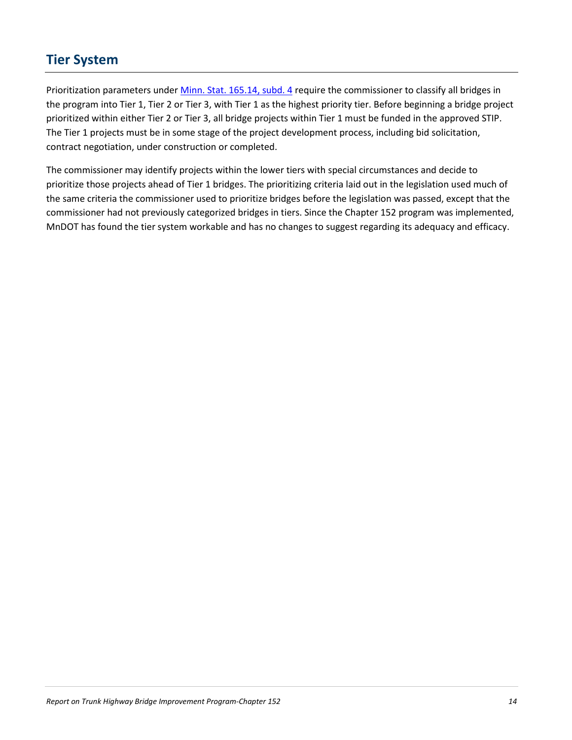## Tier System

Prioritization parameters under [Minn. Stat. 165.14, subd. 4](Minn. Stat. 165.14, subd. 4) require the commissioner to classify all bridges in the program into Tier 1, Tier 2 or Tier 3, with Tier 1 as the highest priority tier. Before beginning a bridge project prioritized within either Tier 2 or Tier 3, all bridge projects within Tier 1 must be funded in the approved STIP. The Tier 1 projects must be in some stage of the project development process, including bid solicitation, contract negotiation, under construction or completed.

The commissioner may identify projects within the lower tiers with special circumstances and decide to prioritize those projects ahead of Tier 1 bridges. The prioritizing criteria laid out in the legislation used much of the same criteria the commissioner used to prioritize bridges before the legislation was passed, except that the commissioner had not previously categorized bridges in tiers. Since the Chapter 152 program was implemented, MnDOT has found the tier system workable and has no changes to suggest regarding its adequacy and efficacy.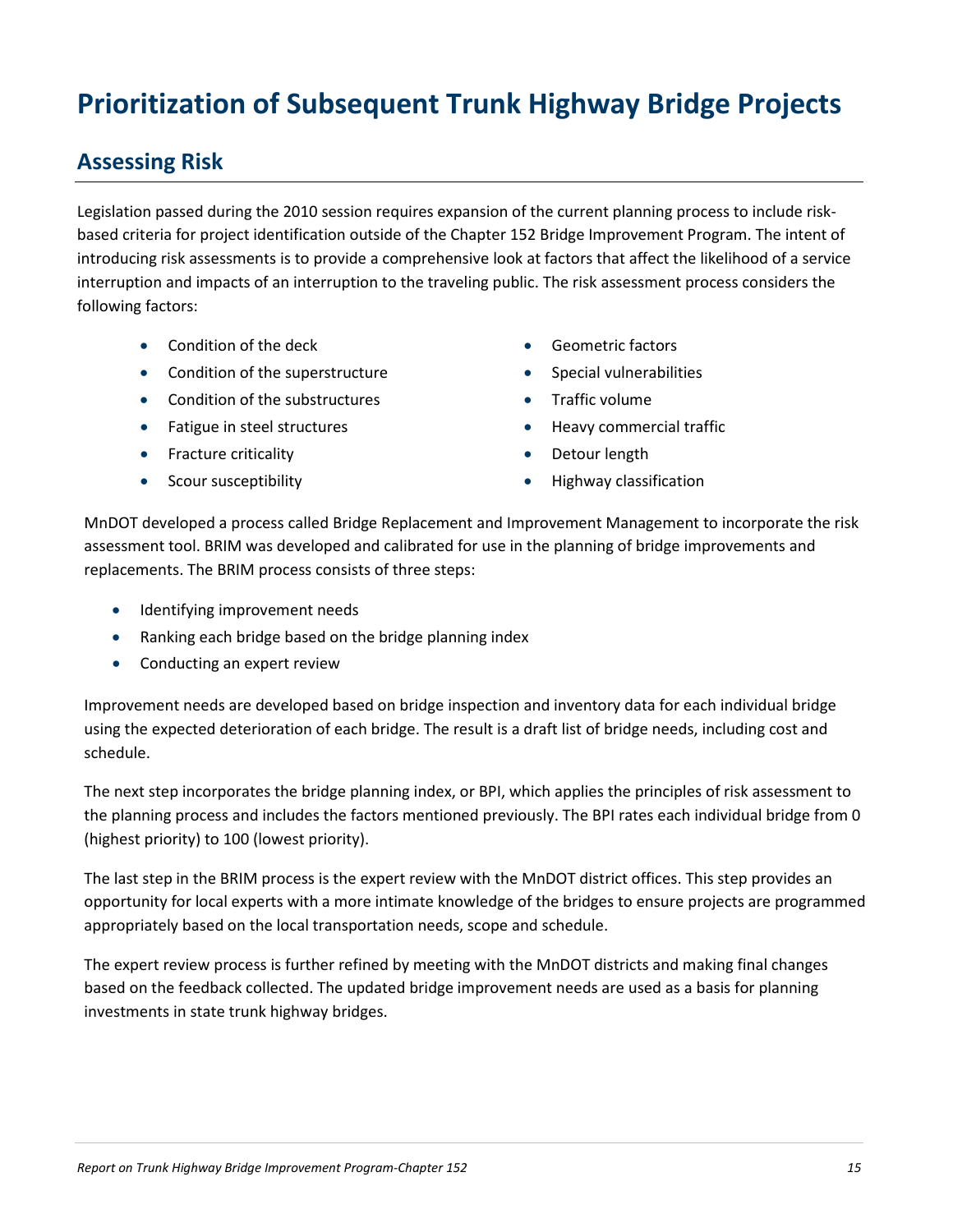# Prioritization of Subsequent Trunk Highway Bridge Projects

## Assessing Risk

Legislation passed during the 2010 session requires expansion of the current planning process to include risk-based criteria for project identification outside of the Chapter 152 Bridge Improvement Program. The intent of introducing risk assessments is to provide a comprehensive look at factors that affect the likelihood of a service interruption and impacts of an interruption to the traveling public. The risk assessment process considers the following factors:

- Condition of the deck
- Condition of the superstructure
- Condition of the substructures
- Fatigue in steel structures
- Fracture criticality
- Scour susceptibility
- Geometric factors
- Special vulnerabilities
- Traffic volume
- Heavy commercial traffic
- Detour length
- Highway classification

MnDOT developed a process called Bridge Replacement and Improvement Management to incorporate the risk assessment tool. BRIM was developed and calibrated for use in the planning of bridge improvements and replacements. The BRIM process consists of three steps:

- Identifying improvement needs
- Ranking each bridge based on the bridge planning index
- Conducting an expert review

Improvement needs are developed based on bridge inspection and inventory data for each individual bridge using the expected deterioration of each bridge. The result is a draft list of bridge needs, including cost and schedule.

The next step incorporates the bridge planning index, or BPI, which applies the principles of risk assessment to the planning process and includes the factors mentioned previously. The BPI rates each individual bridge from 0 (highest priority) to 100 (lowest priority).

The last step in the BRIM process is the expert review with the MnDOT district offices. This step provides an opportunity for local experts with a more intimate knowledge of the bridges to ensure projects are programmed appropriately based on the local transportation needs, scope and schedule.

The expert review process is further refined by meeting with the MnDOT districts and making final changes based on the feedback collected. The updated bridge improvement needs are used as a basis for planning investments in state trunk highway bridges.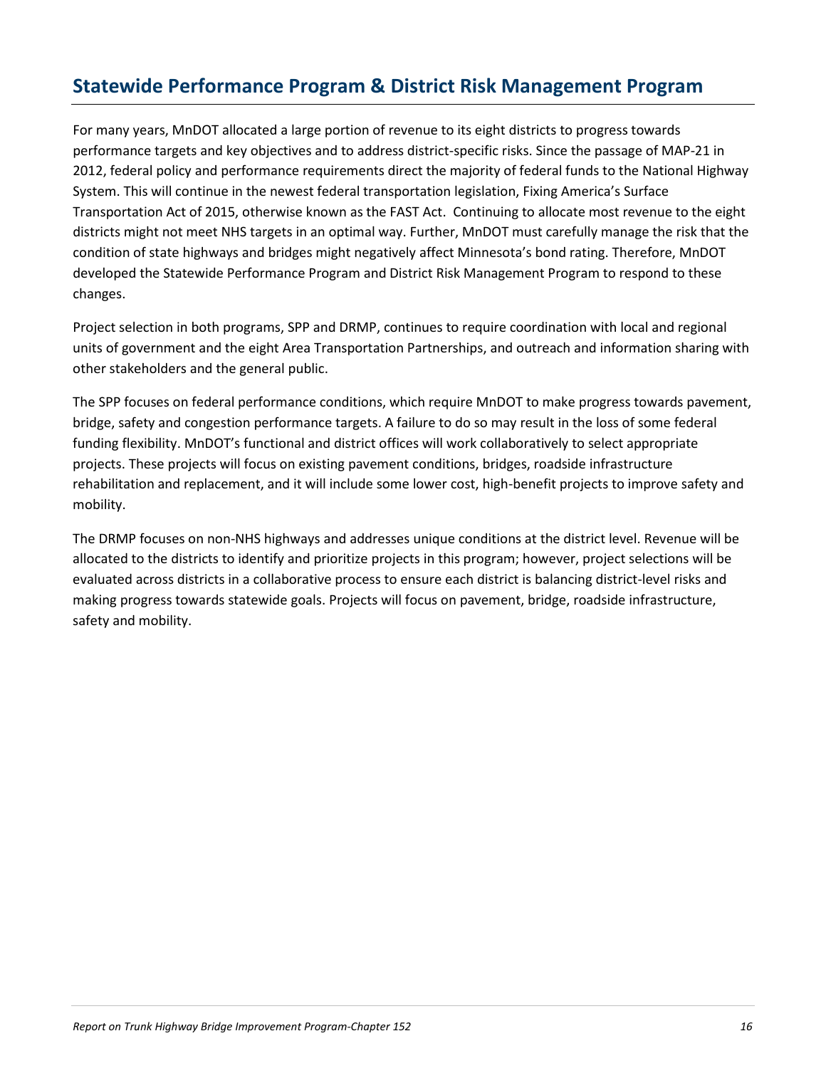## Statewide Performance Program & District Risk Management Program

For many years, MnDOT allocated a large portion of revenue to its eight districts to progress towards performance targets and key objectives and to address district-specific risks. Since the passage of MAP-21 in 2012, federal policy and performance requirements direct the majority of federal funds to the National Highway System. This will continue in the newest federal transportation legislation, Fixing America's Surface Transportation Act of 2015, otherwise known as the FAST Act. Continuing to allocate most revenue to the eight districts might not meet NHS targets in an optimal way. Further, MnDOT must carefully manage the risk that the condition of state highways and bridges might negatively affect Minnesota's bond rating. Therefore, MnDOT developed the Statewide Performance Program and District Risk Management Program to respond to these changes.

Project selection in both programs, SPP and DRMP, continues to require coordination with local and regional units of government and the eight Area Transportation Partnerships, and outreach and information sharing with other stakeholders and the general public.

The SPP focuses on federal performance conditions, which require MnDOT to make progress towards pavement, bridge, safety and congestion performance targets. A failure to do so may result in the loss of some federal funding flexibility. MnDOT's functional and district offices will work collaboratively to select appropriate projects. These projects will focus on existing pavement conditions, bridges, roadside infrastructure rehabilitation and replacement, and it will include some lower cost, high-benefit projects to improve safety and mobility.

The DRMP focuses on non-NHS highways and addresses unique conditions at the district level. Revenue will be allocated to the districts to identify and prioritize projects in this program; however, project selections will be evaluated across districts in a collaborative process to ensure each district is balancing district-level risks and making progress towards statewide goals. Projects will focus on pavement, bridge, roadside infrastructure, safety and mobility.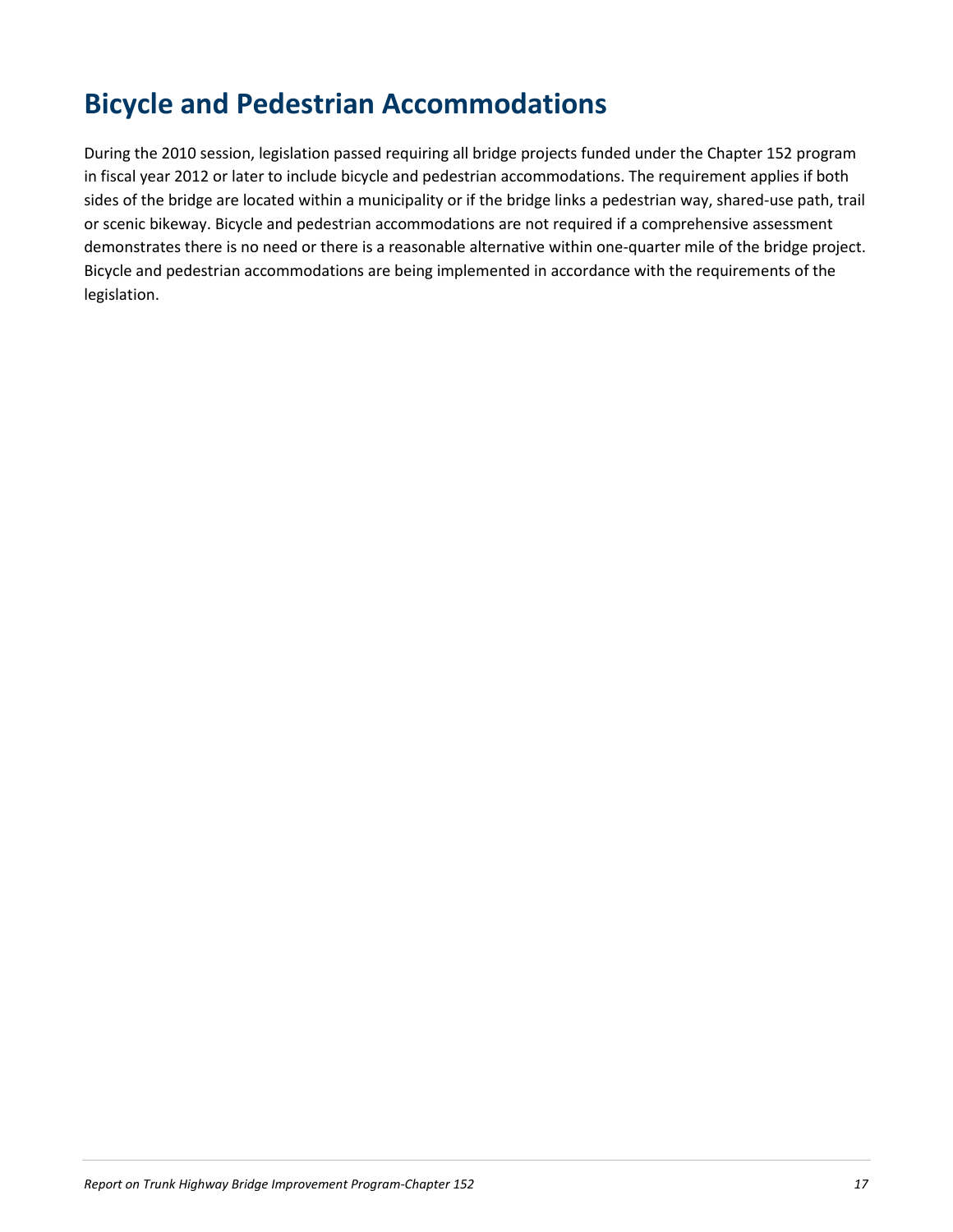# Bicycle and Pedestrian Accommodations

During the 2010 session, legislation passed requiring all bridge projects funded under the Chapter 152 program in fiscal year 2012 or later to include bicycle and pedestrian accommodations. The requirement applies if both sides of the bridge are located within a municipality or if the bridge links a pedestrian way, shared-use path, trail or scenic bikeway. Bicycle and pedestrian accommodations are not required if a comprehensive assessment demonstrates there is no need or there is a reasonable alternative within one-quarter mile of the bridge project. Bicycle and pedestrian accommodations are being implemented in accordance with the requirements of the legislation.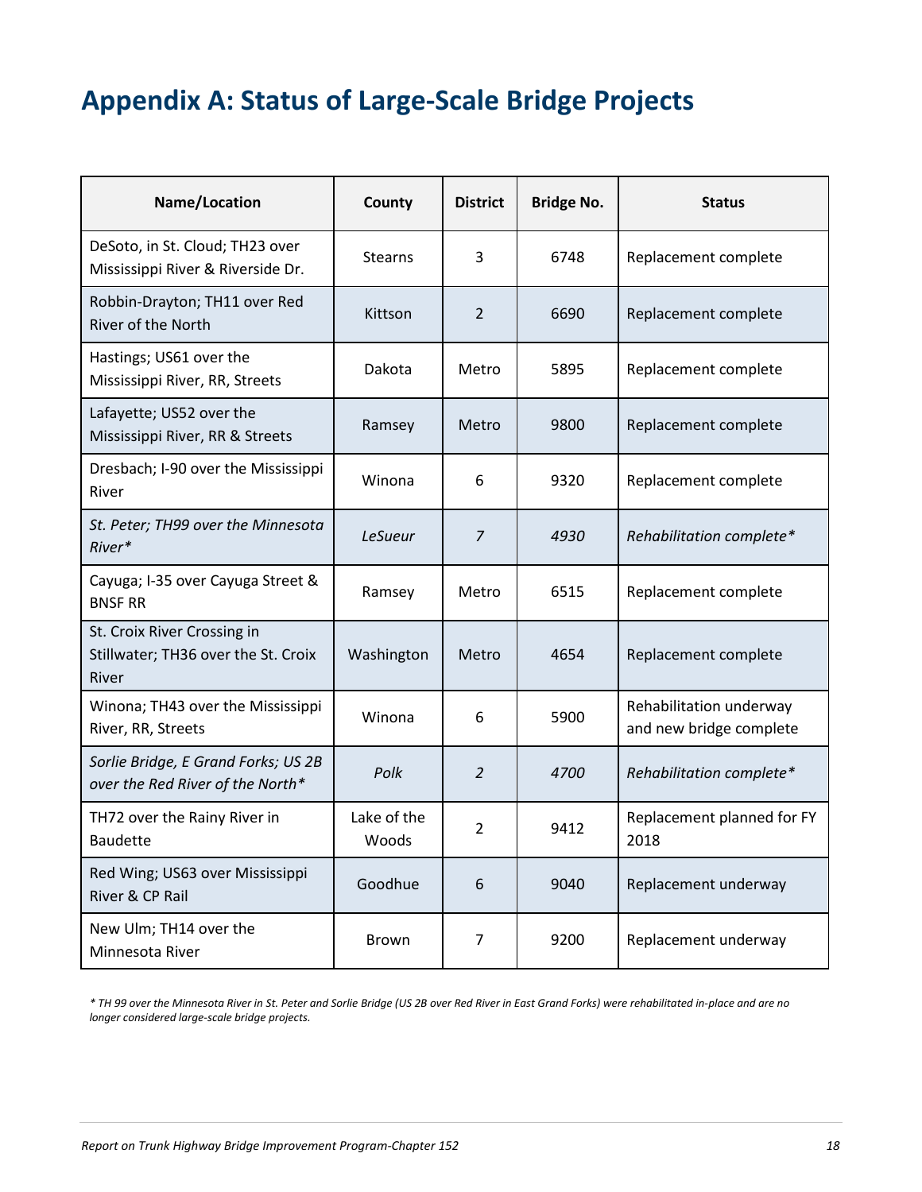# Appendix A: Status of Large-Scale Bridge Projects

| Name/Location | County | District | Bridge No. | Status |
|---|---|---|---|---|
| DeSoto, in St. Cloud; TH23 over Mississippi River & Riverside Dr. | Stearns | 3 | 6748 | Replacement complete |
| Robbin-Drayton; TH11 over Red River of the North | Kittson | 2 | 6690 | Replacement complete |
| Hastings; US61 over the Mississippi River, RR, Streets | Dakota | Metro | 5895 | Replacement complete |
| Lafayette; US52 over the Mississippi River, RR & Streets | Ramsey | Metro | 9800 | Replacement complete |
| Dresbach; I-90 over the Mississippi River | Winona | 6 | 9320 | Replacement complete |
| *St. Peter; TH99 over the Minnesota River** | *LeSueur* | *7* | *4930* | *Rehabilitation complete** |
| Cayuga; I-35 over Cayuga Street & BNSF RR | Ramsey | Metro | 6515 | Replacement complete |
| St. Croix River Crossing in Stillwater; TH36 over the St. Croix River | Washington | Metro | 4654 | Replacement complete |
| Winona; TH43 over the Mississippi River, RR, Streets | Winona | 6 | 5900 | Rehabilitation underway and new bridge complete |
| *Sorlie Bridge, E Grand Forks; US 2B over the Red River of the North** | *Polk* | *2* | *4700* | *Rehabilitation complete** |
| TH72 over the Rainy River in Baudette | Lake of the Woods | 2 | 9412 | Replacement planned for FY 2018 |
| Red Wing; US63 over Mississippi River & CP Rail | Goodhue | 6 | 9040 | Replacement underway |
| New Ulm; TH14 over the Minnesota River | Brown | 7 | 9200 | Replacement underway |

*\* TH 99 over the Minnesota River in St. Peter and Sorlie Bridge (US 2B over Red River in East Grand Forks) were rehabilitated in-place and are no longer considered large-scale bridge projects.*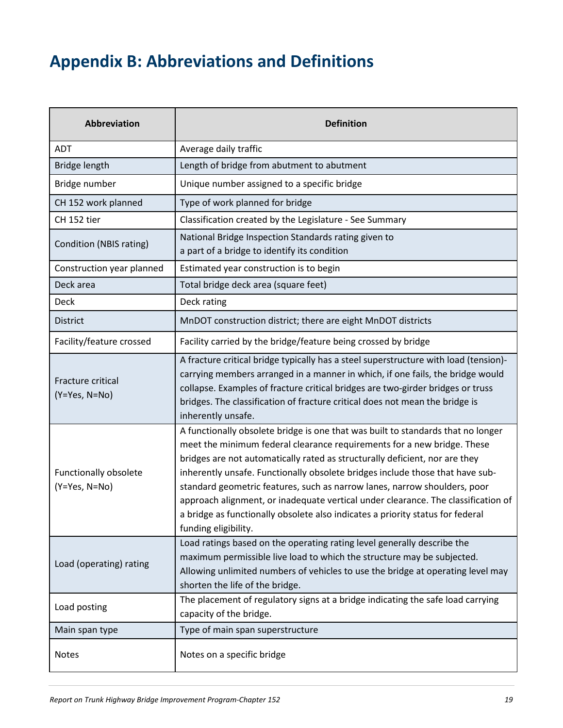# Appendix B: Abbreviations and Definitions

| Abbreviation | Definition |
|---|---|
| ADT | Average daily traffic |
| Bridge length | Length of bridge from abutment to abutment |
| Bridge number | Unique number assigned to a specific bridge |
| CH 152 work planned | Type of work planned for bridge |
| CH 152 tier | Classification created by the Legislature - See Summary |
| Condition (NBIS rating) | National Bridge Inspection Standards rating given to a part of a bridge to identify its condition |
| Construction year planned | Estimated year construction is to begin |
| Deck area | Total bridge deck area (square feet) |
| Deck | Deck rating |
| District | MnDOT construction district; there are eight MnDOT districts |
| Facility/feature crossed | Facility carried by the bridge/feature being crossed by bridge |
| Fracture critical (Y=Yes, N=No) | A fracture critical bridge typically has a steel superstructure with load (tension)-carrying members arranged in a manner in which, if one fails, the bridge would collapse. Examples of fracture critical bridges are two-girder bridges or truss bridges. The classification of fracture critical does not mean the bridge is inherently unsafe. |
| Functionally obsolete (Y=Yes, N=No) | A functionally obsolete bridge is one that was built to standards that no longer meet the minimum federal clearance requirements for a new bridge. These bridges are not automatically rated as structurally deficient, nor are they inherently unsafe. Functionally obsolete bridges include those that have sub-standard geometric features, such as narrow lanes, narrow shoulders, poor approach alignment, or inadequate vertical under clearance. The classification of a bridge as functionally obsolete also indicates a priority status for federal funding eligibility. |
| Load (operating) rating | Load ratings based on the operating rating level generally describe the maximum permissible live load to which the structure may be subjected. Allowing unlimited numbers of vehicles to use the bridge at operating level may shorten the life of the bridge. |
| Load posting | The placement of regulatory signs at a bridge indicating the safe load carrying capacity of the bridge. |
| Main span type | Type of main span superstructure |
| Notes | Notes on a specific bridge |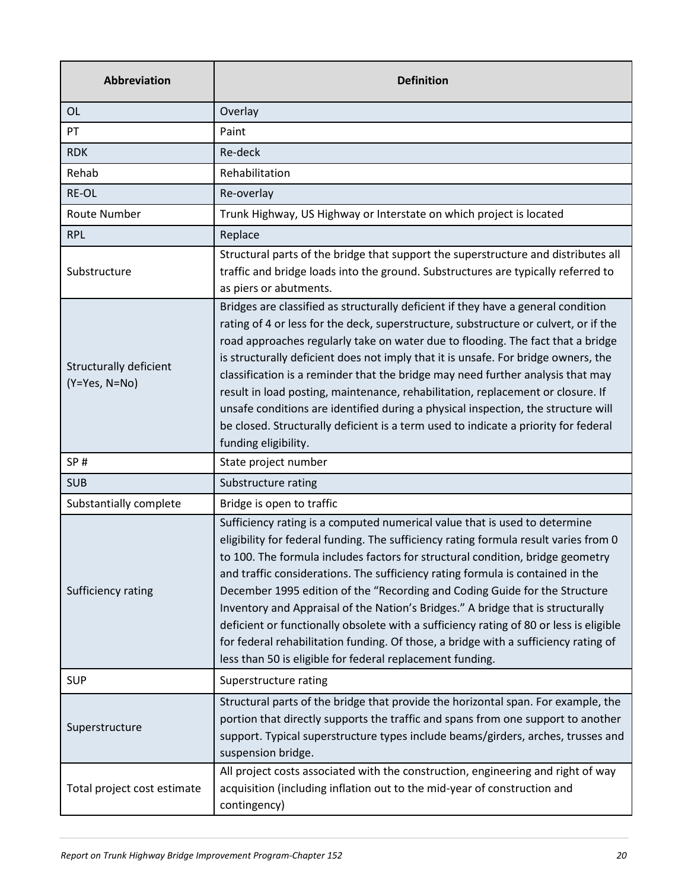| Abbreviation | Definition |
| --- | --- |
| OL | Overlay |
| PT | Paint |
| RDK | Re-deck |
| Rehab | Rehabilitation |
| RE-OL | Re-overlay |
| Route Number | Trunk Highway, US Highway or Interstate on which project is located |
| RPL | Replace |
| Substructure | Structural parts of the bridge that support the superstructure and distributes all traffic and bridge loads into the ground. Substructures are typically referred to as piers or abutments. |
| Structurally deficient (Y=Yes, N=No) | Bridges are classified as structurally deficient if they have a general condition rating of 4 or less for the deck, superstructure, substructure or culvert, or if the road approaches regularly take on water due to flooding. The fact that a bridge is structurally deficient does not imply that it is unsafe. For bridge owners, the classification is a reminder that the bridge may need further analysis that may result in load posting, maintenance, rehabilitation, replacement or closure. If unsafe conditions are identified during a physical inspection, the structure will be closed. Structurally deficient is a term used to indicate a priority for federal funding eligibility. |
| SP # | State project number |
| SUB | Substructure rating |
| Substantially complete | Bridge is open to traffic |
| Sufficiency rating | Sufficiency rating is a computed numerical value that is used to determine eligibility for federal funding. The sufficiency rating formula result varies from 0 to 100. The formula includes factors for structural condition, bridge geometry and traffic considerations. The sufficiency rating formula is contained in the December 1995 edition of the "Recording and Coding Guide for the Structure Inventory and Appraisal of the Nation's Bridges." A bridge that is structurally deficient or functionally obsolete with a sufficiency rating of 80 or less is eligible for federal rehabilitation funding. Of those, a bridge with a sufficiency rating of less than 50 is eligible for federal replacement funding. |
| SUP | Superstructure rating |
| Superstructure | Structural parts of the bridge that provide the horizontal span. For example, the portion that directly supports the traffic and spans from one support to another support. Typical superstructure types include beams/girders, arches, trusses and suspension bridge. |
| Total project cost estimate | All project costs associated with the construction, engineering and right of way acquisition (including inflation out to the mid-year of construction and contingency) |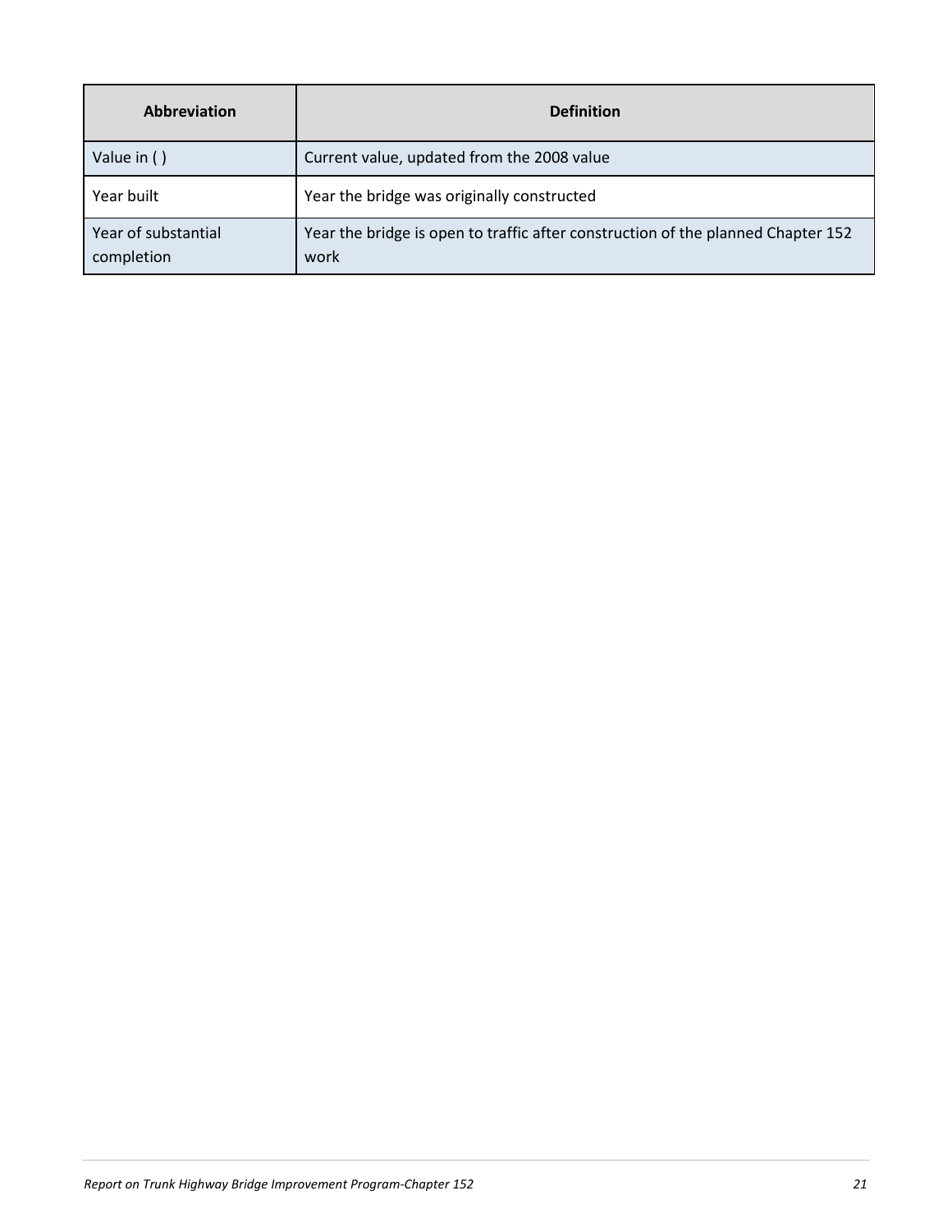| Abbreviation | Definition |
|---|---|
| Value in ( ) | Current value, updated from the 2008 value |
| Year built | Year the bridge was originally constructed |
| Year of substantial completion | Year the bridge is open to traffic after construction of the planned Chapter 152 work |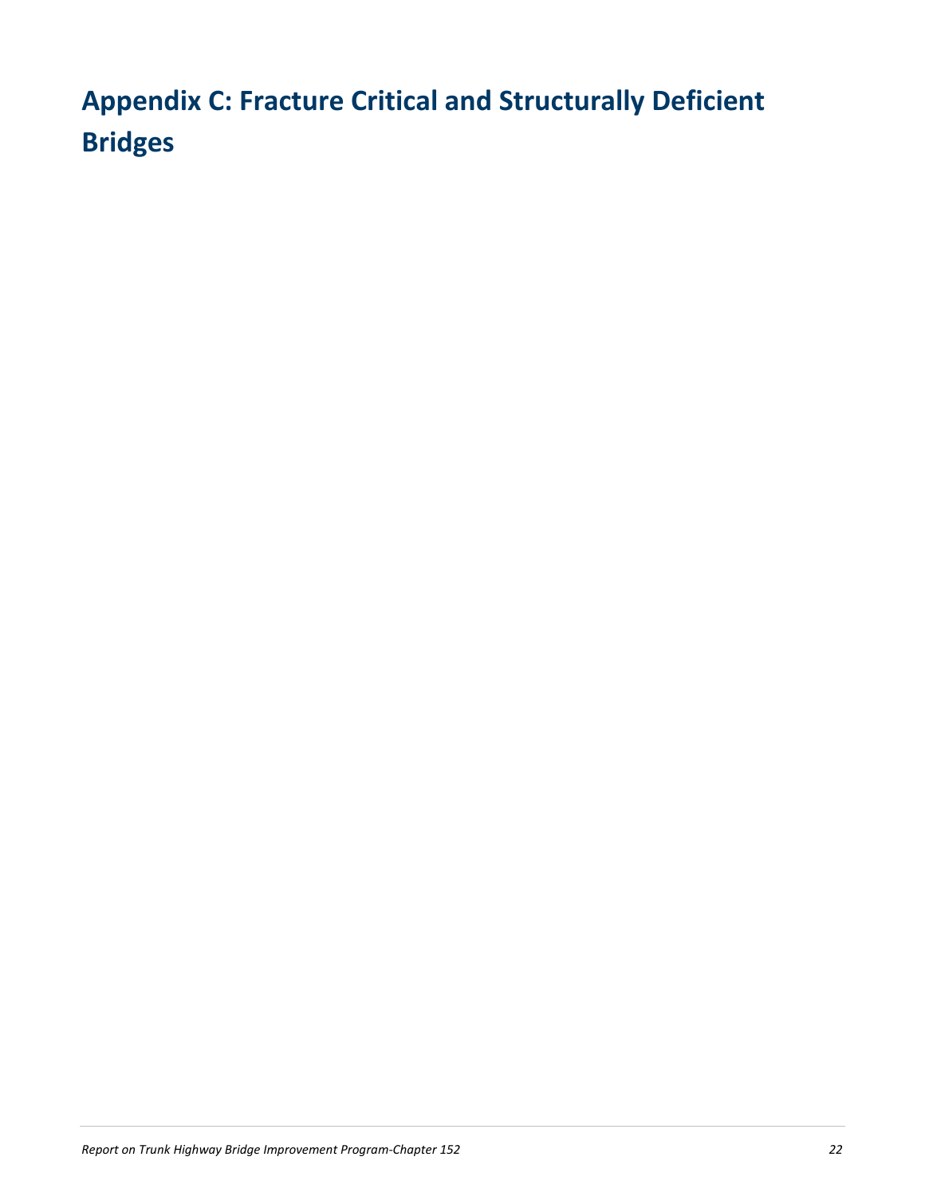# Appendix C: Fracture Critical and Structurally Deficient Bridges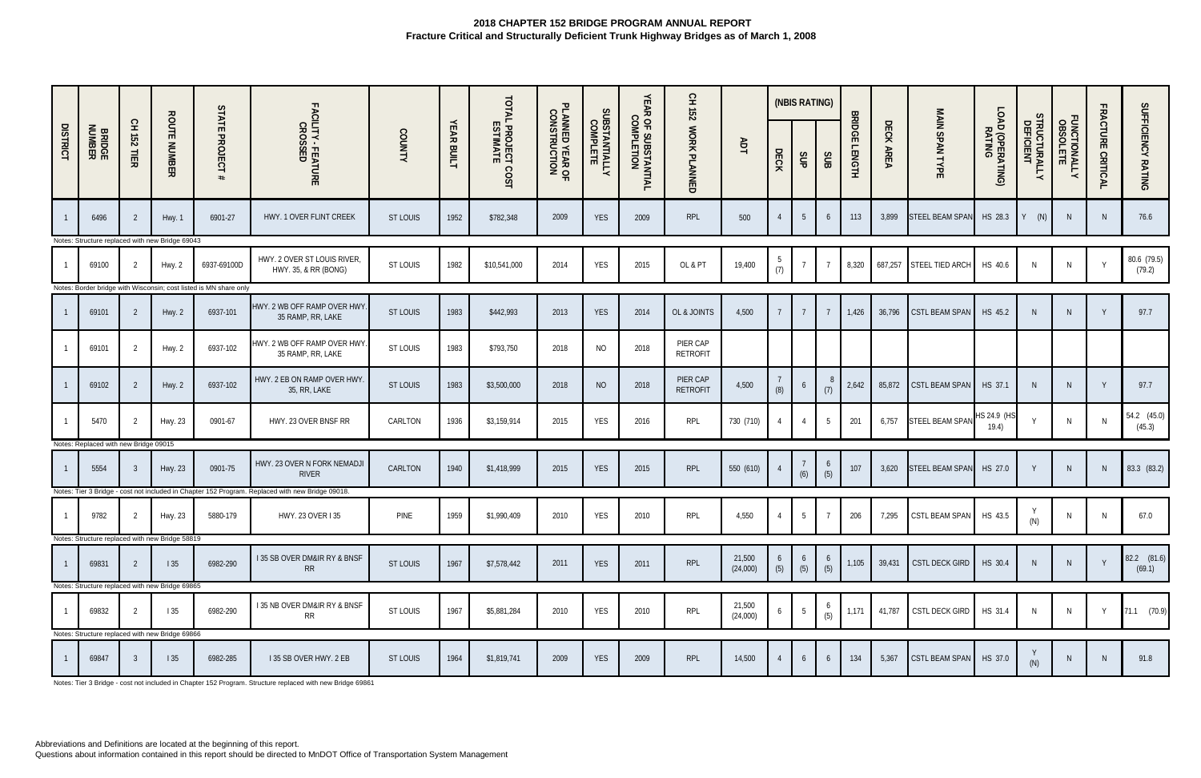# 2018 CHAPTER 152 BRIDGE PROGRAM ANNUAL REPORT

## Fracture Critical and Structurally Deficient Trunk Highway Bridges as of March 1, 2008

| DISTRICT | BRIDGE NUMBER | CH 152 TIER | ROUTE NUMBER | STATE PROJECT # | FACILITY - FEATURE CROSSED | COUNTY | YEAR BUILT | TOTAL PROJECT COST ESTIMATE | PLANNED YEAR OF CONSTRUCTION | SUBSTANTIALLY COMPLETE | YEAR OF SUBSTANTIAL COMPLETION | CH 152 WORK PLANNED | ADT | (NBIS RATING) DECK | SUP | SUB | BRIDGE LENGTH | DECK AREA | MAIN SPAN TYPE | LOAD (OPERATING) RATING | STRUCTURALLY DEFICIENT | FUNCTIONALLY OBSOLETE | FRACTURE CRITICAL | SUFFICIENCY RATING |
|---|---|---|---|---|---|---|---|---|---|---|---|---|---|---|---|---|---|---|---|---|---|---|---|---|
| 1 | 6496 | 2 | Hwy. 1 | 6901-27 | HWY. 1 OVER FLINT CREEK | ST LOUIS | 1952 | $782,348 | 2009 | YES | 2009 | RPL | 500 | 4 | 5 | 6 | 113 | 3,899 | STEEL BEAM SPAN | HS 28.3 | Y (N) | N | N | 76.6 |
| Notes: Structure replaced with new Bridge 69043 | | | | | | | | | | | | | | | | | | | | | | | | |
| 1 | 69100 | 2 | Hwy. 2 | 6937-69100D | HWY. 2 OVER ST LOUIS RIVER, HWY. 35, & RR (BONG) | ST LOUIS | 1982 | $10,541,000 | 2014 | YES | 2015 | OL & PT | 19,400 | 5 (7) | 7 | 7 | 8,320 | 687,257 | STEEL TIED ARCH | HS 40.6 | N | N | Y | 80.6 (79.5) (79.2) |
| Notes: Border bridge with Wisconsin; cost listed is MN share only | | | | | | | | | | | | | | | | | | | | | | | | |
| 1 | 69101 | 2 | Hwy. 2 | 6937-101 | HWY. 2 WB OFF RAMP OVER HWY. 35 RAMP, RR, LAKE | ST LOUIS | 1983 | $442,993 | 2013 | YES | 2014 | OL & JOINTS | 4,500 | 7 | 7 | 7 | 1,426 | 36,796 | CSTL BEAM SPAN | HS 45.2 | N | N | Y | 97.7 |
| 1 | 69101 | 2 | Hwy. 2 | 6937-102 | HWY. 2 WB OFF RAMP OVER HWY. 35 RAMP, RR, LAKE | ST LOUIS | 1983 | $793,750 | 2018 | NO | 2018 | PIER CAP RETROFIT | | | | | | | | | | | | |
| 1 | 69102 | 2 | Hwy. 2 | 6937-102 | HWY. 2 EB ON RAMP OVER HWY. 35, RR, LAKE | ST LOUIS | 1983 | $3,500,000 | 2018 | NO | 2018 | PIER CAP RETROFIT | 4,500 | 7 (8) | 6 | 8 (7) | 2,642 | 85,872 | CSTL BEAM SPAN | HS 37.1 | N | N | Y | 97.7 |
| 1 | 5470 | 2 | Hwy. 23 | 0901-67 | HWY. 23 OVER BNSF RR | CARLTON | 1936 | $3,159,914 | 2015 | YES | 2016 | RPL | 730 (710) | 4 | 4 | 5 | 201 | 6,757 | STEEL BEAM SPAN | HS 24.9 (HS 19.4) | Y | N | N | 54.2 (45.0) (45.3) |
| Notes: Replaced with new Bridge 09015 | | | | | | | | | | | | | | | | | | | | | | | | |
| 1 | 5554 | 3 | Hwy. 23 | 0901-75 | HWY. 23 OVER N FORK NEMADJI RIVER | CARLTON | 1940 | $1,418,999 | 2015 | YES | 2015 | RPL | 550 (610) | 4 | 7 (6) | 6 (5) | 107 | 3,620 | STEEL BEAM SPAN | HS 27.0 | Y | N | N | 83.3 (83.2) |
| Notes: Tier 3 Bridge - cost not included in Chapter 152 Program. Replaced with new Bridge 09018. | | | | | | | | | | | | | | | | | | | | | | | | |
| 1 | 9782 | 2 | Hwy. 23 | 5880-179 | HWY. 23 OVER I 35 | PINE | 1959 | $1,990,409 | 2010 | YES | 2010 | RPL | 4,550 | 4 | 5 | 7 | 206 | 7,295 | CSTL BEAM SPAN | HS 43.5 | Y (N) | N | N | 67.0 |
| Notes: Structure replaced with new Bridge 58819 | | | | | | | | | | | | | | | | | | | | | | | | |
| 1 | 69831 | 2 | I 35 | 6982-290 | I 35 SB OVER DM&IR RY & BNSF RR | ST LOUIS | 1967 | $7,578,442 | 2011 | YES | 2011 | RPL | 21,500 (24,000) | 6 (5) | 6 (5) | 6 (5) | 1,105 | 39,431 | CSTL DECK GIRD | HS 30.4 | N | N | Y | 82.2 (81.6) (69.1) |
| Notes: Structure replaced with new Bridge 69865 | | | | | | | | | | | | | | | | | | | | | | | | |
| 1 | 69832 | 2 | I 35 | 6982-290 | I 35 NB OVER DM&IR RY & BNSF RR | ST LOUIS | 1967 | $5,881,284 | 2010 | YES | 2010 | RPL | 21,500 (24,000) | 6 | 5 | 6 (5) | 1,171 | 41,787 | CSTL DECK GIRD | HS 31.4 | N | N | Y | 71.1 (70.9) |
| Notes: Structure replaced with new Bridge 69866 | | | | | | | | | | | | | | | | | | | | | | | | |
| 1 | 69847 | 3 | I 35 | 6982-285 | I 35 SB OVER HWY. 2 EB | ST LOUIS | 1964 | $1,819,741 | 2009 | YES | 2009 | RPL | 14,500 | 4 | 6 | 6 | 134 | 5,367 | CSTL BEAM SPAN | HS 37.0 | Y (N) | N | N | 91.8 |
| Notes: Tier 3 Bridge - cost not included in Chapter 152 Program. Structure replaced with new Bridge 69861 | | | | | | | | | | | | | | | | | | | | | | | | |

Abbreviations and Definitions are located at the beginning of this report.
Questions about information contained in this report should be directed to MnDOT Office of Transportation System Management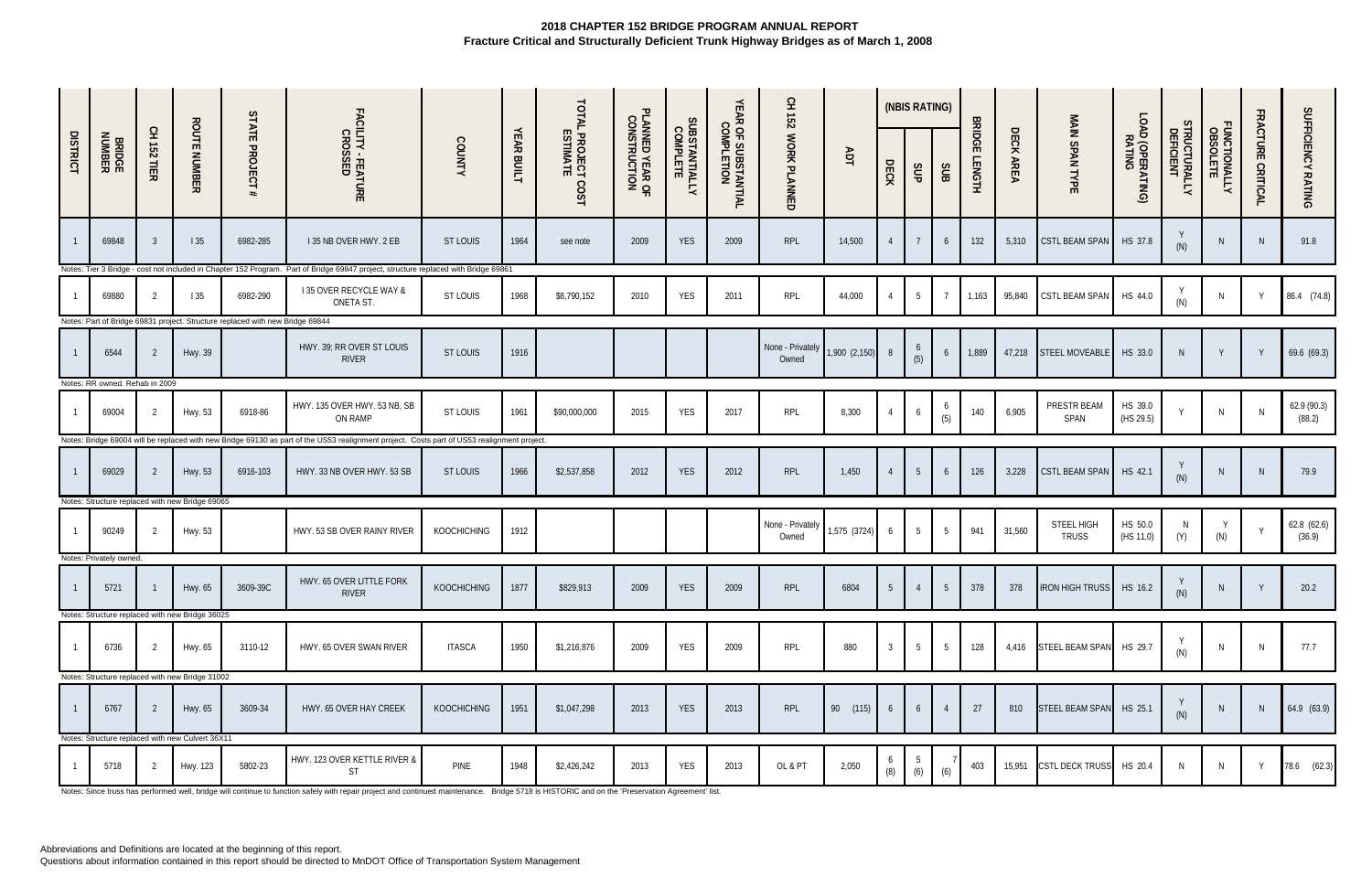# 2018 CHAPTER 152 BRIDGE PROGRAM ANNUAL REPORT

## Fracture Critical and Structurally Deficient Trunk Highway Bridges as of March 1, 2008

| DISTRICT | BRIDGE NUMBER | CH 152 TIER | ROUTE NUMBER | STATE PROJECT # | FACILITY - FEATURE CROSSED | COUNTY | YEAR BUILT | TOTAL PROJECT COST ESTIMATE | PLANNED YEAR OF CONSTRUCTION | SUBSTANTIALLY COMPLETE | YEAR OF SUBSTANTIAL COMPLETION | CH 152 WORK PLANNED | ADT | (NBIS RATING) DECK | SUP | SUB | BRIDGE LENGTH | DECK AREA | MAIN SPAN TYPE | LOAD (OPERATING) RATING | STRUCTURALLY DEFICIENT | FUNCTIONALLY OBSOLETE | FRACTURE CRITICAL | SUFFICIENCY RATING |
|---|---|---|---|---|---|---|---|---|---|---|---|---|---|---|---|---|---|---|---|---|---|---|---|---|
| 1 | 69848 | 3 | I 35 | 6982-285 | I 35 NB OVER HWY. 2 EB | ST LOUIS | 1964 | see note | 2009 | YES | 2009 | RPL | 14,500 | 4 | 7 | 6 | 132 | 5,310 | CSTL BEAM SPAN | HS 37.8 | Y (N) | N | N | 91.8 |
| Notes: Tier 3 Bridge - cost not included in Chapter 152 Program. Part of Bridge 69847 project, structure replaced with Bridge 69861 | | | | | | | | | | | | | | | | | | | | | | | | |
| 1 | 69880 | 2 | I 35 | 6982-290 | I 35 OVER RECYCLE WAY & ONETA ST. | ST LOUIS | 1968 | $8,790,152 | 2010 | YES | 2011 | RPL | 44,000 | 4 | 5 | 7 | 1,163 | 95,840 | CSTL BEAM SPAN | HS 44.0 | Y (N) | N | Y | 86.4 (74.8) |
| Notes: Part of Bridge 69831 project. Structure replaced with new Bridge 69844 | | | | | | | | | | | | | | | | | | | | | | | | |
| 1 | 6544 | 2 | Hwy. 39 | | HWY. 39; RR OVER ST LOUIS RIVER | ST LOUIS | 1916 | | | | | None - Privately Owned | 1,900 (2,150) | 8 | 6 (5) | 6 | 1,889 | 47,218 | STEEL MOVEABLE | HS 33.0 | N | Y | Y | 69.6 (69.3) |
| Notes: RR owned. Rehab in 2009 | | | | | | | | | | | | | | | | | | | | | | | | |
| 1 | 69004 | 2 | Hwy. 53 | 6918-86 | HWY. 135 OVER HWY. 53 NB, SB ON RAMP | ST LOUIS | 1961 | $90,000,000 | 2015 | YES | 2017 | RPL | 8,300 | 4 | 6 | 6 (5) | 140 | 6,905 | PRESTR BEAM SPAN | HS 39.0 (HS 29.5) | Y | N | N | 62.9 (90.3) (88.2) |
| Notes: Bridge 69004 will be replaced with new Bridge 69130 as part of the US53 realignment project. Costs part of US53 realignment project. | | | | | | | | | | | | | | | | | | | | | | | | |
| 1 | 69029 | 2 | Hwy. 53 | 6916-103 | HWY. 33 NB OVER HWY. 53 SB | ST LOUIS | 1966 | $2,537,858 | 2012 | YES | 2012 | RPL | 1,450 | 4 | 5 | 6 | 126 | 3,228 | CSTL BEAM SPAN | HS 42.1 | Y (N) | N | N | 79.9 |
| Notes: Structure replaced with new Bridge 69065 | | | | | | | | | | | | | | | | | | | | | | | | |
| 1 | 90249 | 2 | Hwy. 53 | | HWY. 53 SB OVER RAINY RIVER | KOOCHICHING | 1912 | | | | | None - Privately Owned | 1,575 (3724) | 6 | 5 | 5 | 941 | 31,560 | STEEL HIGH TRUSS | HS 50.0 (HS 11.0) | N (Y) | Y (N) | Y | 62.8 (62.6) (36.9) |
| Notes: Privately owned. | | | | | | | | | | | | | | | | | | | | | | | | |
| 1 | 5721 | 1 | Hwy. 65 | 3609-39C | HWY. 65 OVER LITTLE FORK RIVER | KOOCHICHING | 1877 | $829,913 | 2009 | YES | 2009 | RPL | 6804 | 5 | 4 | 5 | 378 | 378 | IRON HIGH TRUSS | HS 16.2 | Y (N) | N | Y | 20.2 |
| Notes: Structure replaced with new Bridge 36025 | | | | | | | | | | | | | | | | | | | | | | | | |
| 1 | 6736 | 2 | Hwy. 65 | 3110-12 | HWY. 65 OVER SWAN RIVER | ITASCA | 1950 | $1,216,876 | 2009 | YES | 2009 | RPL | 880 | 3 | 5 | 5 | 128 | 4,416 | STEEL BEAM SPAN | HS 29.7 | Y (N) | N | N | 77.7 |
| Notes: Structure replaced with new Bridge 31002 | | | | | | | | | | | | | | | | | | | | | | | | |
| 1 | 6767 | 2 | Hwy. 65 | 3609-34 | HWY. 65 OVER HAY CREEK | KOOCHICHING | 1951 | $1,047,298 | 2013 | YES | 2013 | RPL | 90 (115) | 6 | 6 | 4 | 27 | 810 | STEEL BEAM SPAN | HS 25.1 | Y (N) | N | N | 64.9 (63.9) |
| Notes: Structure replaced with new Culvert 36X11 | | | | | | | | | | | | | | | | | | | | | | | | |
| 1 | 5718 | 2 | Hwy. 123 | 5802-23 | HWY. 123 OVER KETTLE RIVER & ST | PINE | 1948 | $2,426,242 | 2013 | YES | 2013 | OL & PT | 2,050 | 6 (8) | 5 (6) | 7 (6) | 403 | 15,951 | CSTL DECK TRUSS | HS 20.4 | N | N | Y | 78.6 (62.3) |
| Notes: Since truss has performed well, bridge will continue to function safely with repair project and continued maintenance. Bridge 5718 is HISTORIC and on the 'Preservation Agreement' list. | | | | | | | | | | | | | | | | | | | | | | | | |

Abbreviations and Definitions are located at the beginning of this report.
Questions about information contained in this report should be directed to MnDOT Office of Transportation System Management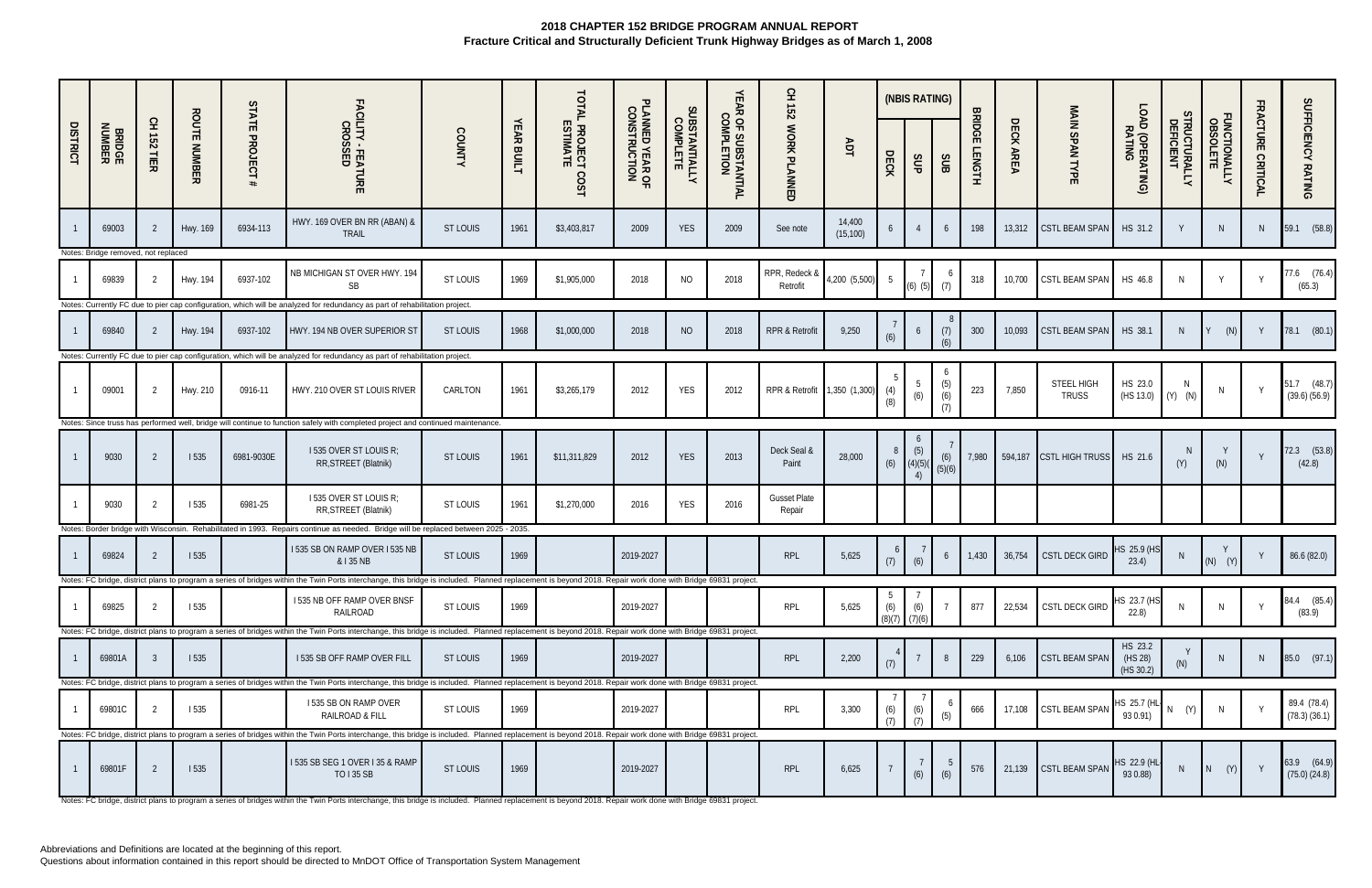# 2018 CHAPTER 152 BRIDGE PROGRAM ANNUAL REPORT

## Fracture Critical and Structurally Deficient Trunk Highway Bridges as of March 1, 2008

| DISTRICT | BRIDGE NUMBER | CH 152 TIER | ROUTE NUMBER | STATE PROJECT # | FACILITY - FEATURE CROSSED | COUNTY | YEAR BUILT | TOTAL PROJECT COST ESTIMATE | PLANNED YEAR OF CONSTRUCTION | SUBSTANTIALLY COMPLETE | YEAR OF SUBSTANTIAL COMPLETION | CH 152 WORK PLANNED | ADT | (NBIS RATING) DECK | SUP | SUB | BRIDGE LENGTH | DECK AREA | MAIN SPAN TYPE | LOAD (OPERATING) RATING | STRUCTURALLY DEFICENT | FUNCTIONALLY OBSOLETE | FRACTURE CRITICAL | SUFFICIENCY RATING |
|---|---|---|---|---|---|---|---|---|---|---|---|---|---|---|---|---|---|---|---|---|---|---|---|---|
| 1 | 69003 | 2 | Hwy. 169 | 6934-113 | HWY. 169 OVER BN RR (ABAN) & TRAIL | ST LOUIS | 1961 | $3,403,817 | 2009 | YES | 2009 | See note | 14,400 (15,100) | 6 | 4 | 6 | 198 | 13,312 | CSTL BEAM SPAN | HS 31.2 | Y | N | N | 59.1 (58.8) |
| Notes: Bridge removed, not replaced | | | | | | | | | | | | | | | | | | | | | | | | |
| 1 | 69839 | 2 | Hwy. 194 | 6937-102 | NB MICHIGAN ST OVER HWY. 194 SB | ST LOUIS | 1969 | $1,905,000 | 2018 | NO | 2018 | RPR, Redeck & Retrofit | 4,200 (5,500) | 5 | 7 (6) (5) | 6 (7) | 318 | 10,700 | CSTL BEAM SPAN | HS 46.8 | N | Y | Y | 77.6 (76.4) (65.3) |
| Notes: Currently FC due to pier cap configuration, which will be analyzed for redundancy as part of rehabilitation project. | | | | | | | | | | | | | | | | | | | | | | | | |
| 1 | 69840 | 2 | Hwy. 194 | 6937-102 | HWY. 194 NB OVER SUPERIOR ST | ST LOUIS | 1968 | $1,000,000 | 2018 | NO | 2018 | RPR & Retrofit | 9,250 | 7 (6) | 6 | 8 (7) (6) | 300 | 10,093 | CSTL BEAM SPAN | HS 38.1 | N | Y (N) | Y | 78.1 (80.1) |
| Notes: Currently FC due to pier cap configuration, which will be analyzed for redundancy as part of rehabilitation project. | | | | | | | | | | | | | | | | | | | | | | | | |
| 1 | 09001 | 2 | Hwy. 210 | 0916-11 | HWY. 210 OVER ST LOUIS RIVER | CARLTON | 1961 | $3,265,179 | 2012 | YES | 2012 | RPR & Retrofit | 1,350 (1,300) | 5 (4) (8) | 5 (6) | 6 (5) (6) (7) | 223 | 7,850 | STEEL HIGH TRUSS | HS 23.0 (HS 13.0) | N (Y) (N) | N | Y | 51.7 (48.7) (39.6) (56.9) |
| Notes: Since truss has performed well, bridge will continue to function safely with completed project and continued maintenance. | | | | | | | | | | | | | | | | | | | | | | | | |
| 1 | 9030 | 2 | I 535 | 6981-9030E | I 535 OVER ST LOUIS R; RR,STREET (Blatnik) | ST LOUIS | 1961 | $11,311,829 | 2012 | YES | 2013 | Deck Seal & Paint | 28,000 | 8 (6) | 6 (5) (4)(5)(4) | 7 (6) (5)(6) | 7,980 | 594,187 | CSTL HIGH TRUSS | HS 21.6 | N (Y) | Y (N) | Y | 72.3 (53.8) (42.8) |
| 1 | 9030 | 2 | I 535 | 6981-25 | I 535 OVER ST LOUIS R; RR,STREET (Blatnik) | ST LOUIS | 1961 | $1,270,000 | 2016 | YES | 2016 | Gusset Plate Repair | | | | | | | | | | | | |
| Notes: Border bridge with Wisconsin. Rehabilitated in 1993. Repairs continue as needed. Bridge will be replaced between 2025 - 2035. | | | | | | | | | | | | | | | | | | | | | | | | |
| 1 | 69824 | 2 | I 535 | | I 535 SB ON RAMP OVER I 535 NB & I 35 NB | ST LOUIS | 1969 | | 2019-2027 | | | RPL | 5,625 | 6 (7) | 7 (6) | 6 | 1,430 | 36,754 | CSTL DECK GIRD | HS 25.9 (HS 23.4) | N | Y (N) (Y) | Y | 86.6 (82.0) |
| Notes: FC bridge, district plans to program a series of bridges within the Twin Ports interchange, this bridge is included. Planned replacement is beyond 2018. Repair work done with Bridge 69831 project. | | | | | | | | | | | | | | | | | | | | | | | | |
| 1 | 69825 | 2 | I 535 | | I 535 NB OFF RAMP OVER BNSF RAILROAD | ST LOUIS | 1969 | | 2019-2027 | | | RPL | 5,625 | 5 (6) (8)(7) | 7 (6) (7)(6) | 7 | 877 | 22,534 | CSTL DECK GIRD | HS 23.7 (HS 22.8) | N | N | Y | 84.4 (85.4) (83.9) |
| Notes: FC bridge, district plans to program a series of bridges within the Twin Ports interchange, this bridge is included. Planned replacement is beyond 2018. Repair work done with Bridge 69831 project. | | | | | | | | | | | | | | | | | | | | | | | | |
| 1 | 69801A | 3 | I 535 | | I 535 SB OFF RAMP OVER FILL | ST LOUIS | 1969 | | 2019-2027 | | | RPL | 2,200 | 4 (7) | 7 | 8 | 229 | 6,106 | CSTL BEAM SPAN | HS 23.2 (HS 28) (HS 30.2) | Y (N) | N | N | 85.0 (97.1) |
| Notes: FC bridge, district plans to program a series of bridges within the Twin Ports interchange, this bridge is included. Planned replacement is beyond 2018. Repair work done with Bridge 69831 project. | | | | | | | | | | | | | | | | | | | | | | | | |
| 1 | 69801C | 2 | I 535 | | I 535 SB ON RAMP OVER RAILROAD & FILL | ST LOUIS | 1969 | | 2019-2027 | | | RPL | 3,300 | 7 (6) (7) | 7 (6) (7) | 6 (5) | 666 | 17,108 | CSTL BEAM SPAN | HS 25.7 (HL 93 0.91) | N (Y) | N | Y | 89.4 (78.4) (78.3) (36.1) |
| Notes: FC bridge, district plans to program a series of bridges within the Twin Ports interchange, this bridge is included. Planned replacement is beyond 2018. Repair work done with Bridge 69831 project. | | | | | | | | | | | | | | | | | | | | | | | | |
| 1 | 69801F | 2 | I 535 | | I 535 SB SEG 1 OVER I 35 & RAMP TO I 35 SB | ST LOUIS | 1969 | | 2019-2027 | | | RPL | 6,625 | 7 | 7 (6) | 5 (6) | 576 | 21,139 | CSTL BEAM SPAN | HS 22.9 (HL 93 0.88) | N | N (Y) | Y | 63.9 (64.9) (75.0) (24.8) |
| Notes: FC bridge, district plans to program a series of bridges within the Twin Ports interchange, this bridge is included. Planned replacement is beyond 2018. Repair work done with Bridge 69831 project. | | | | | | | | | | | | | | | | | | | | | | | | |

Abbreviations and Definitions are located at the beginning of this report.
Questions about information contained in this report should be directed to MnDOT Office of Transportation System Management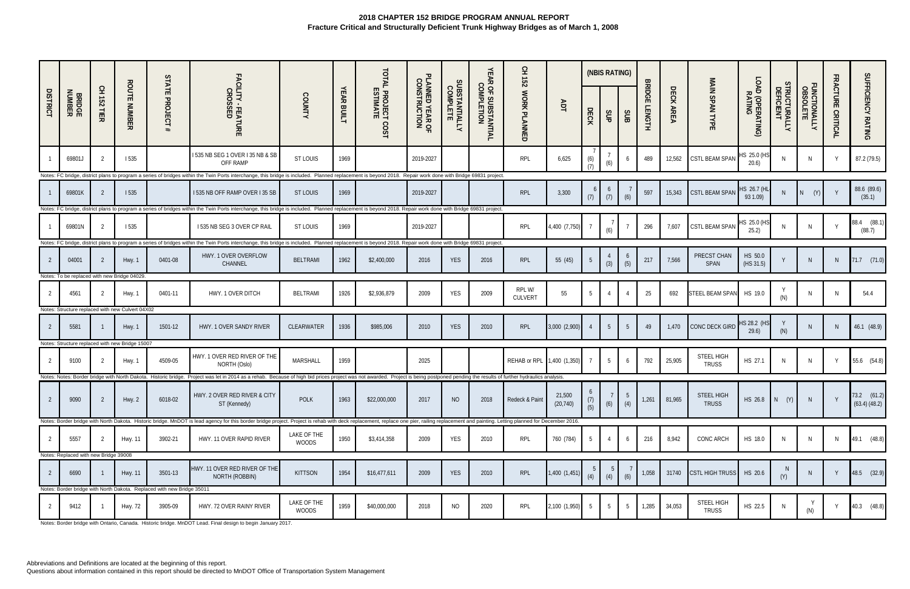# 2018 CHAPTER 152 BRIDGE PROGRAM ANNUAL REPORT

## Fracture Critical and Structurally Deficient Trunk Highway Bridges as of March 1, 2008

| DISTRICT | BRIDGE NUMBER | CH 152 TIER | ROUTE NUMBER | STATE PROJECT # | FACILITY - FEATURE CROSSED | COUNTY | YEAR BUILT | TOTAL PROJECT COST ESTIMATE | PLANNED YEAR OF CONSTRUCTION | SUBSTANTIALLY COMPLETE | YEAR OF SUBSTANTIAL COMPLETION | CH 152 WORK PLANNED | ADT | (NBIS RATING) DECK | SUP | SUB | BRIDGE LENGTH | DECK AREA | MAIN SPAN TYPE | LOAD (OPERATING) RATING | STRUCTURALLY DEFICIENT | FUNCTIONALLY OBSOLETE | FRACTURE CRITICAL | SUFFICIENCY RATING |
|---|---|---|---|---|---|---|---|---|---|---|---|---|---|---|---|---|---|---|---|---|---|---|---|---|
| 1 | 69801J | 2 | I 535 | | I 535 NB SEG 1 OVER I 35 NB & SB OFF RAMP | ST LOUIS | 1969 | | 2019-2027 | | | RPL | 6,625 | 7 (6) (7) | 7 (6) | 6 | 489 | 12,562 | CSTL BEAM SPAN | HS 25.0 (HS 20.6) | N | N | Y | 87.2 (79.5) |
| Notes: FC bridge, district plans to program a series of bridges within the Twin Ports interchange, this bridge is included. Planned replacement is beyond 2018. Repair work done with Bridge 69831 project. | | | | | | | | | | | | | | | | | | | | | | | | |
| 1 | 69801K | 2 | I 535 | | I 535 NB OFF RAMP OVER I 35 SB | ST LOUIS | 1969 | | 2019-2027 | | | RPL | 3,300 | 6 (7) | 6 (7) | 7 (6) | 597 | 15,343 | CSTL BEAM SPAN | HS 26.7 (HL 93 1.09) | N | N (Y) | Y | 88.6 (89.6) (35.1) |
| Notes: FC bridge, district plans to program a series of bridges within the Twin Ports interchange, this bridge is included. Planned replacement is beyond 2018. Repair work done with Bridge 69831 project. | | | | | | | | | | | | | | | | | | | | | | | | |
| 1 | 69801N | 2 | I 535 | | I 535 NB SEG 3 OVER CP RAIL | ST LOUIS | 1969 | | 2019-2027 | | | RPL | 4,400 (7,750) | 7 | 7 (6) | 7 | 296 | 7,607 | CSTL BEAM SPAN | HS 25.0 (HS 25.2) | N | N | Y | 88.4 (88.1) (88.7) |
| Notes: FC bridge, district plans to program a series of bridges within the Twin Ports interchange, this bridge is included. Planned replacement is beyond 2018. Repair work done with Bridge 69831 project. | | | | | | | | | | | | | | | | | | | | | | | | |
| 2 | 04001 | 2 | Hwy. 1 | 0401-08 | HWY. 1 OVER OVERFLOW CHANNEL | BELTRAMI | 1962 | $2,400,000 | 2016 | YES | 2016 | RPL | 55 (45) | 5 | 4 (3) | 6 (5) | 217 | 7,566 | PRECST CHAN SPAN | HS 50.0 (HS 31.5) | Y | N | N | 71.7 (71.0) |
| Notes: To be replaced with new Bridge 04029. | | | | | | | | | | | | | | | | | | | | | | | | |
| 2 | 4561 | 2 | Hwy. 1 | 0401-11 | HWY. 1 OVER DITCH | BELTRAMI | 1926 | $2,936,879 | 2009 | YES | 2009 | RPL W/ CULVERT | 55 | 5 | 4 | 4 | 25 | 692 | STEEL BEAM SPAN | HS 19.0 | Y (N) | N | N | 54.4 |
| Notes: Structure replaced with new Culvert 04X02 | | | | | | | | | | | | | | | | | | | | | | | | |
| 2 | 5581 | 1 | Hwy. 1 | 1501-12 | HWY. 1 OVER SANDY RIVER | CLEARWATER | 1936 | $985,006 | 2010 | YES | 2010 | RPL | 3,000 (2,900) | 4 | 5 | 5 | 49 | 1,470 | CONC DECK GIRD | HS 28.2 (HS 29.6) | Y (N) | N | N | 46.1 (48.9) |
| Notes: Structure replaced with new Bridge 15007 | | | | | | | | | | | | | | | | | | | | | | | | |
| 2 | 9100 | 2 | Hwy. 1 | 4509-05 | HWY. 1 OVER RED RIVER OF THE NORTH (Oslo) | MARSHALL | 1959 | | 2025 | | | REHAB or RPL | 1,400 (1,350) | 7 | 5 | 6 | 792 | 25,905 | STEEL HIGH TRUSS | HS 27.1 | N | N | Y | 55.6 (54.8) |
| Notes: Notes: Border bridge with North Dakota. Historic bridge. Project was let in 2014 as a rehab. Because of high bid prices project was not awarded. Project is being postponed pending the results of further hydraulics analysis. | | | | | | | | | | | | | | | | | | | | | | | | |
| 2 | 9090 | 2 | Hwy. 2 | 6018-02 | HWY. 2 OVER RED RIVER & CITY ST (Kennedy) | POLK | 1963 | $22,000,000 | 2017 | NO | 2018 | Redeck & Paint | 21,500 (20,740) | 6 (7) (5) | 7 (6) | 5 (4) | 1,261 | 81,965 | STEEL HIGH TRUSS | HS 26.8 | N (Y) | N | Y | 73.2 (61.2) (63.4) (48.2) |
| Notes: Border bridge with North Dakota. Historic bridge. MnDOT is lead agency for this border bridge project. Project is rehab with deck replacement, replace one pier, railing replacement and painting. Letting planned for December 2016. | | | | | | | | | | | | | | | | | | | | | | | | |
| 2 | 5557 | 2 | Hwy. 11 | 3902-21 | HWY. 11 OVER RAPID RIVER | LAKE OF THE WOODS | 1950 | $3,414,358 | 2009 | YES | 2010 | RPL | 760 (784) | 5 | 4 | 6 | 216 | 8,942 | CONC ARCH | HS 18.0 | N | N | N | 49.1 (48.8) |
| Notes: Replaced with new Bridge 39008 | | | | | | | | | | | | | | | | | | | | | | | | |
| 2 | 6690 | 1 | Hwy. 11 | 3501-13 | HWY. 11 OVER RED RIVER OF THE NORTH (ROBBIN) | KITTSON | 1954 | $16,477,611 | 2009 | YES | 2010 | RPL | 1,400 (1,451) | 5 (4) | 5 (4) | 7 (6) | 1,058 | 31740 | CSTL HIGH TRUSS | HS 20.6 | N (Y) | N | Y | 48.5 (32.9) |
| Notes: Border bridge with North Dakota. Replaced with new Bridge 35011 | | | | | | | | | | | | | | | | | | | | | | | | |
| 2 | 9412 | 1 | Hwy. 72 | 3905-09 | HWY. 72 OVER RAINY RIVER | LAKE OF THE WOODS | 1959 | $40,000,000 | 2018 | NO | 2020 | RPL | 2,100 (1,950) | 5 | 5 | 5 | 1,285 | 34,053 | STEEL HIGH TRUSS | HS 22.5 | N | Y (N) | Y | 40.3 (48.8) |
| Notes: Border bridge with Ontario, Canada. Historic bridge. MnDOT Lead. Final design to begin January 2017. | | | | | | | | | | | | | | | | | | | | | | | | |

Abbreviations and Definitions are located at the beginning of this report.
Questions about information contained in this report should be directed to MnDOT Office of Transportation System Management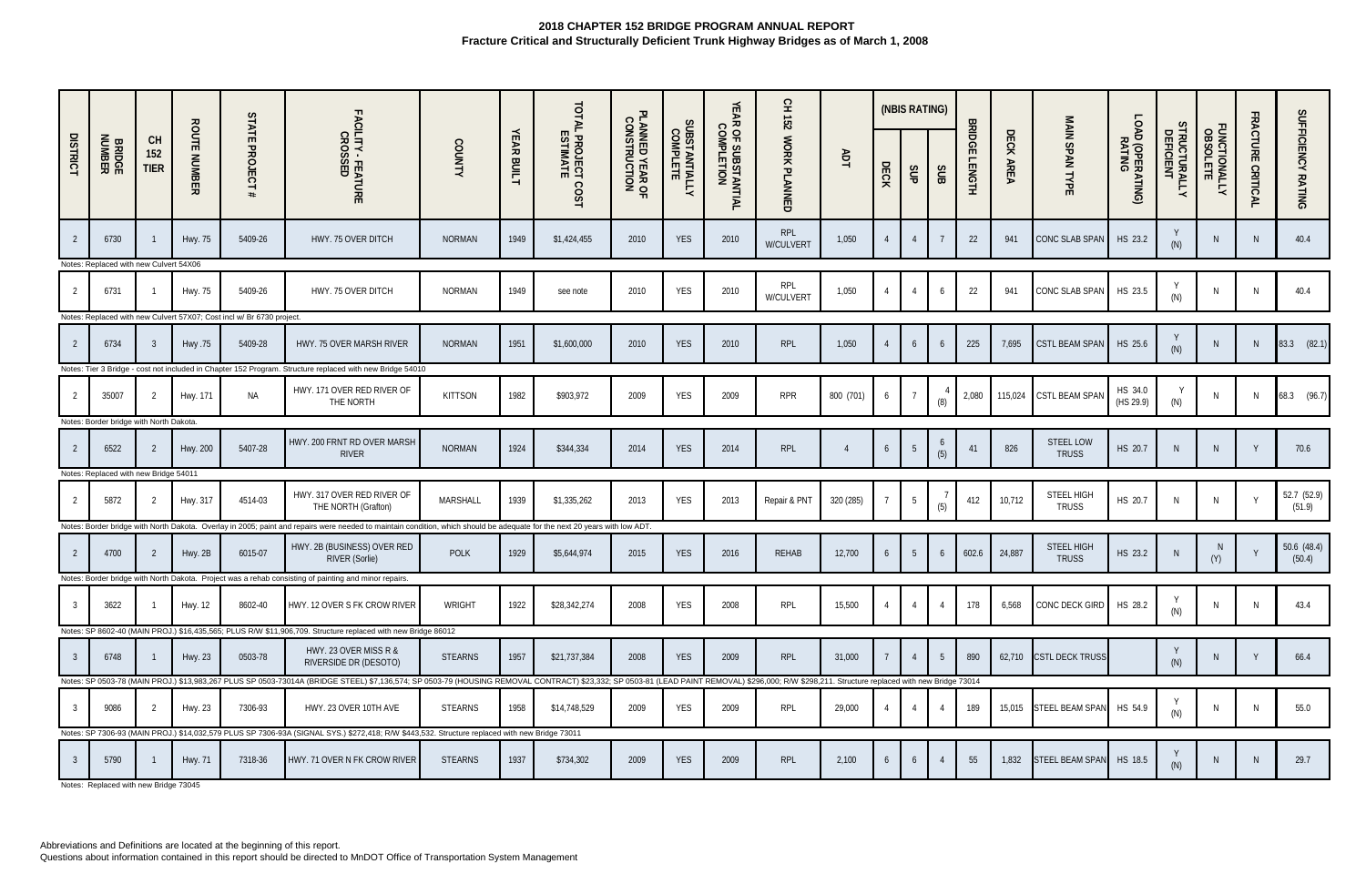# 2018 CHAPTER 152 BRIDGE PROGRAM ANNUAL REPORT

## Fracture Critical and Structurally Deficient Trunk Highway Bridges as of March 1, 2008

| DISTRICT | BRIDGE NUMBER | CH 152 TIER | ROUTE NUMBER | STATE PROJECT # | FACILITY - FEATURE CROSSED | COUNTY | YEAR BUILT | TOTAL PROJECT COST ESTIMATE | PLANNED YEAR OF CONSTRUCTION | SUBSTANTIALLY COMPLETE | YEAR OF SUBSTANTIAL COMPLETION | CH 152 WORK PLANNED | ADT | (NBIS RATING) DECK | SUP | SUB | BRIDGE LENGTH | DECK AREA | MAIN SPAN TYPE | LOAD (OPERATING) RATING | STRUCTURALLY DEFICIENT | FUNCTIONALLY OBSOLETE | FRACTURE CRITICAL | SUFFICIENCY RATING |
|---|---|---|---|---|---|---|---|---|---|---|---|---|---|---|---|---|---|---|---|---|---|---|---|---|
| 2 | 6730 | 1 | Hwy. 75 | 5409-26 | HWY. 75 OVER DITCH | NORMAN | 1949 | $1,424,455 | 2010 | YES | 2010 | RPL W/CULVERT | 1,050 | 4 | 4 | 7 | 22 | 941 | CONC SLAB SPAN | HS 23.2 | Y (N) | N | N | 40.4 |
| Notes: Replaced with new Culvert 54X06 | | | | | | | | | | | | | | | | | | | | | | | | |
| 2 | 6731 | 1 | Hwy. 75 | 5409-26 | HWY. 75 OVER DITCH | NORMAN | 1949 | see note | 2010 | YES | 2010 | RPL W/CULVERT | 1,050 | 4 | 4 | 6 | 22 | 941 | CONC SLAB SPAN | HS 23.5 | Y (N) | N | N | 40.4 |
| Notes: Replaced with new Culvert 57X07; Cost incl w/ Br 6730 project. | | | | | | | | | | | | | | | | | | | | | | | | |
| 2 | 6734 | 3 | Hwy .75 | 5409-28 | HWY. 75 OVER MARSH RIVER | NORMAN | 1951 | $1,600,000 | 2010 | YES | 2010 | RPL | 1,050 | 4 | 6 | 6 | 225 | 7,695 | CSTL BEAM SPAN | HS 25.6 | Y (N) | N | N | 83.3 (82.1) |
| Notes: Tier 3 Bridge - cost not included in Chapter 152 Program. Structure replaced with new Bridge 54010 | | | | | | | | | | | | | | | | | | | | | | | | |
| 2 | 35007 | 2 | Hwy. 171 | NA | HWY. 171 OVER RED RIVER OF THE NORTH | KITTSON | 1982 | $903,972 | 2009 | YES | 2009 | RPR | 800 (701) | 6 | 7 | 4 (8) | 2,080 | 115,024 | CSTL BEAM SPAN | HS 34.0 (HS 29.9) | Y (N) | N | N | 68.3 (96.7) |
| Notes: Border bridge with North Dakota. | | | | | | | | | | | | | | | | | | | | | | | | |
| 2 | 6522 | 2 | Hwy. 200 | 5407-28 | HWY. 200 FRNT RD OVER MARSH RIVER | NORMAN | 1924 | $344,334 | 2014 | YES | 2014 | RPL | 4 | 6 | 5 | 6 (5) | 41 | 826 | STEEL LOW TRUSS | HS 20.7 | N | N | Y | 70.6 |
| Notes: Replaced with new Bridge 54011 | | | | | | | | | | | | | | | | | | | | | | | | |
| 2 | 5872 | 2 | Hwy. 317 | 4514-03 | HWY. 317 OVER RED RIVER OF THE NORTH (Grafton) | MARSHALL | 1939 | $1,335,262 | 2013 | YES | 2013 | Repair & PNT | 320 (285) | 7 | 5 | 7 (5) | 412 | 10,712 | STEEL HIGH TRUSS | HS 20.7 | N | N | Y | 52.7 (52.9) (51.9) |
| Notes: Border bridge with North Dakota. Overlay in 2005; paint and repairs were needed to maintain condition, which should be adequate for the next 20 years with low ADT. | | | | | | | | | | | | | | | | | | | | | | | | |
| 2 | 4700 | 2 | Hwy. 2B | 6015-07 | HWY. 2B (BUSINESS) OVER RED RIVER (Sorlie) | POLK | 1929 | $5,644,974 | 2015 | YES | 2016 | REHAB | 12,700 | 6 | 5 | 6 | 602.6 | 24,887 | STEEL HIGH TRUSS | HS 23.2 | N | N (Y) | Y | 50.6 (48.4) (50.4) |
| Notes: Border bridge with North Dakota. Project was a rehab consisting of painting and minor repairs. | | | | | | | | | | | | | | | | | | | | | | | | |
| 3 | 3622 | 1 | Hwy. 12 | 8602-40 | HWY. 12 OVER S FK CROW RIVER | WRIGHT | 1922 | $28,342,274 | 2008 | YES | 2008 | RPL | 15,500 | 4 | 4 | 4 | 178 | 6,568 | CONC DECK GIRD | HS 28.2 | Y (N) | N | N | 43.4 |
| Notes: SP 8602-40 (MAIN PROJ.) $16,435,565; PLUS R/W $11,906,709. Structure replaced with new Bridge 86012 | | | | | | | | | | | | | | | | | | | | | | | | |
| 3 | 6748 | 1 | Hwy. 23 | 0503-78 | HWY. 23 OVER MISS R & RIVERSIDE DR (DESOTO) | STEARNS | 1957 | $21,737,384 | 2008 | YES | 2009 | RPL | 31,000 | 7 | 4 | 5 | 890 | 62,710 | CSTL DECK TRUSS | | Y (N) | N | Y | 66.4 |
| Notes: SP 0503-78 (MAIN PROJ.) $13,983,267 PLUS SP 0503-73014A (BRIDGE STEEL) $7,136,574; SP 0503-79 (HOUSING REMOVAL CONTRACT) $23,332; SP 0503-81 (LEAD PAINT REMOVAL) $296,000; R/W $298,211. Structure replaced with new Bridge 73014 | | | | | | | | | | | | | | | | | | | | | | | | |
| 3 | 9086 | 2 | Hwy. 23 | 7306-93 | HWY. 23 OVER 10TH AVE | STEARNS | 1958 | $14,748,529 | 2009 | YES | 2009 | RPL | 29,000 | 4 | 4 | 4 | 189 | 15,015 | STEEL BEAM SPAN | HS 54.9 | Y (N) | N | N | 55.0 |
| Notes: SP 7306-93 (MAIN PROJ.) $14,032,579 PLUS SP 7306-93A (SIGNAL SYS.) $272,418; R/W $443,532. Structure replaced with new Bridge 73011 | | | | | | | | | | | | | | | | | | | | | | | | |
| 3 | 5790 | 1 | Hwy. 71 | 7318-36 | HWY. 71 OVER N FK CROW RIVER | STEARNS | 1937 | $734,302 | 2009 | YES | 2009 | RPL | 2,100 | 6 | 6 | 4 | 55 | 1,832 | STEEL BEAM SPAN | HS 18.5 | Y (N) | N | N | 29.7 |
| Notes: Replaced with new Bridge 73045 | | | | | | | | | | | | | | | | | | | | | | | | |

Abbreviations and Definitions are located at the beginning of this report.
Questions about information contained in this report should be directed to MnDOT Office of Transportation System Management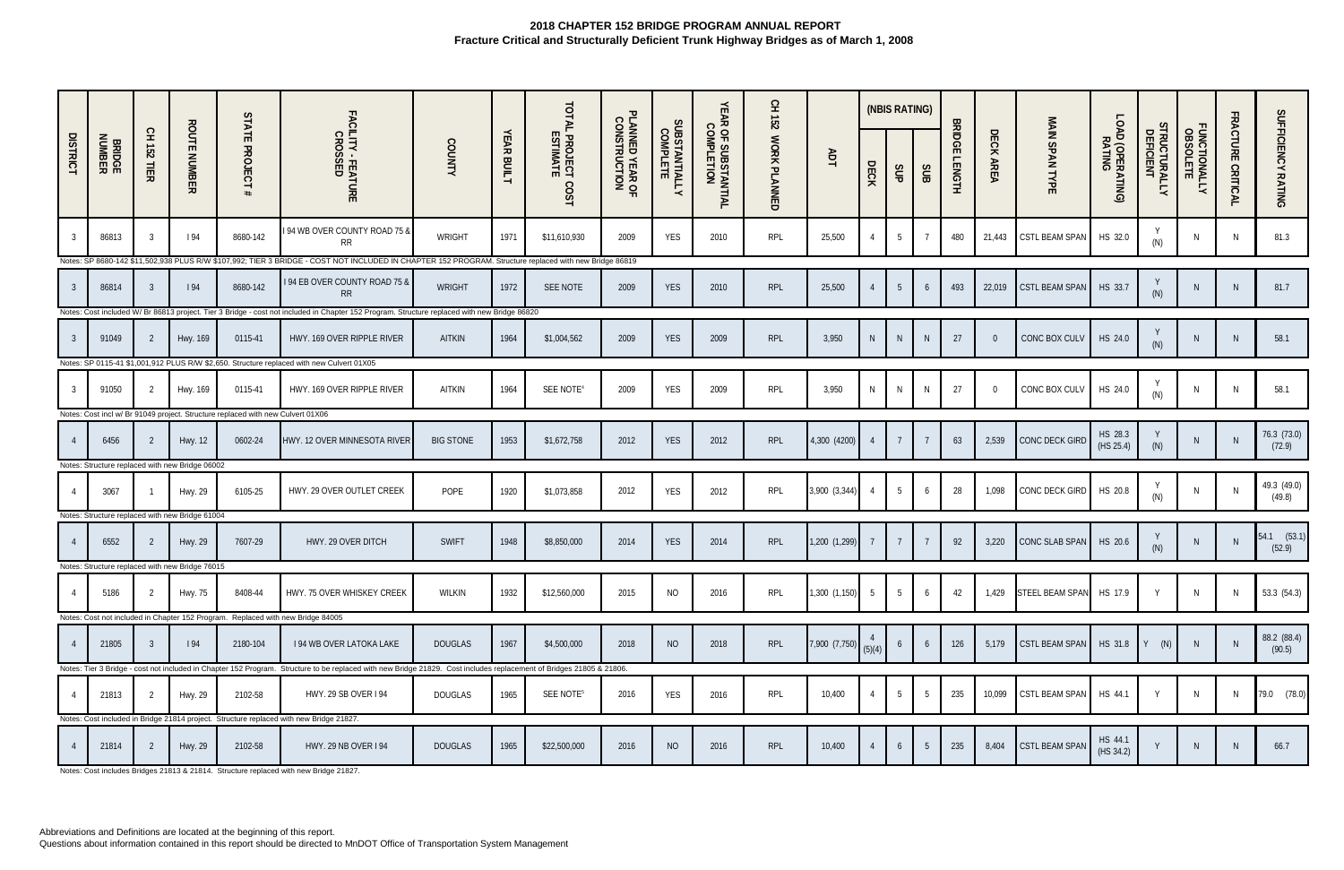**2018 CHAPTER 152 BRIDGE PROGRAM ANNUAL REPORT**
**Fracture Critical and Structurally Deficient Trunk Highway Bridges as of March 1, 2008**

| DISTRICT | BRIDGE NUMBER | CH 152 TIER | ROUTE NUMBER | STATE PROJECT # | FACILITY - FEATURE CROSSED | COUNTY | YEAR BUILT | TOTAL PROJECT COST ESTIMATE | PLANNED YEAR OF CONSTRUCTION | SUBSTANTIALLY COMPLETE | YEAR OF SUBSTANTIAL COMPLETION | CH 152 WORK PLANNED | ADT | (NBIS RATING) | | | BRIDGE LENGTH | DECK AREA | MAIN SPAN TYPE | LOAD (OPERATING) RATING | STRUCTURALLY DEFICIENT | FUNCTIONALLY OBSOLETE | FRACTURE CRITICAL | SUFFICIENCY RATING |
|---|---|---|---|---|---|---|---|---|---|---|---|---|---|---|---|---|---|---|---|---|---|---|---|---|
| | | | | | | | | | | | | | | DECK | SUP | SUB | | | | | | | | |
| 3 | 86813 | 3 | I 94 | 8680-142 | I 94 WB OVER COUNTY ROAD 75 & RR | WRIGHT | 1971 | $11,610,930 | 2009 | YES | 2010 | RPL | 25,500 | 4 | 5 | 7 | 480 | 21,443 | CSTL BEAM SPAN | HS 32.0 | Y (N) | N | N | 81.3 |
| Notes: SP 8680-142 $11,502,938 PLUS R/W $107,992; TIER 3 BRIDGE - COST NOT INCLUDED IN CHAPTER 152 PROGRAM. Structure replaced with new Bridge 86819 | | | | | | | | | | | | | | | | | | | | | | | | |
| 3 | 86814 | 3 | I 94 | 8680-142 | I 94 EB OVER COUNTY ROAD 75 & RR | WRIGHT | 1972 | SEE NOTE | 2009 | YES | 2010 | RPL | 25,500 | 4 | 5 | 6 | 493 | 22,019 | CSTL BEAM SPAN | HS 33.7 | Y (N) | N | N | 81.7 |
| Notes: Cost included W/ Br 86813 project. Tier 3 Bridge - cost not included in Chapter 152 Program. Structure replaced with new Bridge 86820 | | | | | | | | | | | | | | | | | | | | | | | | |
| 3 | 91049 | 2 | Hwy. 169 | 0115-41 | HWY. 169 OVER RIPPLE RIVER | AITKIN | 1964 | $1,004,562 | 2009 | YES | 2009 | RPL | 3,950 | N | N | N | 27 | 0 | CONC BOX CULV | HS 24.0 | Y (N) | N | N | 58.1 |
| Notes: SP 0115-41 $1,001,912 PLUS R/W $2,650. Structure replaced with new Culvert 01X05 | | | | | | | | | | | | | | | | | | | | | | | | |
| 3 | 91050 | 2 | Hwy. 169 | 0115-41 | HWY. 169 OVER RIPPLE RIVER | AITKIN | 1964 | SEE NOTE[4] | 2009 | YES | 2009 | RPL | 3,950 | N | N | N | 27 | 0 | CONC BOX CULV | HS 24.0 | Y (N) | N | N | 58.1 |
| Notes: Cost incl w/ Br 91049 project. Structure replaced with new Culvert 01X06 | | | | | | | | | | | | | | | | | | | | | | | | |
| 4 | 6456 | 2 | Hwy. 12 | 0602-24 | HWY. 12 OVER MINNESOTA RIVER | BIG STONE | 1953 | $1,672,758 | 2012 | YES | 2012 | RPL | 4,300 (4200) | 4 | 7 | 7 | 63 | 2,539 | CONC DECK GIRD | HS 28.3 (HS 25.4) | Y (N) | N | N | 76.3 (73.0) (72.9) |
| Notes: Structure replaced with new Bridge 06002 | | | | | | | | | | | | | | | | | | | | | | | | |
| 4 | 3067 | 1 | Hwy. 29 | 6105-25 | HWY. 29 OVER OUTLET CREEK | POPE | 1920 | $1,073,858 | 2012 | YES | 2012 | RPL | 3,900 (3,344) | 4 | 5 | 6 | 28 | 1,098 | CONC DECK GIRD | HS 20.8 | Y (N) | N | N | 49.3 (49.0) (49.8) |
| Notes: Structure replaced with new Bridge 61004 | | | | | | | | | | | | | | | | | | | | | | | | |
| 4 | 6552 | 2 | Hwy. 29 | 7607-29 | HWY. 29 OVER DITCH | SWIFT | 1948 | $8,850,000 | 2014 | YES | 2014 | RPL | 1,200 (1,299) | 7 | 7 | 7 | 92 | 3,220 | CONC SLAB SPAN | HS 20.6 | Y (N) | N | N | 54.1 (53.1) (52.9) |
| Notes: Structure replaced with new Bridge 76015 | | | | | | | | | | | | | | | | | | | | | | | | |
| 4 | 5186 | 2 | Hwy. 75 | 8408-44 | HWY. 75 OVER WHISKEY CREEK | WILKIN | 1932 | $12,560,000 | 2015 | NO | 2016 | RPL | 1,300 (1,150) | 5 | 5 | 6 | 42 | 1,429 | STEEL BEAM SPAN | HS 17.9 | Y | N | N | 53.3 (54.3) |
| Notes: Cost not included in Chapter 152 Program. Replaced with new Bridge 84005 | | | | | | | | | | | | | | | | | | | | | | | | |
| 4 | 21805 | 3 | I 94 | 2180-104 | I 94 WB OVER LATOKA LAKE | DOUGLAS | 1967 | $4,500,000 | 2018 | NO | 2018 | RPL | 7,900 (7,750) | 4 (5)(4) | 6 | 6 | 126 | 5,179 | CSTL BEAM SPAN | HS 31.8 | Y (N) | N | N | 88.2 (88.4) (90.5) |
| Notes: Tier 3 Bridge - cost not included in Chapter 152 Program. Structure to be replaced with new Bridge 21829. Cost includes replacement of Bridges 21805 & 21806. | | | | | | | | | | | | | | | | | | | | | | | | |
| 4 | 21813 | 2 | Hwy. 29 | 2102-58 | HWY. 29 SB OVER I 94 | DOUGLAS | 1965 | SEE NOTE[5] | 2016 | YES | 2016 | RPL | 10,400 | 4 | 5 | 5 | 235 | 10,099 | CSTL BEAM SPAN | HS 44.1 | Y | N | N | 79.0 (78.0) |
| Notes: Cost included in Bridge 21814 project. Structure replaced with new Bridge 21827. | | | | | | | | | | | | | | | | | | | | | | | | |
| 4 | 21814 | 2 | Hwy. 29 | 2102-58 | HWY. 29 NB OVER I 94 | DOUGLAS | 1965 | $22,500,000 | 2016 | NO | 2016 | RPL | 10,400 | 4 | 6 | 5 | 235 | 8,404 | CSTL BEAM SPAN | HS 44.1 (HS 34.2) | Y | N | N | 66.7 |

Notes: Cost includes Bridges 21813 & 21814. Structure replaced with new Bridge 21827.

Abbreviations and Definitions are located at the beginning of this report.
Questions about information contained in this report should be directed to MnDOT Office of Transportation System Management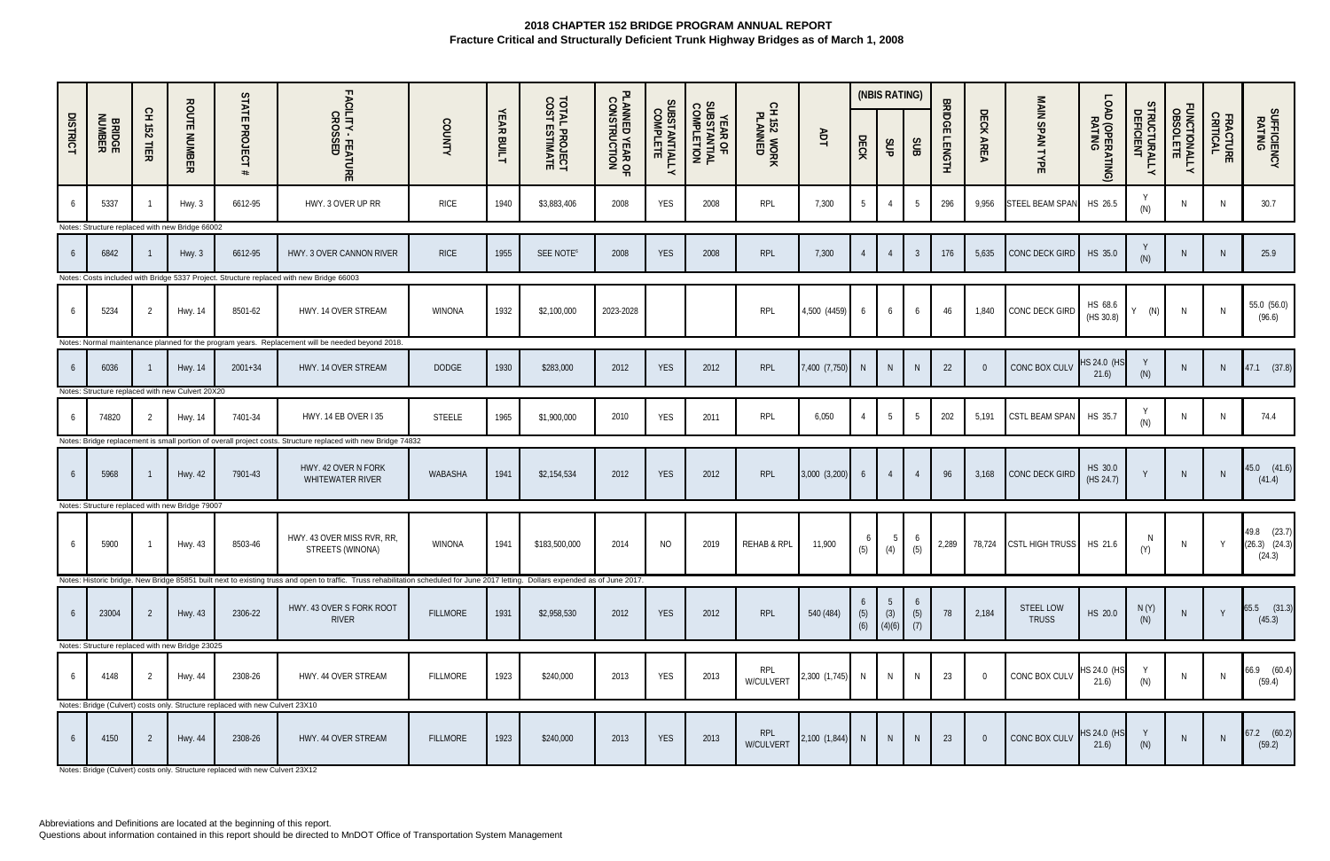**2018 CHAPTER 152 BRIDGE PROGRAM ANNUAL REPORT**
**Fracture Critical and Structurally Deficient Trunk Highway Bridges as of March 1, 2008**

| DISTRICT | BRIDGE NUMBER | CH 152 TIER | ROUTE NUMBER | STATE PROJECT # | FACILITY - FEATURE CROSSED | COUNTY | YEAR BUILT | TOTAL PROJECT COST ESTIMATE | PLANNED YEAR OF CONSTRUCTION | SUBSTANTIALLY COMPLETE | YEAR OF SUBSTANTIAL COMPLETION | CH 152 WORK PLANNED | ADT | (NBIS RATING) DECK | SUP | SUB | BRIDGE LENGTH | DECK AREA | MAIN SPAN TYPE | LOAD (OPERATING) RATING | STRUCTURALLY DEFICIENT | FUNCTIONALLY OBSOLETE | FRACTURE CRITICAL | SUFFICIENCY RATING |
|---|---|---|---|---|---|---|---|---|---|---|---|---|---|---|---|---|---|---|---|---|---|---|---|---|
| 6 | 5337 | 1 | Hwy. 3 | 6612-95 | HWY. 3 OVER UP RR | RICE | 1940 | $3,883,406 | 2008 | YES | 2008 | RPL | 7,300 | 5 | 4 | 5 | 296 | 9,956 | STEEL BEAM SPAN | HS 26.5 | Y (N) | N | N | 30.7 |
| Notes: Structure replaced with new Bridge 66002 | | | | | | | | | | | | | | | | | | | | | | | | |
| 6 | 6842 | 1 | Hwy. 3 | 6612-95 | HWY. 3 OVER CANNON RIVER | RICE | 1955 | SEE NOTE[6] | 2008 | YES | 2008 | RPL | 7,300 | 4 | 4 | 3 | 176 | 5,635 | CONC DECK GIRD | HS 35.0 | Y (N) | N | N | 25.9 |
| Notes: Costs included with Bridge 5337 Project. Structure replaced with new Bridge 66003 | | | | | | | | | | | | | | | | | | | | | | | | |
| 6 | 5234 | 2 | Hwy. 14 | 8501-62 | HWY. 14 OVER STREAM | WINONA | 1932 | $2,100,000 | 2023-2028 | | | RPL | 4,500 (4459) | 6 | 6 | 6 | 46 | 1,840 | CONC DECK GIRD | HS 68.6 (HS 30.8) | Y (N) | N | N | 55.0 (56.0) (96.6) |
| Notes: Normal maintenance planned for the program years. Replacement will be needed beyond 2018. | | | | | | | | | | | | | | | | | | | | | | | | |
| 6 | 6036 | 1 | Hwy. 14 | 2001+34 | HWY. 14 OVER STREAM | DODGE | 1930 | $283,000 | 2012 | YES | 2012 | RPL | 7,400 (7,750) | N | N | N | 22 | 0 | CONC BOX CULV | HS 24.0 (HS 21.6) | Y (N) | N | N | 47.1 (37.8) |
| Notes: Structure replaced with new Culvert 20X20 | | | | | | | | | | | | | | | | | | | | | | | | |
| 6 | 74820 | 2 | Hwy. 14 | 7401-34 | HWY. 14 EB OVER I 35 | STEELE | 1965 | $1,900,000 | 2010 | YES | 2011 | RPL | 6,050 | 4 | 5 | 5 | 202 | 5,191 | CSTL BEAM SPAN | HS 35.7 | Y (N) | N | N | 74.4 |
| Notes: Bridge replacement is small portion of overall project costs. Structure replaced with new Bridge 74832 | | | | | | | | | | | | | | | | | | | | | | | | |
| 6 | 5968 | 1 | Hwy. 42 | 7901-43 | HWY. 42 OVER N FORK WHITEWATER RIVER | WABASHA | 1941 | $2,154,534 | 2012 | YES | 2012 | RPL | 3,000 (3,200) | 6 | 4 | 4 | 96 | 3,168 | CONC DECK GIRD | HS 30.0 (HS 24.7) | Y | N | N | 45.0 (41.6) (41.4) |
| Notes: Structure replaced with new Bridge 79007 | | | | | | | | | | | | | | | | | | | | | | | | |
| 6 | 5900 | 1 | Hwy. 43 | 8503-46 | HWY. 43 OVER MISS RVR, RR, STREETS (WINONA) | WINONA | 1941 | $183,500,000 | 2014 | NO | 2019 | REHAB & RPL | 11,900 | 6 (5) | 5 (4) | 6 (5) | 2,289 | 78,724 | CSTL HIGH TRUSS | HS 21.6 | N (Y) | N | Y | 49.8 (23.7) (26.3) (24.3) (24.3) |
| Notes: Historic bridge. New Bridge 85851 built next to existing truss and open to traffic. Truss rehabilitation scheduled for June 2017 letting. Dollars expended as of June 2017. | | | | | | | | | | | | | | | | | | | | | | | | |
| 6 | 23004 | 2 | Hwy. 43 | 2306-22 | HWY. 43 OVER S FORK ROOT RIVER | FILLMORE | 1931 | $2,958,530 | 2012 | YES | 2012 | RPL | 540 (484) | 6 (5) (6) | 5 (3) (4)(6) | 6 (5) (7) | 78 | 2,184 | STEEL LOW TRUSS | HS 20.0 | N (Y) (N) | N | Y | 65.5 (31.3) (45.3) |
| Notes: Structure replaced with new Bridge 23025 | | | | | | | | | | | | | | | | | | | | | | | | |
| 6 | 4148 | 2 | Hwy. 44 | 2308-26 | HWY. 44 OVER STREAM | FILLMORE | 1923 | $240,000 | 2013 | YES | 2013 | RPL W/CULVERT | 2,300 (1,745) | N | N | N | 23 | 0 | CONC BOX CULV | HS 24.0 (HS 21.6) | Y (N) | N | N | 66.9 (60.4) (59.4) |
| Notes: Bridge (Culvert) costs only. Structure replaced with new Culvert 23X10 | | | | | | | | | | | | | | | | | | | | | | | | |
| 6 | 4150 | 2 | Hwy. 44 | 2308-26 | HWY. 44 OVER STREAM | FILLMORE | 1923 | $240,000 | 2013 | YES | 2013 | RPL W/CULVERT | 2,100 (1,844) | N | N | N | 23 | 0 | CONC BOX CULV | HS 24.0 (HS 21.6) | Y (N) | N | N | 67.2 (60.2) (59.2) |
| Notes: Bridge (Culvert) costs only. Structure replaced with new Culvert 23X12 | | | | | | | | | | | | | | | | | | | | | | | | |

Abbreviations and Definitions are located at the beginning of this report.
Questions about information contained in this report should be directed to MnDOT Office of Transportation System Management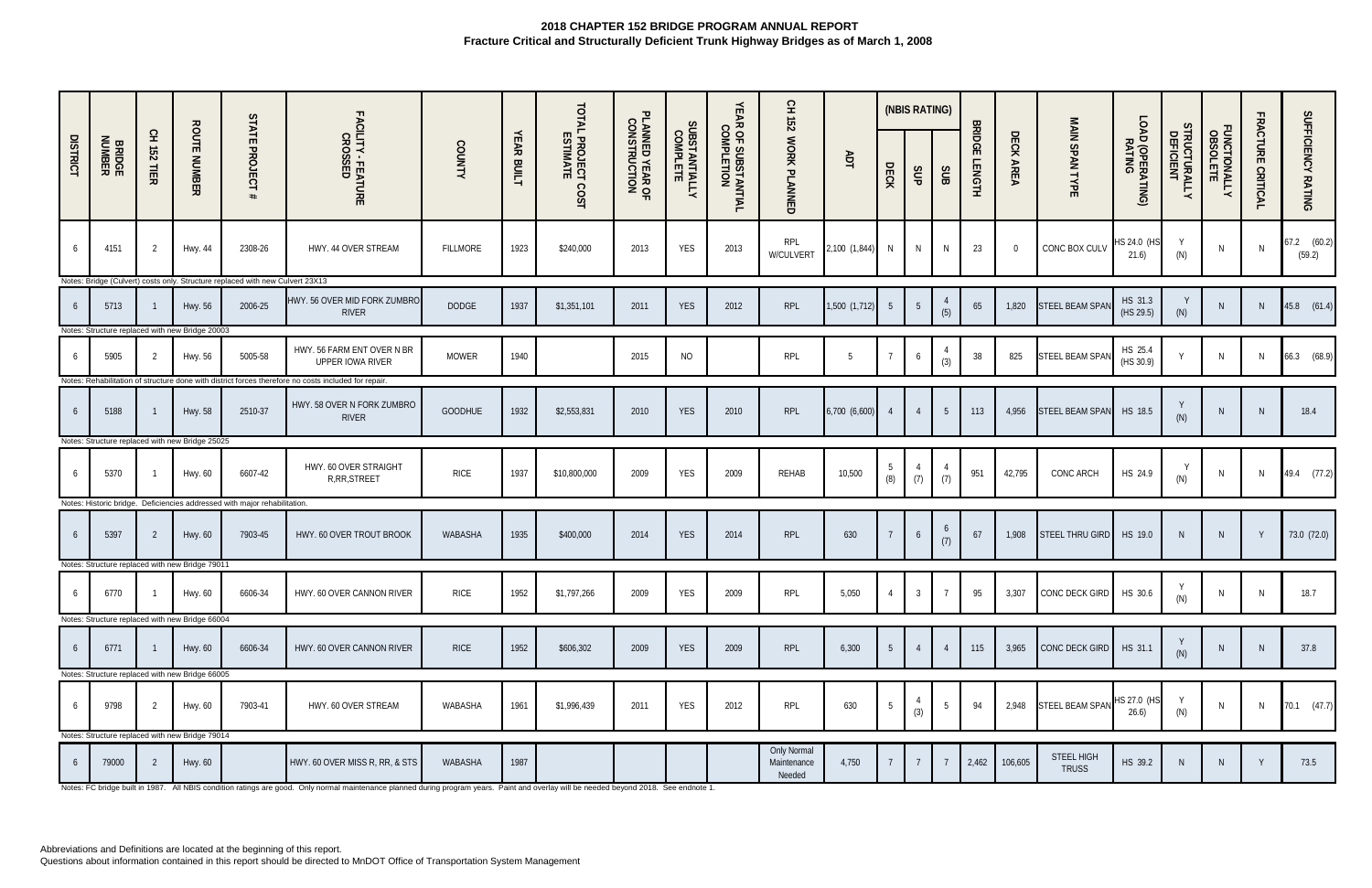**2018 CHAPTER 152 BRIDGE PROGRAM ANNUAL REPORT**
**Fracture Critical and Structurally Deficient Trunk Highway Bridges as of March 1, 2008**

| DISTRICT | BRIDGE NUMBER | CH 152 TIER | ROUTE NUMBER | STATE PROJECT # | FACILITY - FEATURE CROSSED | COUNTY | YEAR BUILT | TOTAL PROJECT COST ESTIMATE | PLANNED YEAR OF CONSTRUCTION | SUBSTANTIALLY COMPLETE | YEAR OF SUBSTANTIAL COMPLETION | CH 152 WORK PLANNED | ADT | (NBIS RATING) DECK | SUP | SUB | BRIDGE LENGTH | DECK AREA | MAIN SPAN TYPE | LOAD (OPERATING) RATING | STRUCTURALLY DEFICIENT | FUNCTIONALLY OBSOLETE | FRACTURE CRITICAL | SUFFICIENCY RATING |
|---|---|---|---|---|---|---|---|---|---|---|---|---|---|---|---|---|---|---|---|---|---|---|---|---|
| 6 | 4151 | 2 | Hwy. 44 | 2308-26 | HWY. 44 OVER STREAM | FILLMORE | 1923 | $240,000 | 2013 | YES | 2013 | RPL W/CULVERT | 2,100 (1,844) | N | N | N | 23 | 0 | CONC BOX CULV | HS 24.0 (HS 21.6) | Y (N) | N | N | 67.2 (60.2) (59.2) |
| Notes: Bridge (Culvert) costs only. Structure replaced with new Culvert 23X13 | | | | | | | | | | | | | | | | | | | | | | | | |
| 6 | 5713 | 1 | Hwy. 56 | 2006-25 | HWY. 56 OVER MID FORK ZUMBRO RIVER | DODGE | 1937 | $1,351,101 | 2011 | YES | 2012 | RPL | 1,500 (1,712) | 5 | 5 | 4 (5) | 65 | 1,820 | STEEL BEAM SPAN | HS 31.3 (HS 29.5) | Y (N) | N | N | 45.8 (61.4) |
| Notes: Structure replaced with new Bridge 20003 | | | | | | | | | | | | | | | | | | | | | | | | |
| 6 | 5905 | 2 | Hwy. 56 | 5005-58 | HWY. 56 FARM ENT OVER N BR UPPER IOWA RIVER | MOWER | 1940 | | 2015 | NO | | RPL | 5 | 7 | 6 | 4 (3) | 38 | 825 | STEEL BEAM SPAN | HS 25.4 (HS 30.9) | Y | N | N | 66.3 (68.9) |
| Notes: Rehabilitation of structure done with district forces therefore no costs included for repair. | | | | | | | | | | | | | | | | | | | | | | | | |
| 6 | 5188 | 1 | Hwy. 58 | 2510-37 | HWY. 58 OVER N FORK ZUMBRO RIVER | GOODHUE | 1932 | $2,553,831 | 2010 | YES | 2010 | RPL | 6,700 (6,600) | 4 | 4 | 5 | 113 | 4,956 | STEEL BEAM SPAN | HS 18.5 | Y (N) | N | N | 18.4 |
| Notes: Structure replaced with new Bridge 25025 | | | | | | | | | | | | | | | | | | | | | | | | |
| 6 | 5370 | 1 | Hwy. 60 | 6607-42 | HWY. 60 OVER STRAIGHT R,RR,STREET | RICE | 1937 | $10,800,000 | 2009 | YES | 2009 | REHAB | 10,500 | 5 (8) | 4 (7) | 4 (7) | 951 | 42,795 | CONC ARCH | HS 24.9 | Y (N) | N | N | 49.4 (77.2) |
| Notes: Historic bridge. Deficiencies addressed with major rehabilitation. | | | | | | | | | | | | | | | | | | | | | | | | |
| 6 | 5397 | 2 | Hwy. 60 | 7903-45 | HWY. 60 OVER TROUT BROOK | WABASHA | 1935 | $400,000 | 2014 | YES | 2014 | RPL | 630 | 7 | 6 | 6 (7) | 67 | 1,908 | STEEL THRU GIRD | HS 19.0 | N | N | Y | 73.0 (72.0) |
| Notes: Structure replaced with new Bridge 79011 | | | | | | | | | | | | | | | | | | | | | | | | |
| 6 | 6770 | 1 | Hwy. 60 | 6606-34 | HWY. 60 OVER CANNON RIVER | RICE | 1952 | $1,797,266 | 2009 | YES | 2009 | RPL | 5,050 | 4 | 3 | 7 | 95 | 3,307 | CONC DECK GIRD | HS 30.6 | Y (N) | N | N | 18.7 |
| Notes: Structure replaced with new Bridge 66004 | | | | | | | | | | | | | | | | | | | | | | | | |
| 6 | 6771 | 1 | Hwy. 60 | 6606-34 | HWY. 60 OVER CANNON RIVER | RICE | 1952 | $606,302 | 2009 | YES | 2009 | RPL | 6,300 | 5 | 4 | 4 | 115 | 3,965 | CONC DECK GIRD | HS 31.1 | Y (N) | N | N | 37.8 |
| Notes: Structure replaced with new Bridge 66005 | | | | | | | | | | | | | | | | | | | | | | | | |
| 6 | 9798 | 2 | Hwy. 60 | 7903-41 | HWY. 60 OVER STREAM | WABASHA | 1961 | $1,996,439 | 2011 | YES | 2012 | RPL | 630 | 5 | 4 (3) | 5 | 94 | 2,948 | STEEL BEAM SPAN | HS 27.0 (HS 26.6) | Y (N) | N | N | 70.1 (47.7) |
| Notes: Structure replaced with new Bridge 79014 | | | | | | | | | | | | | | | | | | | | | | | | |
| 6 | 79000 | 2 | Hwy. 60 | | HWY. 60 OVER MISS R, RR, & STS | WABASHA | 1987 | | | | | Only Normal Maintenance Needed | 4,750 | 7 | 7 | 7 | 2,462 | 106,605 | STEEL HIGH TRUSS | HS 39.2 | N | N | Y | 73.5 |
| Notes: FC bridge built in 1987. All NBIS condition ratings are good. Only normal maintenance planned during program years. Paint and overlay will be needed beyond 2018. See endnote 1. | | | | | | | | | | | | | | | | | | | | | | | | |

Abbreviations and Definitions are located at the beginning of this report.
Questions about information contained in this report should be directed to MnDOT Office of Transportation System Management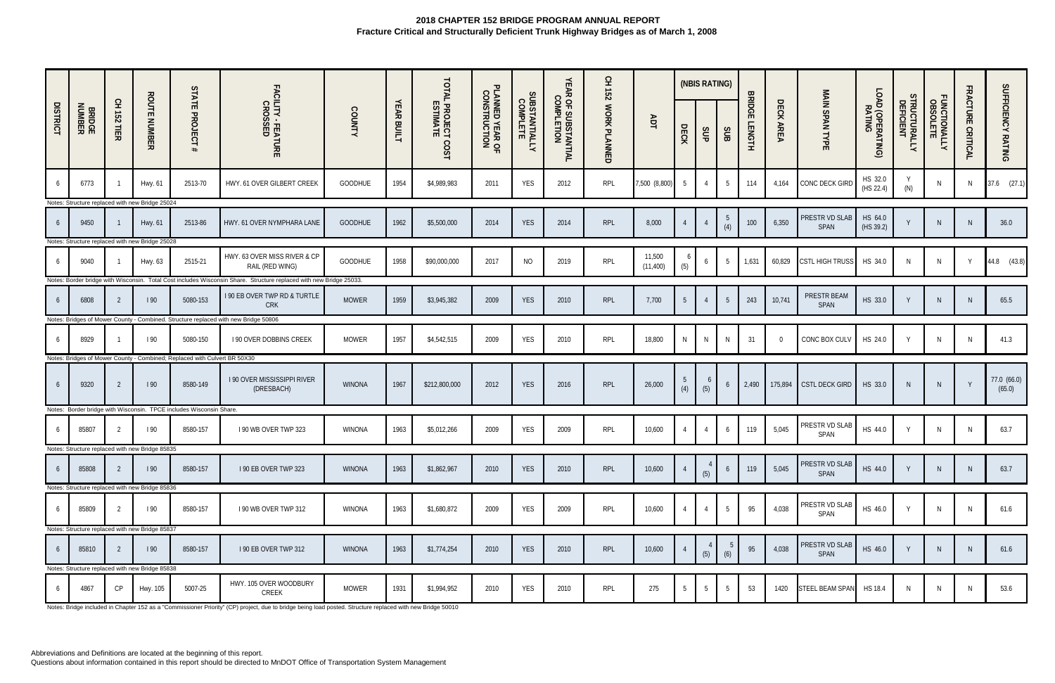**2018 CHAPTER 152 BRIDGE PROGRAM ANNUAL REPORT**
**Fracture Critical and Structurally Deficient Trunk Highway Bridges as of March 1, 2008**

| DISTRICT | BRIDGE NUMBER | CH 152 TIER | ROUTE NUMBER | STATE PROJECT # | FACILITY - FEATURE CROSSED | COUNTY | YEAR BUILT | TOTAL PROJECT COST ESTIMATE | PLANNED YEAR OF CONSTRUCTION | SUBSTANTIALLY COMPLETE | YEAR OF SUBSTANTIAL COMPLETION | CH 152 WORK PLANNED | ADT | (NBIS RATING) DECK | SUP | SUB | BRIDGE LENGTH | DECK AREA | MAIN SPAN TYPE | LOAD (OPERATING) RATING | STRUCTURALLY DEFICIENT | FUNCTIONALLY OBSOLETE | FRACTURE CRITICAL | SUFFICIENCY RATING |
|---|---|---|---|---|---|---|---|---|---|---|---|---|---|---|---|---|---|---|---|---|---|---|---|---|
| 6 | 6773 | 1 | Hwy. 61 | 2513-70 | HWY. 61 OVER GILBERT CREEK | GOODHUE | 1954 | $4,989,983 | 2011 | YES | 2012 | RPL | 7,500 (8,800) | 5 | 4 | 5 | 114 | 4,164 | CONC DECK GIRD | HS 32.0 (HS 22.4) | Y (N) | N | N | 37.6 (27.1) |
| Notes: Structure replaced with new Bridge 25024 | | | | | | | | | | | | | | | | | | | | | | | | |
| 6 | 9450 | 1 | Hwy. 61 | 2513-86 | HWY. 61 OVER NYMPHARA LANE | GOODHUE | 1962 | $5,500,000 | 2014 | YES | 2014 | RPL | 8,000 | 4 | 4 | 5 (4) | 100 | 6,350 | PRESTR VD SLAB SPAN | HS 64.0 (HS 39.2) | Y | N | N | 36.0 |
| Notes: Structure replaced with new Bridge 25028 | | | | | | | | | | | | | | | | | | | | | | | | |
| 6 | 9040 | 1 | Hwy. 63 | 2515-21 | HWY. 63 OVER MISS RIVER & CP RAIL (RED WING) | GOODHUE | 1958 | $90,000,000 | 2017 | NO | 2019 | RPL | 11,500 (11,400) | 6 (5) | 6 | 5 | 1,631 | 60,829 | CSTL HIGH TRUSS | HS 34.0 | N | N | Y | 44.8 (43.8) |
| Notes: Border bridge with Wisconsin. Total Cost includes Wisconsin Share. Structure replaced with new Bridge 25033. | | | | | | | | | | | | | | | | | | | | | | | | |
| 6 | 6808 | 2 | I 90 | 5080-153 | I 90 EB OVER TWP RD & TURTLE CRK | MOWER | 1959 | $3,945,382 | 2009 | YES | 2010 | RPL | 7,700 | 5 | 4 | 5 | 243 | 10,741 | PRESTR BEAM SPAN | HS 33.0 | Y | N | N | 65.5 |
| Notes: Bridges of Mower County - Combined. Structure replaced with new Bridge 50806 | | | | | | | | | | | | | | | | | | | | | | | | |
| 6 | 8929 | 1 | I 90 | 5080-150 | I 90 OVER DOBBINS CREEK | MOWER | 1957 | $4,542,515 | 2009 | YES | 2010 | RPL | 18,800 | N | N | N | 31 | 0 | CONC BOX CULV | HS 24.0 | Y | N | N | 41.3 |
| Notes: Bridges of Mower County - Combined; Replaced with Culvert BR 50X30 | | | | | | | | | | | | | | | | | | | | | | | | |
| 6 | 9320 | 2 | I 90 | 8580-149 | I 90 OVER MISSISSIPPI RIVER (DRESBACH) | WINONA | 1967 | $212,800,000 | 2012 | YES | 2016 | RPL | 26,000 | 5 (4) | 6 (5) | 6 | 2,490 | 175,894 | CSTL DECK GIRD | HS 33.0 | N | N | Y | 77.0 (66.0) (65.0) |
| Notes: Border bridge with Wisconsin. TPCE includes Wisconsin Share. | | | | | | | | | | | | | | | | | | | | | | | | |
| 6 | 85807 | 2 | I 90 | 8580-157 | I 90 WB OVER TWP 323 | WINONA | 1963 | $5,012,266 | 2009 | YES | 2009 | RPL | 10,600 | 4 | 4 | 6 | 119 | 5,045 | PRESTR VD SLAB SPAN | HS 44.0 | Y | N | N | 63.7 |
| Notes: Structure replaced with new Bridge 85835 | | | | | | | | | | | | | | | | | | | | | | | | |
| 6 | 85808 | 2 | I 90 | 8580-157 | I 90 EB OVER TWP 323 | WINONA | 1963 | $1,862,967 | 2010 | YES | 2010 | RPL | 10,600 | 4 | 4 (5) | 6 | 119 | 5,045 | PRESTR VD SLAB SPAN | HS 44.0 | Y | N | N | 63.7 |
| Notes: Structure replaced with new Bridge 85836 | | | | | | | | | | | | | | | | | | | | | | | | |
| 6 | 85809 | 2 | I 90 | 8580-157 | I 90 WB OVER TWP 312 | WINONA | 1963 | $1,680,872 | 2009 | YES | 2009 | RPL | 10,600 | 4 | 4 | 5 | 95 | 4,038 | PRESTR VD SLAB SPAN | HS 46.0 | Y | N | N | 61.6 |
| Notes: Structure replaced with new Bridge 85837 | | | | | | | | | | | | | | | | | | | | | | | | |
| 6 | 85810 | 2 | I 90 | 8580-157 | I 90 EB OVER TWP 312 | WINONA | 1963 | $1,774,254 | 2010 | YES | 2010 | RPL | 10,600 | 4 | 4 (5) | 5 (6) | 95 | 4,038 | PRESTR VD SLAB SPAN | HS 46.0 | Y | N | N | 61.6 |
| Notes: Structure replaced with new Bridge 85838 | | | | | | | | | | | | | | | | | | | | | | | | |
| 6 | 4867 | CP | Hwy. 105 | 5007-25 | HWY. 105 OVER WOODBURY CREEK | MOWER | 1931 | $1,994,952 | 2010 | YES | 2010 | RPL | 275 | 5 | 5 | 5 | 53 | 1420 | STEEL BEAM SPAN | HS 18.4 | N | N | N | 53.6 |
| Notes: Bridge included in Chapter 152 as a "Commissioner Priority" (CP) project, due to bridge being load posted. Structure replaced with new Bridge 50010 | | | | | | | | | | | | | | | | | | | | | | | | |

Abbreviations and Definitions are located at the beginning of this report.
Questions about information contained in this report should be directed to MnDOT Office of Transportation System Management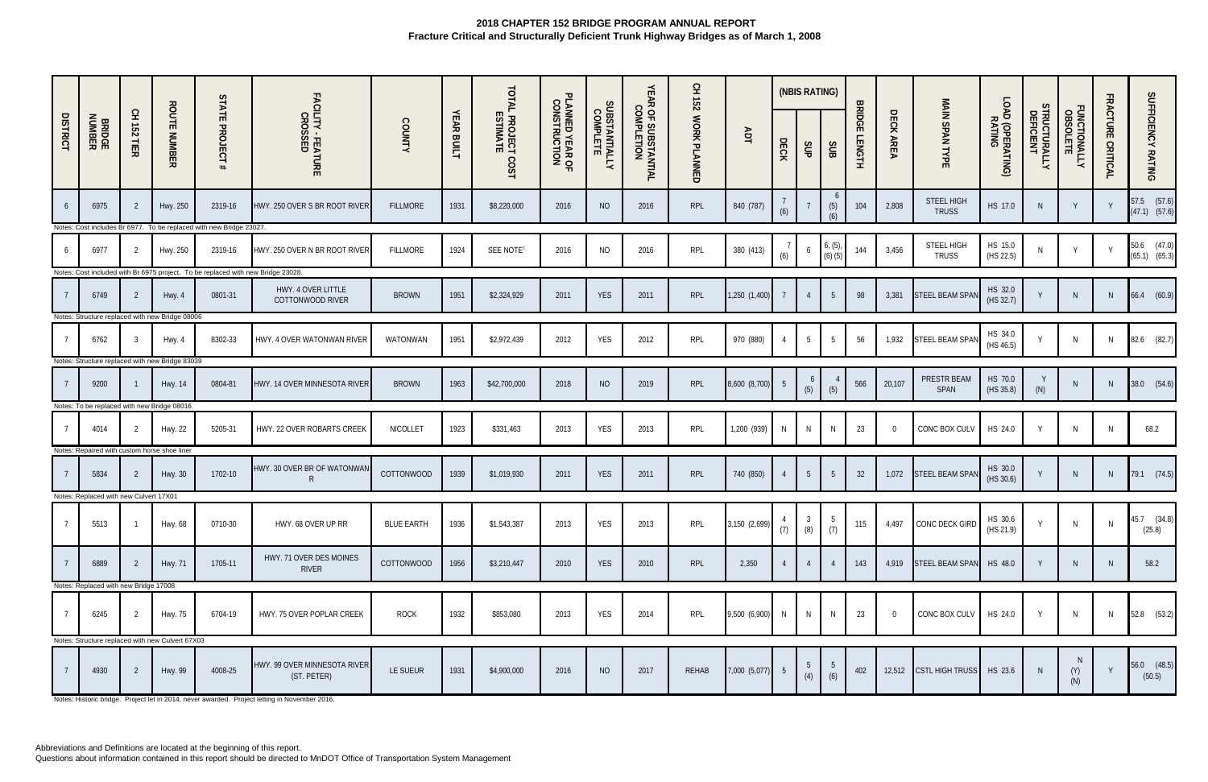# 2018 CHAPTER 152 BRIDGE PROGRAM ANNUAL REPORT

## Fracture Critical and Structurally Deficient Trunk Highway Bridges as of March 1, 2008

| DISTRICT | BRIDGE NUMBER | CH 152 TIER | ROUTE NUMBER | STATE PROJECT # | FACILITY - FEATURE CROSSED | COUNTY | YEAR BUILT | TOTAL PROJECT COST ESTIMATE | PLANNED YEAR OF CONSTRUCTION | SUBSTANTIALLY COMPLETE | YEAR OF SUBSTANTIAL COMPLETION | CH 152 WORK PLANNED | ADT | (NBIS RATING) DECK | SUP | SUB | BRIDGE LENGTH | DECK AREA | MAIN SPAN TYPE | LOAD (OPERATING) RATING | STRUCTURALLY DEFICIENT | FUNCTIONALLY OBSOLETE | FRACTURE CRITICAL | SUFFICIENCY RATING |
|---|---|---|---|---|---|---|---|---|---|---|---|---|---|---|---|---|---|---|---|---|---|---|---|---|
| 6 | 6975 | 2 | Hwy. 250 | 2319-16 | HWY. 250 OVER S BR ROOT RIVER | FILLMORE | 1931 | $8,220,000 | 2016 | NO | 2016 | RPL | 840 (787) | 7 (6) | 7 | 6 (5) (6) | 104 | 2,808 | STEEL HIGH TRUSS | HS 17.0 | N | Y | Y | 57.5 (57.6) (47.1) (57.6) |
| Notes: Cost includes Br 6977. To be replaced with new Bridge 23027. | | | | | | | | | | | | | | | | | | | | | | | | |
| 6 | 6977 | 2 | Hwy. 250 | 2319-16 | HWY. 250 OVER N BR ROOT RIVER | FILLMORE | 1924 | SEE NOTE[1] | 2016 | NO | 2016 | RPL | 380 (413) | 7 (6) | 6 | 6, (5), (6) (5) | 144 | 3,456 | STEEL HIGH TRUSS | HS 15.0 (HS 22.5) | N | Y | Y | 50.6 (47.0) (65.1) (65.3) |
| Notes: Cost included with Br 6975 project. To be replaced with new Bridge 23028. | | | | | | | | | | | | | | | | | | | | | | | | |
| 7 | 6749 | 2 | Hwy. 4 | 0801-31 | HWY. 4 OVER LITTLE COTTONWOOD RIVER | BROWN | 1951 | $2,324,929 | 2011 | YES | 2011 | RPL | 1,250 (1,400) | 7 | 4 | 5 | 98 | 3,381 | STEEL BEAM SPAN | HS 32.0 (HS 32.7) | Y | N | N | 66.4 (60.9) |
| Notes: Structure replaced with new Bridge 08006 | | | | | | | | | | | | | | | | | | | | | | | | |
| 7 | 6762 | 3 | Hwy. 4 | 8302-33 | HWY. 4 OVER WATONWAN RIVER | WATONWAN | 1951 | $2,972,439 | 2012 | YES | 2012 | RPL | 970 (880) | 4 | 5 | 5 | 56 | 1,932 | STEEL BEAM SPAN | HS 34.0 (HS 46.5) | Y | N | N | 82.6 (82.7) |
| Notes: Structure replaced with new Bridge 83039 | | | | | | | | | | | | | | | | | | | | | | | | |
| 7 | 9200 | 1 | Hwy. 14 | 0804-81 | HWY. 14 OVER MINNESOTA RIVER | BROWN | 1963 | $42,700,000 | 2018 | NO | 2019 | RPL | 8,600 (8,700) | 5 | 6 (5) | 4 (5) | 566 | 20,107 | PRESTR BEAM SPAN | HS 70.0 (HS 35.8) | Y (N) | N | N | 38.0 (54.6) |
| Notes: To be replaced with new Bridge 08016 | | | | | | | | | | | | | | | | | | | | | | | | |
| 7 | 4014 | 2 | Hwy. 22 | 5205-31 | HWY. 22 OVER ROBARTS CREEK | NICOLLET | 1923 | $331,463 | 2013 | YES | 2013 | RPL | 1,200 (939) | N | N | N | 23 | 0 | CONC BOX CULV | HS 24.0 | Y | N | N | 68.2 |
| Notes: Repaired with custom horse shoe liner | | | | | | | | | | | | | | | | | | | | | | | | |
| 7 | 5834 | 2 | Hwy. 30 | 1702-10 | HWY. 30 OVER BR OF WATONWAN R | COTTONWOOD | 1939 | $1,019,930 | 2011 | YES | 2011 | RPL | 740 (850) | 4 | 5 | 5 | 32 | 1,072 | STEEL BEAM SPAN | HS 30.0 (HS 30.6) | Y | N | N | 79.1 (74.5) |
| Notes: Replaced with new Culvert 17X01 | | | | | | | | | | | | | | | | | | | | | | | | |
| 7 | 5513 | 1 | Hwy. 68 | 0710-30 | HWY. 68 OVER UP RR | BLUE EARTH | 1936 | $1,543,387 | 2013 | YES | 2013 | RPL | 3,150 (2,699) | 4 (7) | 3 (8) | 5 (7) | 115 | 4,497 | CONC DECK GIRD | HS 30.6 (HS 21.9) | Y | N | N | 45.7 (34.8) (25.8) |
| 7 | 6889 | 2 | Hwy. 71 | 1705-11 | HWY. 71 OVER DES MOINES RIVER | COTTONWOOD | 1956 | $3,210,447 | 2010 | YES | 2010 | RPL | 2,350 | 4 | 4 | 4 | 143 | 4,919 | STEEL BEAM SPAN | HS 48.0 | Y | N | N | 58.2 |
| Notes: Replaced with new Bridge 17008 | | | | | | | | | | | | | | | | | | | | | | | | |
| 7 | 6245 | 2 | Hwy. 75 | 6704-19 | HWY. 75 OVER POPLAR CREEK | ROCK | 1932 | $853,080 | 2013 | YES | 2014 | RPL | 9,500 (6,900) | N | N | N | 23 | 0 | CONC BOX CULV | HS 24.0 | Y | N | N | 52.8 (53.2) |
| Notes: Structure replaced with new Culvert 67X03 | | | | | | | | | | | | | | | | | | | | | | | | |
| 7 | 4930 | 2 | Hwy. 99 | 4008-25 | HWY. 99 OVER MINNESOTA RIVER (ST. PETER) | LE SUEUR | 1931 | $4,900,000 | 2016 | NO | 2017 | REHAB | 7,000 (5,077) | 5 | 5 (4) | 5 (6) | 402 | 12,512 | CSTL HIGH TRUSS | HS 23.6 | N | N (Y) (N) | Y | 56.0 (48.5) (50.5) |
| Notes: Historic bridge. Project let in 2014, never awarded. Project letting in November 2016. | | | | | | | | | | | | | | | | | | | | | | | | |

Abbreviations and Definitions are located at the beginning of this report.
Questions about information contained in this report should be directed to MnDOT Office of Transportation System Management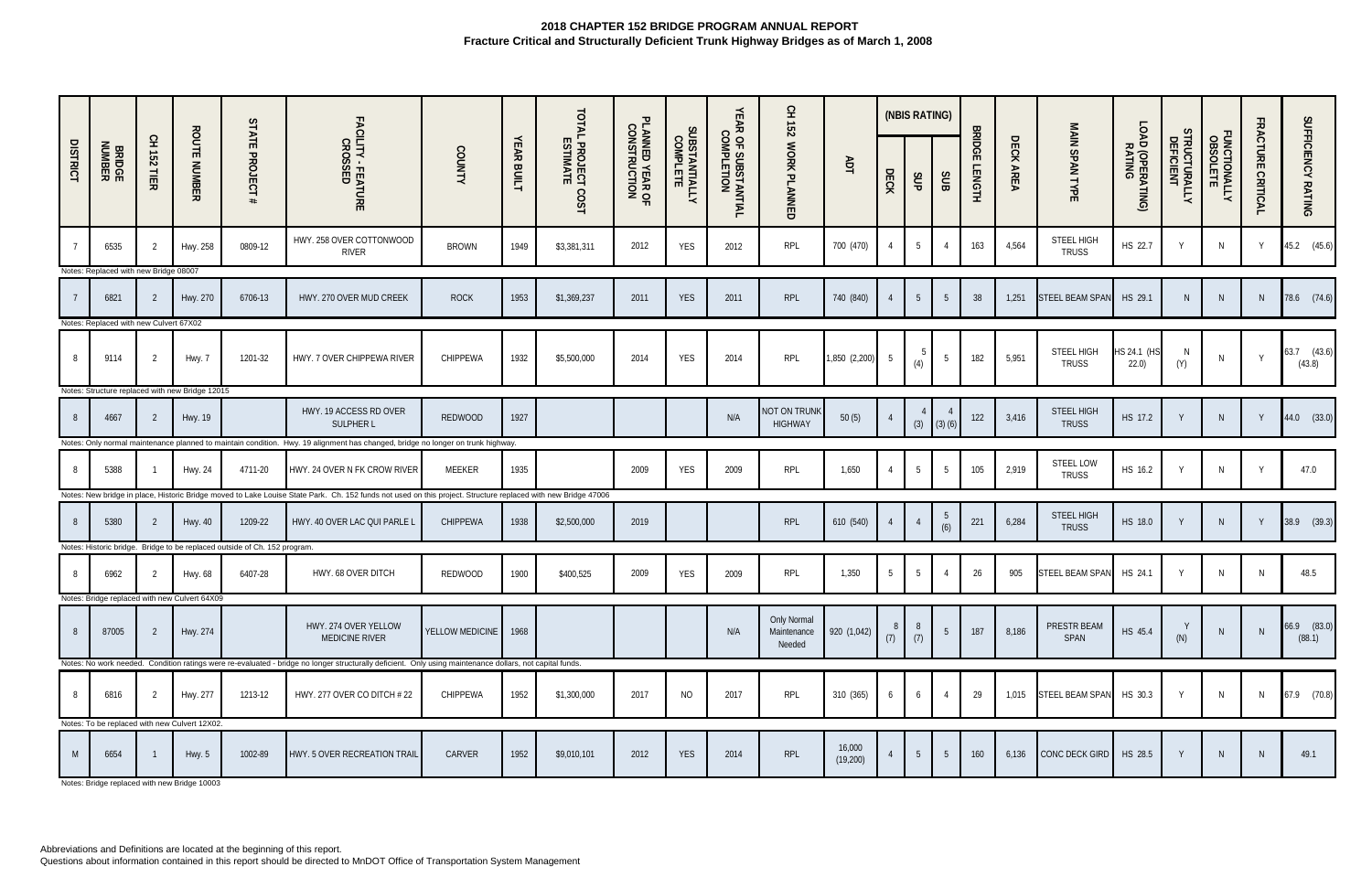# 2018 CHAPTER 152 BRIDGE PROGRAM ANNUAL REPORT

## Fracture Critical and Structurally Deficient Trunk Highway Bridges as of March 1, 2008

| DISTRICT | BRIDGE NUMBER | CH 152 TIER | ROUTE NUMBER | STATE PROJECT # | FACILITY - FEATURE CROSSED | COUNTY | YEAR BUILT | TOTAL PROJECT COST ESTIMATE | PLANNED YEAR OF CONSTRUCTION | SUBSTANTIALLY COMPLETE | YEAR OF SUBSTANTIAL COMPLETION | CH 152 WORK PLANNED | ADT | (NBIS RATING) DECK | SUP | SUB | BRIDGE LENGTH | DECK AREA | MAIN SPAN TYPE | LOAD (OPERATING) RATING | STRUCTURALLY DEFICIENT | FUNCTIONALLY OBSOLETE | FRACTURE CRITICAL | SUFFICIENCY RATING |
|---|---|---|---|---|---|---|---|---|---|---|---|---|---|---|---|---|---|---|---|---|---|---|---|---|
| 7 | 6535 | 2 | Hwy. 258 | 0809-12 | HWY. 258 OVER COTTONWOOD RIVER | BROWN | 1949 | $3,381,311 | 2012 | YES | 2012 | RPL | 700 (470) | 4 | 5 | 4 | 163 | 4,564 | STEEL HIGH TRUSS | HS 22.7 | Y | N | Y | 45.2 (45.6) |
| Notes: Replaced with new Bridge 08007 | | | | | | | | | | | | | | | | | | | | | | | | |
| 7 | 6821 | 2 | Hwy. 270 | 6706-13 | HWY. 270 OVER MUD CREEK | ROCK | 1953 | $1,369,237 | 2011 | YES | 2011 | RPL | 740 (840) | 4 | 5 | 5 | 38 | 1,251 | STEEL BEAM SPAN | HS 29.1 | N | N | N | 78.6 (74.6) |
| Notes: Replaced with new Culvert 67X02 | | | | | | | | | | | | | | | | | | | | | | | | |
| 8 | 9114 | 2 | Hwy. 7 | 1201-32 | HWY. 7 OVER CHIPPEWA RIVER | CHIPPEWA | 1932 | $5,500,000 | 2014 | YES | 2014 | RPL | 1,850 (2,200) | 5 | 5 (4) | 5 | 182 | 5,951 | STEEL HIGH TRUSS | HS 24.1 (HS 22.0) | N (Y) | N | Y | 63.7 (43.6) (43.8) |
| Notes: Structure replaced with new Bridge 12015 | | | | | | | | | | | | | | | | | | | | | | | | |
| 8 | 4667 | 2 | Hwy. 19 | | HWY. 19 ACCESS RD OVER SULPHER L | REDWOOD | 1927 | | | | N/A | NOT ON TRUNK HIGHWAY | 50 (5) | 4 | 4 (3) | 4 (3) (6) | 122 | 3,416 | STEEL HIGH TRUSS | HS 17.2 | Y | N | Y | 44.0 (33.0) |
| Notes: Only normal maintenance planned to maintain condition. Hwy. 19 alignment has changed, bridge no longer on trunk highway. | | | | | | | | | | | | | | | | | | | | | | | | |
| 8 | 5388 | 1 | Hwy. 24 | 4711-20 | HWY. 24 OVER N FK CROW RIVER | MEEKER | 1935 | | 2009 | YES | 2009 | RPL | 1,650 | 4 | 5 | 5 | 105 | 2,919 | STEEL LOW TRUSS | HS 16.2 | Y | N | Y | 47.0 |
| Notes: New bridge in place, Historic Bridge moved to Lake Louise State Park. Ch. 152 funds not used on this project. Structure replaced with new Bridge 47006 | | | | | | | | | | | | | | | | | | | | | | | | |
| 8 | 5380 | 2 | Hwy. 40 | 1209-22 | HWY. 40 OVER LAC QUI PARLE L | CHIPPEWA | 1938 | $2,500,000 | 2019 | | | RPL | 610 (540) | 4 | 4 | 5 (6) | 221 | 6,284 | STEEL HIGH TRUSS | HS 18.0 | Y | N | Y | 38.9 (39.3) |
| Notes: Historic bridge. Bridge to be replaced outside of Ch. 152 program. | | | | | | | | | | | | | | | | | | | | | | | | |
| 8 | 6962 | 2 | Hwy. 68 | 6407-28 | HWY. 68 OVER DITCH | REDWOOD | 1900 | $400,525 | 2009 | YES | 2009 | RPL | 1,350 | 5 | 5 | 4 | 26 | 905 | STEEL BEAM SPAN | HS 24.1 | Y | N | N | 48.5 |
| Notes: Bridge replaced with new Culvert 64X09 | | | | | | | | | | | | | | | | | | | | | | | | |
| 8 | 87005 | 2 | Hwy. 274 | | HWY. 274 OVER YELLOW MEDICINE RIVER | YELLOW MEDICINE | 1968 | | | | N/A | Only Normal Maintenance Needed | 920 (1,042) | 8 (7) | 8 (7) | 5 | 187 | 8,186 | PRESTR BEAM SPAN | HS 45.4 | Y (N) | N | N | 66.9 (83.0) (88.1) |
| Notes: No work needed. Condition ratings were re-evaluated - bridge no longer structurally deficient. Only using maintenance dollars, not capital funds. | | | | | | | | | | | | | | | | | | | | | | | | |
| 8 | 6816 | 2 | Hwy. 277 | 1213-12 | HWY. 277 OVER CO DITCH # 22 | CHIPPEWA | 1952 | $1,300,000 | 2017 | NO | 2017 | RPL | 310 (365) | 6 | 6 | 4 | 29 | 1,015 | STEEL BEAM SPAN | HS 30.3 | Y | N | N | 67.9 (70.8) |
| Notes: To be replaced with new Culvert 12X02. | | | | | | | | | | | | | | | | | | | | | | | | |
| M | 6654 | 1 | Hwy. 5 | 1002-89 | HWY. 5 OVER RECREATION TRAIL | CARVER | 1952 | $9,010,101 | 2012 | YES | 2014 | RPL | 16,000 (19,200) | 4 | 5 | 5 | 160 | 6,136 | CONC DECK GIRD | HS 28.5 | Y | N | N | 49.1 |
| Notes: Bridge replaced with new Bridge 10003 | | | | | | | | | | | | | | | | | | | | | | | | |

Abbreviations and Definitions are located at the beginning of this report.
Questions about information contained in this report should be directed to MnDOT Office of Transportation System Management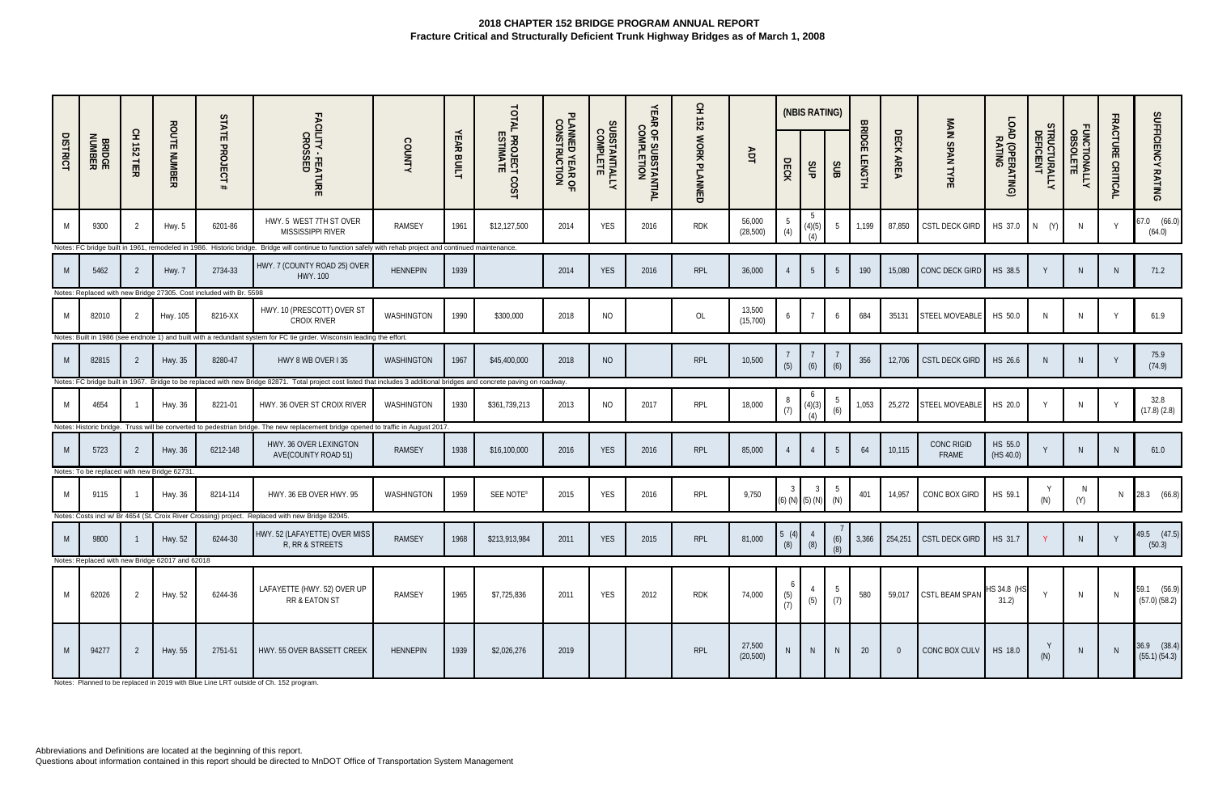**2018 CHAPTER 152 BRIDGE PROGRAM ANNUAL REPORT**
**Fracture Critical and Structurally Deficient Trunk Highway Bridges as of March 1, 2008**

| DISTRICT | BRIDGE NUMBER | CH 152 TIER | ROUTE NUMBER | STATE PROJECT # | FACILITY - FEATURE CROSSED | COUNTY | YEAR BUILT | TOTAL PROJECT COST ESTIMATE | PLANNED YEAR OF CONSTRUCTION | SUBSTANTIALLY COMPLETE | YEAR OF SUBSTANTIAL COMPLETION | CH 152 WORK PLANNED | ADT | (NBIS RATING) DECK | SUP | SUB | BRIDGE LENGTH | DECK AREA | MAIN SPAN TYPE | LOAD (OPERATING) RATING | STRUCTURALLY DEFICIENT | FUNCTIONALLY OBSOLETE | FRACTURE CRITICAL | SUFFICIENCY RATING |
|---|---|---|---|---|---|---|---|---|---|---|---|---|---|---|---|---|---|---|---|---|---|---|---|---|
| M | 9300 | 2 | Hwy. 5 | 6201-86 | HWY. 5 WEST 7TH ST OVER MISSISSIPPI RIVER | RAMSEY | 1961 | $12,127,500 | 2014 | YES | 2016 | RDK | 56,000 (28,500) | 5 (4) | 5 (4)(5) (4) | 5 | 1,199 | 87,850 | CSTL DECK GIRD | HS 37.0 | N (Y) | N | Y | 67.0 (66.0) (64.0) |
| Notes: FC bridge built in 1961, remodeled in 1986. Historic bridge. Bridge will continue to function safely with rehab project and continued maintenance. | | | | | | | | | | | | | | | | | | | | | | | | |
| M | 5462 | 2 | Hwy. 7 | 2734-33 | HWY. 7 (COUNTY ROAD 25) OVER HWY. 100 | HENNEPIN | 1939 | | 2014 | YES | 2016 | RPL | 36,000 | 4 | 5 | 5 | 190 | 15,080 | CONC DECK GIRD | HS 38.5 | Y | N | N | 71.2 |
| Notes: Replaced with new Bridge 27305. Cost included with Br. 5598 | | | | | | | | | | | | | | | | | | | | | | | | |
| M | 82010 | 2 | Hwy. 105 | 8216-XX | HWY. 10 (PRESCOTT) OVER ST CROIX RIVER | WASHINGTON | 1990 | $300,000 | 2018 | NO | | OL | 13,500 (15,700) | 6 | 7 | 6 | 684 | 35131 | STEEL MOVEABLE | HS 50.0 | N | N | Y | 61.9 |
| Notes: Built in 1986 (see endnote 1) and built with a redundant system for FC tie girder. Wisconsin leading the effort. | | | | | | | | | | | | | | | | | | | | | | | | |
| M | 82815 | 2 | Hwy. 35 | 8280-47 | HWY 8 WB OVER I 35 | WASHINGTON | 1967 | $45,400,000 | 2018 | NO | | RPL | 10,500 | 7 (5) | 7 (6) | 7 (6) | 356 | 12,706 | CSTL DECK GIRD | HS 26.6 | N | N | Y | 75.9 (74.9) |
| Notes: FC bridge built in 1967. Bridge to be replaced with new Bridge 82871. Total project cost listed that includes 3 additional bridges and concrete paving on roadway. | | | | | | | | | | | | | | | | | | | | | | | | |
| M | 4654 | 1 | Hwy. 36 | 8221-01 | HWY. 36 OVER ST CROIX RIVER | WASHINGTON | 1930 | $361,739,213 | 2013 | NO | 2017 | RPL | 18,000 | 8 (7) | 6 (4)(3) (4) | 5 (6) | 1,053 | 25,272 | STEEL MOVEABLE | HS 20.0 | Y | N | Y | 32.8 (17.8) (2.8) |
| Notes: Historic bridge. Truss will be converted to pedestrian bridge. The new replacement bridge opened to traffic in August 2017. | | | | | | | | | | | | | | | | | | | | | | | | |
| M | 5723 | 2 | Hwy. 36 | 6212-148 | HWY. 36 OVER LEXINGTON AVE(COUNTY ROAD 51) | RAMSEY | 1938 | $16,100,000 | 2016 | YES | 2016 | RPL | 85,000 | 4 | 4 | 5 | 64 | 10,115 | CONC RIGID FRAME | HS 55.0 (HS 40.0) | Y | N | N | 61.0 |
| Notes: To be replaced with new Bridge 62731. | | | | | | | | | | | | | | | | | | | | | | | | |
| M | 9115 | 1 | Hwy. 36 | 8214-114 | HWY. 36 EB OVER HWY. 95 | WASHINGTON | 1959 | SEE NOTE[8] | 2015 | YES | 2016 | RPL | 9,750 | 3 (6) (N) | 3 (5) (N) | 5 (N) | 401 | 14,957 | CONC BOX GIRD | HS 59.1 | Y (N) | N (Y) | N | 28.3 (66.8) |
| Notes: Costs incl w/ Br 4654 (St. Croix River Crossing) project. Replaced with new Bridge 82045. | | | | | | | | | | | | | | | | | | | | | | | | |
| M | 9800 | 1 | Hwy. 52 | 6244-30 | HWY. 52 (LAFAYETTE) OVER MISS R, RR & STREETS | RAMSEY | 1968 | $213,913,984 | 2011 | YES | 2015 | RPL | 81,000 | 5 (4) (8) | 4 (8) | 7 (6) (8) | 3,366 | 254,251 | CSTL DECK GIRD | HS 31.7 | Y | N | Y | 49.5 (47.5) (50.3) |
| Notes: Replaced with new Bridge 62017 and 62018 | | | | | | | | | | | | | | | | | | | | | | | | |
| M | 62026 | 2 | Hwy. 52 | 6244-36 | LAFAYETTE (HWY. 52) OVER UP RR & EATON ST | RAMSEY | 1965 | $7,725,836 | 2011 | YES | 2012 | RDK | 74,000 | 6 (5) (7) | 4 (5) | 5 (7) | 580 | 59,017 | CSTL BEAM SPAN | HS 34.8 (HS 31.2) | Y | N | N | 59.1 (56.9) (57.0) (58.2) |
| M | 94277 | 2 | Hwy. 55 | 2751-51 | HWY. 55 OVER BASSETT CREEK | HENNEPIN | 1939 | $2,026,276 | 2019 | | | RPL | 27,500 (20,500) | N | N | N | 20 | 0 | CONC BOX CULV | HS 18.0 | Y (N) | N | N | 36.9 (38.4) (55.1) (54.3) |
| Notes: Planned to be replaced in 2019 with Blue Line LRT outside of Ch. 152 program. | | | | | | | | | | | | | | | | | | | | | | | | |

Abbreviations and Definitions are located at the beginning of this report.
Questions about information contained in this report should be directed to MnDOT Office of Transportation System Management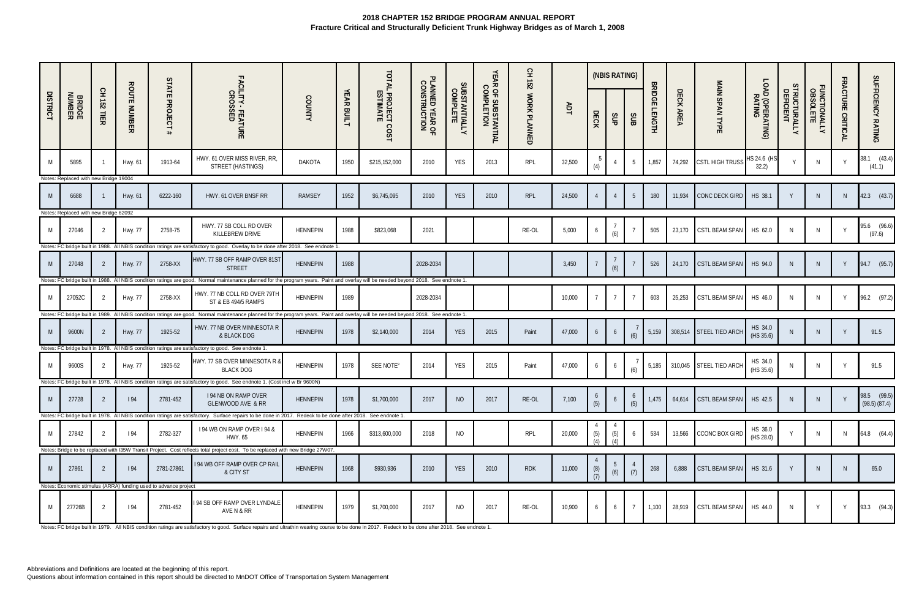# 2018 CHAPTER 152 BRIDGE PROGRAM ANNUAL REPORT

## Fracture Critical and Structurally Deficient Trunk Highway Bridges as of March 1, 2008

| DISTRICT | BRIDGE NUMBER | CH 152 TIER | ROUTE NUMBER | STATE PROJECT # | FACILITY - FEATURE CROSSED | COUNTY | YEAR BUILT | TOTAL PROJECT COST ESTIMATE | PLANNED YEAR OF CONSTRUCTION | SUBSTANTIALLY COMPLETE | YEAR OF SUBSTANTIAL COMPLETION | CH 152 WORK PLANNED | ADT | (NBIS RATING) DECK | SUP | SUB | BRIDGE LENGTH | DECK AREA | MAIN SPAN TYPE | LOAD (OPERATING) RATING | STRUCTURALLY DEFICIENT | FUNCTIONALLY OBSOLETE | FRACTURE CRITICAL | SUFFICIENCY RATING |
|---|---|---|---|---|---|---|---|---|---|---|---|---|---|---|---|---|---|---|---|---|---|---|---|---|
| M | 5895 | 1 | Hwy. 61 | 1913-64 | HWY. 61 OVER MISS RIVER, RR, STREET (HASTINGS) | DAKOTA | 1950 | $215,152,000 | 2010 | YES | 2013 | RPL | 32,500 | 5 (4) | 4 | 5 | 1,857 | 74,292 | CSTL HIGH TRUSS | HS 24.6 (HS 32.2) | Y | N | Y | 38.1 (43.4) (41.1) |
| Notes: Replaced with new Bridge 19004 | | | | | | | | | | | | | | | | | | | | | | | | |
| M | 6688 | 1 | Hwy. 61 | 6222-160 | HWY. 61 OVER BNSF RR | RAMSEY | 1952 | $6,745,095 | 2010 | YES | 2010 | RPL | 24,500 | 4 | 4 | 5 | 180 | 11,934 | CONC DECK GIRD | HS 38.1 | Y | N | N | 42.3 (43.7) |
| Notes: Replaced with new Bridge 62092 | | | | | | | | | | | | | | | | | | | | | | | | |
| M | 27046 | 2 | Hwy. 77 | 2758-75 | HWY. 77 SB COLL RD OVER KILLEBREW DRIVE | HENNEPIN | 1988 | $823,068 | 2021 | | | RE-OL | 5,000 | 6 | 7 (6) | 7 | 505 | 23,170 | CSTL BEAM SPAN | HS 62.0 | N | N | Y | 95.6 (96.6) (97.6) |
| Notes: FC bridge built in 1988. All NBIS condition ratings are satisfactory to good. Overlay to be done after 2018. See endnote 1. | | | | | | | | | | | | | | | | | | | | | | | | |
| M | 27048 | 2 | Hwy. 77 | 2758-XX | HWY. 77 SB OFF RAMP OVER 81ST STREET | HENNEPIN | 1988 | | 2028-2034 | | | | 3,450 | 7 | 7 (6) | 7 | 526 | 24,170 | CSTL BEAM SPAN | HS 94.0 | N | N | Y | 94.7 (95.7) |
| Notes: FC bridge built in 1988. All NBIS condition ratings are good. Normal maintenance planned for the program years. Paint and overlay will be needed beyond 2018. See endnote 1. | | | | | | | | | | | | | | | | | | | | | | | | |
| M | 27052C | 2 | Hwy. 77 | 2758-XX | HWY. 77 NB COLL RD OVER 79TH ST & EB 494/5 RAMPS | HENNEPIN | 1989 | | 2028-2034 | | | | 10,000 | 7 | 7 | 7 | 603 | 25,253 | CSTL BEAM SPAN | HS 46.0 | N | N | Y | 96.2 (97.2) |
| Notes: FC bridge built in 1989. All NBIS condition ratings are good. Normal maintenance planned for the program years. Paint and overlay will be needed beyond 2018. See endnote 1. | | | | | | | | | | | | | | | | | | | | | | | | |
| M | 9600N | 2 | Hwy. 77 | 1925-52 | HWY. 77 NB OVER MINNESOTA R & BLACK DOG | HENNEPIN | 1978 | $2,140,000 | 2014 | YES | 2015 | Paint | 47,000 | 6 | 6 | 7 (6) | 5,159 | 308,514 | STEEL TIED ARCH | HS 34.0 (HS 35.6) | N | N | Y | 91.5 |
| Notes: FC bridge built in 1978. All NBIS condition ratings are satisfactory to good. See endnote 1. | | | | | | | | | | | | | | | | | | | | | | | | |
| M | 9600S | 2 | Hwy. 77 | 1925-52 | HWY. 77 SB OVER MINNESOTA R & BLACK DOG | HENNEPIN | 1978 | SEE NOTE[9] | 2014 | YES | 2015 | Paint | 47,000 | 6 | 6 | 7 (6) | 5,185 | 310,045 | STEEL TIED ARCH | HS 34.0 (HS 35.6) | N | N | Y | 91.5 |
| Notes: FC bridge built in 1978. All NBIS condition ratings are satisfactory to good. See endnote 1. (Cost incl w Br 9600N) | | | | | | | | | | | | | | | | | | | | | | | | |
| M | 27728 | 2 | I 94 | 2781-452 | I 94 NB ON RAMP OVER GLENWOOD AVE & RR | HENNEPIN | 1978 | $1,700,000 | 2017 | NO | 2017 | RE-OL | 7,100 | 6 (5) | 6 | 6 (5) | 1,475 | 64,614 | CSTL BEAM SPAN | HS 42.5 | N | N | Y | 98.5 (99.5) (98.5) (87.4) |
| Notes: FC bridge built in 1978. All NBIS condition ratings are satisfactory. Surface repairs to be done in 2017. Redeck to be done after 2018. See endnote 1. | | | | | | | | | | | | | | | | | | | | | | | | |
| M | 27842 | 2 | I 94 | 2782-327 | I 94 WB ON RAMP OVER I 94 & HWY. 65 | HENNEPIN | 1966 | $313,600,000 | 2018 | NO | | RPL | 20,000 | 4 (5) (4) | 4 (5) (4) | 6 | 534 | 13,566 | CCONC BOX GIRD | HS 36.0 (HS 28.0) | Y | N | N | 64.8 (64.4) |
| Notes: Bridge to be replaced with I35W Transit Project. Cost reflects total project cost. To be replaced with new Bridge 27W07. | | | | | | | | | | | | | | | | | | | | | | | | |
| M | 27861 | 2 | I 94 | 2781-27861 | I 94 WB OFF RAMP OVER CP RAIL & CITY ST | HENNEPIN | 1968 | $930,936 | 2010 | YES | 2010 | RDK | 11,000 | 4 (8) (7) | 5 (6) | 4 (7) | 268 | 6,888 | CSTL BEAM SPAN | HS 31.6 | Y | N | N | 65.0 |
| Notes: Economic stimulus (ARRA) funding used to advance project | | | | | | | | | | | | | | | | | | | | | | | | |
| M | 27726B | 2 | I 94 | 2781-452 | I 94 SB OFF RAMP OVER LYNDALE AVE N & RR | HENNEPIN | 1979 | $1,700,000 | 2017 | NO | 2017 | RE-OL | 10,900 | 6 | 6 | 7 | 1,100 | 28,919 | CSTL BEAM SPAN | HS 44.0 | N | Y | Y | 93.3 (94.3) |
| Notes: FC bridge built in 1979. All NBIS condition ratings are satisfactory to good. Surface repairs and ultrathin wearing course to be done in 2017. Redeck to be done after 2018. See endnote 1. | | | | | | | | | | | | | | | | | | | | | | | | |

Abbreviations and Definitions are located at the beginning of this report.
Questions about information contained in this report should be directed to MnDOT Office of Transportation System Management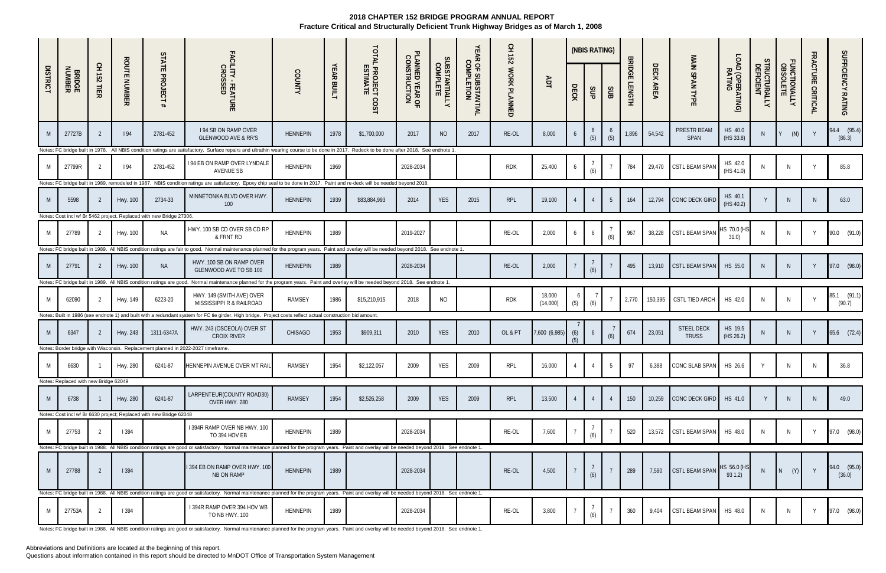# 2018 CHAPTER 152 BRIDGE PROGRAM ANNUAL REPORT

## Fracture Critical and Structurally Deficient Trunk Highway Bridges as of March 1, 2008

| DISTRICT | BRIDGE NUMBER | CH 152 TIER | ROUTE NUMBER | STATE PROJECT # | FACILITY - FEATURE CROSSED | COUNTY | YEAR BUILT | TOTAL PROJECT COST ESTIMATE | PLANNED YEAR OF CONSTRUCTION | SUBSTANTIALLY COMPLETE | YEAR OF SUBSTANTIAL COMPLETION | CH 152 WORK PLANNED | ADT | (NBIS RATING) DECK | SUP | SUB | BRIDGE LENGTH | DECK AREA | MAIN SPAN TYPE | LOAD (OPERATING) RATING | STRUCTURALLY DEFICIENT | FUNCTIONALLY OBSOLETE | FRACTURE CRITICAL | SUFFICIENCY RATING |
|---|---|---|---|---|---|---|---|---|---|---|---|---|---|---|---|---|---|---|---|---|---|---|---|---|
| M | 27727B | 2 | I 94 | 2781-452 | I 94 SB ON RAMP OVER GLENWOOD AVE & RR'S | HENNEPIN | 1978 | $1,700,000 | 2017 | NO | 2017 | RE-OL | 8,000 | 6 | 6 (5) | 6 (5) | 1,896 | 54,542 | PRESTR BEAM SPAN | HS 40.0 (HS 33.8) | N | Y (N) | Y | 94.4 (95.4) (86.3) |
| Notes: FC bridge built in 1978. All NBIS condition ratings are satisfactory. Surface repairs and ultrathin wearing course to be done in 2017. Redeck to be done after 2018. See endnote 1. | | | | | | | | | | | | | | | | | | | | | | | | |
| M | 27799R | 2 | I 94 | 2781-452 | I 94 EB ON RAMP OVER LYNDALE AVENUE SB | HENNEPIN | 1969 | | 2028-2034 | | | RDK | 25,400 | 6 | 7 (6) | 7 | 784 | 29,470 | CSTL BEAM SPAN | HS 42.0 (HS 41.0) | N | N | Y | 85.8 |
| Notes: FC bridge built in 1989, remodeled in 1987. NBIS condition ratings are satisfactory. Epoxy chip seal to be done in 2017. Paint and re-deck will be needed beyond 2018. | | | | | | | | | | | | | | | | | | | | | | | | |
| M | 5598 | 2 | Hwy. 100 | 2734-33 | MINNETONKA BLVD OVER HWY. 100 | HENNEPIN | 1939 | $83,884,993 | 2014 | YES | 2015 | RPL | 19,100 | 4 | 4 | 5 | 164 | 12,794 | CONC DECK GIRD | HS 40.1 (HS 40.2) | Y | N | N | 63.0 |
| Notes: Cost incl w/ Br 5462 project. Replaced with new Bridge 27306. | | | | | | | | | | | | | | | | | | | | | | | | |
| M | 27789 | 2 | Hwy. 100 | NA | HWY. 100 SB CD OVER SB CD RP & FRNT RD | HENNEPIN | 1989 | | 2019-2027 | | | RE-OL | 2,000 | 6 | 6 | 7 (6) | 967 | 38,228 | CSTL BEAM SPAN | HS 70.0 (HS 31.0) | N | N | Y | 90.0 (91.0) |
| Notes: FC bridge built in 1989. All NBIS condition ratings are fair to good. Normal maintenance planned for the program years. Paint and overlay will be needed beyond 2018. See endnote 1. | | | | | | | | | | | | | | | | | | | | | | | | |
| M | 27791 | 2 | Hwy. 100 | NA | HWY. 100 SB ON RAMP OVER GLENWOOD AVE TO SB 100 | HENNEPIN | 1989 | | 2028-2034 | | | RE-OL | 2,000 | 7 | 7 (6) | 7 | 495 | 13,910 | CSTL BEAM SPAN | HS 55.0 | N | N | Y | 97.0 (98.0) |
| Notes: FC bridge built in 1989. All NBIS condition ratings are good. Normal maintenance planned for the program years. Paint and overlay will be needed beyond 2018. See endnote 1. | | | | | | | | | | | | | | | | | | | | | | | | |
| M | 62090 | 2 | Hwy. 149 | 6223-20 | HWY. 149 (SMITH AVE) OVER MISSISSIPPI R & RAILROAD | RAMSEY | 1986 | $15,210,915 | 2018 | NO | | RDK | 18,000 (14,000) | 6 (5) | 7 (6) | 7 | 2,770 | 150,395 | CSTL TIED ARCH | HS 42.0 | N | N | Y | 85.1 (91.1) (90.7) |
| Notes: Built in 1986 (see endnote 1) and built with a redundant system for FC tie girder. High bridge. Project costs reflect actual construction bid amount. | | | | | | | | | | | | | | | | | | | | | | | | |
| M | 6347 | 2 | Hwy. 243 | 1311-6347A | HWY. 243 (OSCEOLA) OVER ST CROIX RIVER | CHISAGO | 1953 | $909,311 | 2010 | YES | 2010 | OL & PT | 7,600 (6,985) | 7 (6) (5) | 6 | 7 (6) | 674 | 23,051 | STEEL DECK TRUSS | HS 19.5 (HS 26.2) | N | N | Y | 65.6 (72.4) |
| Notes: Border bridge with Wisconsin. Replacement planned in 2022-2027 timeframe. | | | | | | | | | | | | | | | | | | | | | | | | |
| M | 6630 | 1 | Hwy. 280 | 6241-87 | HENNEPIN AVENUE OVER MT RAIL | RAMSEY | 1954 | $2,122,057 | 2009 | YES | 2009 | RPL | 16,000 | 4 | 4 | 5 | 97 | 6,388 | CONC SLAB SPAN | HS 26.6 | Y | N | N | 36.8 |
| Notes: Replaced with new Bridge 62049 | | | | | | | | | | | | | | | | | | | | | | | | |
| M | 6738 | 1 | Hwy. 280 | 6241-87 | LARPENTEUR(COUNTY ROAD30) OVER HWY. 280 | RAMSEY | 1954 | $2,526,258 | 2009 | YES | 2009 | RPL | 13,500 | 4 | 4 | 4 | 150 | 10,259 | CONC DECK GIRD | HS 41.0 | Y | N | N | 49.0 |
| Notes: Cost incl w/ Br 6630 project; Replaced with new Bridge 62048 | | | | | | | | | | | | | | | | | | | | | | | | |
| M | 27753 | 2 | I 394 | | I 394R RAMP OVER NB HWY. 100 TO 394 HOV EB | HENNEPIN | 1989 | | 2028-2034 | | | RE-OL | 7,600 | 7 | 7 (6) | 7 | 520 | 13,572 | CSTL BEAM SPAN | HS 48.0 | N | N | Y | 97.0 (98.0) |
| Notes: FC bridge built in 1988. All NBIS condition ratings are good or satisfactory. Normal maintenance planned for the program years. Paint and overlay will be needed beyond 2018. See endnote 1. | | | | | | | | | | | | | | | | | | | | | | | | |
| M | 27788 | 2 | I 394 | | I 394 EB ON RAMP OVER HWY. 100 NB ON RAMP | HENNEPIN | 1989 | | 2028-2034 | | | RE-OL | 4,500 | 7 | 7 (6) | 7 | 289 | 7,590 | CSTL BEAM SPAN | HS 56.0 (HS 93 1.2) | N | N (Y) | Y | 94.0 (95.0) (36.0) |
| Notes: FC bridge built in 1988. All NBIS condition ratings are good or satisfactory. Normal maintenance planned for the program years. Paint and overlay will be needed beyond 2018. See endnote 1. | | | | | | | | | | | | | | | | | | | | | | | | |
| M | 27753A | 2 | I 394 | | I 394R RAMP OVER 394 HOV WB TO NB HWY. 100 | HENNEPIN | 1989 | | 2028-2034 | | | RE-OL | 3,800 | 7 | 7 (6) | 7 | 360 | 9,404 | CSTL BEAM SPAN | HS 48.0 | N | N | Y | 97.0 (98.0) |
| Notes: FC bridge built in 1988. All NBIS condition ratings are good or satisfactory. Normal maintenance planned for the program years. Paint and overlay will be needed beyond 2018. See endnote 1. | | | | | | | | | | | | | | | | | | | | | | | | |

Abbreviations and Definitions are located at the beginning of this report.
Questions about information contained in this report should be directed to MnDOT Office of Transportation System Management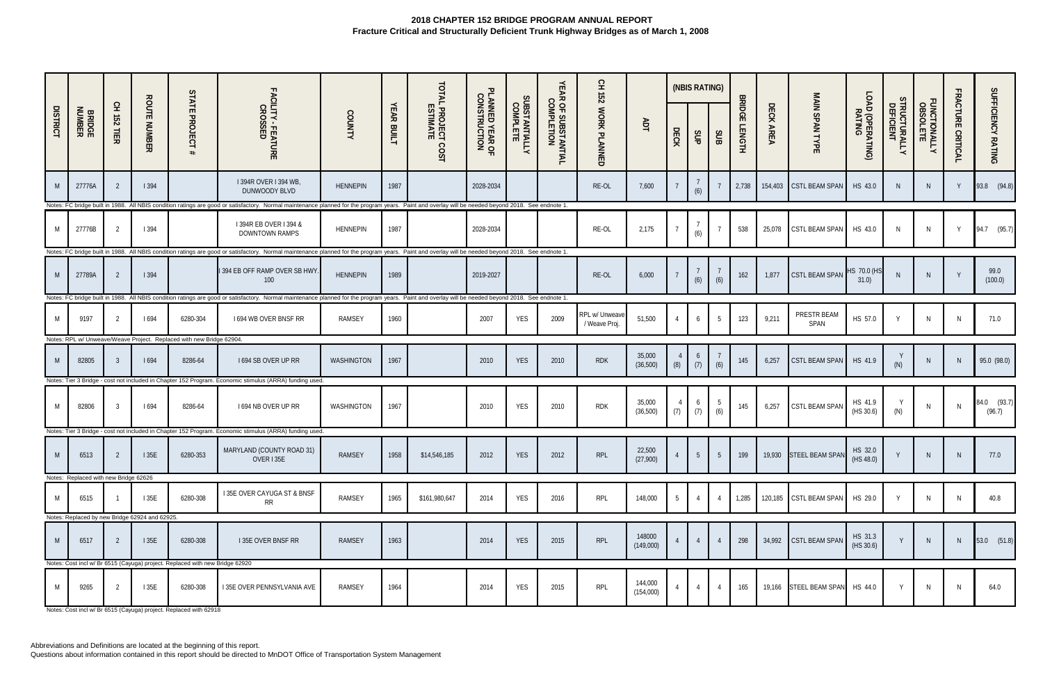# 2018 CHAPTER 152 BRIDGE PROGRAM ANNUAL REPORT

## Fracture Critical and Structurally Deficient Trunk Highway Bridges as of March 1, 2008

| DISTRICT | BRIDGE NUMBER | CH 152 TIER | ROUTE NUMBER | STATE PROJECT # | FACILITY - FEATURE CROSSED | COUNTY | YEAR BUILT | TOTAL PROJECT COST ESTIMATE | PLANNED YEAR OF CONSTRUCTION | SUBSTANTIALLY COMPLETE | YEAR OF SUBSTANTIAL COMPLETION | CH 152 WORK PLANNED | ADT | (NBIS RATING) DECK | SUP | SUB | BRIDGE LENGTH | DECK AREA | MAIN SPAN TYPE | LOAD (OPERATING) RATING | STRUCTURALLY DEFICIENT | FUNCTIONALLY OBSOLETE | FRACTURE CRITICAL | SUFFICIENCY RATING |
|---|---|---|---|---|---|---|---|---|---|---|---|---|---|---|---|---|---|---|---|---|---|---|---|---|
| M | 27776A | 2 | I 394 | | I 394R OVER I 394 WB, DUNWOODY BLVD | HENNEPIN | 1987 | | 2028-2034 | | | RE-OL | 7,600 | 7 | 7 (6) | 7 | 2,738 | 154,403 | CSTL BEAM SPAN | HS 43.0 | N | N | Y | 93.8 (94.8) |
| Notes: FC bridge built in 1988. All NBIS condition ratings are good or satisfactory. Normal maintenance planned for the program years. Paint and overlay will be needed beyond 2018. See endnote 1. | | | | | | | | | | | | | | | | | | | | | | | | |
| M | 27776B | 2 | I 394 | | I 394R EB OVER I 394 & DOWNTOWN RAMPS | HENNEPIN | 1987 | | 2028-2034 | | | RE-OL | 2,175 | 7 | 7 (6) | 7 | 538 | 25,078 | CSTL BEAM SPAN | HS 43.0 | N | N | Y | 94.7 (95.7) |
| Notes: FC bridge built in 1988. All NBIS condition ratings are good or satisfactory. Normal maintenance planned for the program years. Paint and overlay will be needed beyond 2018. See endnote 1. | | | | | | | | | | | | | | | | | | | | | | | | |
| M | 27789A | 2 | I 394 | | I 394 EB OFF RAMP OVER SB HWY. 100 | HENNEPIN | 1989 | | 2019-2027 | | | RE-OL | 6,000 | 7 | 7 (6) | 7 (6) | 162 | 1,877 | CSTL BEAM SPAN | HS 70.0 (HS 31.0) | N | N | Y | 99.0 (100.0) |
| Notes: FC bridge built in 1988. All NBIS condition ratings are good or satisfactory. Normal maintenance planned for the program years. Paint and overlay will be needed beyond 2018. See endnote 1. | | | | | | | | | | | | | | | | | | | | | | | | |
| M | 9197 | 2 | I 694 | 6280-304 | I 694 WB OVER BNSF RR | RAMSEY | 1960 | | 2007 | YES | 2009 | RPL w/ Unweave / Weave Proj. | 51,500 | 4 | 6 | 5 | 123 | 9,211 | PRESTR BEAM SPAN | HS 57.0 | Y | N | N | 71.0 |
| Notes: RPL w/ Unweave/Weave Project. Replaced with new Bridge 62904. | | | | | | | | | | | | | | | | | | | | | | | | |
| M | 82805 | 3 | I 694 | 8286-64 | I 694 SB OVER UP RR | WASHINGTON | 1967 | | 2010 | YES | 2010 | RDK | 35,000 (36,500) | 4 (8) | 6 (7) | 7 (6) | 145 | 6,257 | CSTL BEAM SPAN | HS 41.9 | Y (N) | N | N | 95.0 (98.0) |
| Notes: Tier 3 Bridge - cost not included in Chapter 152 Program. Economic stimulus (ARRA) funding used. | | | | | | | | | | | | | | | | | | | | | | | | |
| M | 82806 | 3 | I 694 | 8286-64 | I 694 NB OVER UP RR | WASHINGTON | 1967 | | 2010 | YES | 2010 | RDK | 35,000 (36,500) | 4 (7) | 6 (7) | 5 (6) | 145 | 6,257 | CSTL BEAM SPAN | HS 41.9 (HS 30.6) | Y (N) | N | N | 84.0 (93.7) (96.7) |
| Notes: Tier 3 Bridge - cost not included in Chapter 152 Program. Economic stimulus (ARRA) funding used. | | | | | | | | | | | | | | | | | | | | | | | | |
| M | 6513 | 2 | I 35E | 6280-353 | MARYLAND (COUNTY ROAD 31) OVER I 35E | RAMSEY | 1958 | $14,546,185 | 2012 | YES | 2012 | RPL | 22,500 (27,900) | 4 | 5 | 5 | 199 | 19,930 | STEEL BEAM SPAN | HS 32.0 (HS 48.0) | Y | N | N | 77.0 |
| Notes: Replaced with new Bridge 62626 | | | | | | | | | | | | | | | | | | | | | | | | |
| M | 6515 | 1 | I 35E | 6280-308 | I 35E OVER CAYUGA ST & BNSF RR | RAMSEY | 1965 | $161,980,647 | 2014 | YES | 2016 | RPL | 148,000 | 5 | 4 | 4 | 1,285 | 120,185 | CSTL BEAM SPAN | HS 29.0 | Y | N | N | 40.8 |
| Notes: Replaced by new Bridge 62924 and 62925. | | | | | | | | | | | | | | | | | | | | | | | | |
| M | 6517 | 2 | I 35E | 6280-308 | I 35E OVER BNSF RR | RAMSEY | 1963 | | 2014 | YES | 2015 | RPL | 148000 (149,000) | 4 | 4 | 4 | 298 | 34,992 | CSTL BEAM SPAN | HS 31.3 (HS 30.6) | Y | N | N | 53.0 (51.8) |
| Notes: Cost incl w/ Br 6515 (Cayuga) project. Replaced with new Bridge 62920 | | | | | | | | | | | | | | | | | | | | | | | | |
| M | 9265 | 2 | I 35E | 6280-308 | I 35E OVER PENNSYLVANIA AVE | RAMSEY | 1964 | | 2014 | YES | 2015 | RPL | 144,000 (154,000) | 4 | 4 | 4 | 165 | 19,166 | STEEL BEAM SPAN | HS 44.0 | Y | N | N | 64.0 |
| Notes: Cost incl w/ Br 6515 (Cayuga) project. Replaced with 62918 | | | | | | | | | | | | | | | | | | | | | | | | |

Abbreviations and Definitions are located at the beginning of this report.
Questions about information contained in this report should be directed to MnDOT Office of Transportation System Management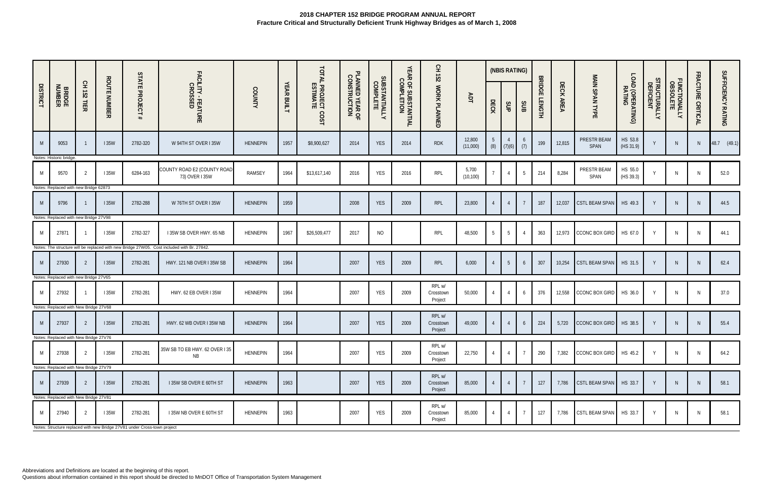# 2018 CHAPTER 152 BRIDGE PROGRAM ANNUAL REPORT

## Fracture Critical and Structurally Deficient Trunk Highway Bridges as of March 1, 2008

| DISTRICT | BRIDGE NUMBER | CH 152 TIER | ROUTE NUMBER | STATE PROJECT # | FACILITY - FEATURE CROSSED | COUNTY | YEAR BUILT | TOTAL PROJECT COST ESTIMATE | PLANNED YEAR OF CONSTRUCTION | SUBSTANTIALLY COMPLETE | YEAR OF SUBSTANTIAL COMPLETION | CH 152 WORK PLANNED | ADT | (NBIS RATING) DECK | SUP | SUB | BRIDGE LENGTH | DECK AREA | MAIN SPAN TYPE | LOAD (OPERATING) RATING | STRUCTURALLY DEFICIENT | FUNCTIONALLY OBSOLETE | FRACTURE CRITICAL | SUFFICIENCY RATING |
|---|---|---|---|---|---|---|---|---|---|---|---|---|---|---|---|---|---|---|---|---|---|---|---|---|
| M | 9053 | 1 | I 35W | 2782-320 | W 94TH ST OVER I 35W | HENNEPIN | 1957 | $8,900,627 | 2014 | YES | 2014 | RDK | 12,800 (11,000) | 5 (8) | 4 (7)(6) | 6 (7) | 199 | 12,815 | PRESTR BEAM SPAN | HS 53.8 (HS 31.9) | Y | N | N | 48.7 (49.1) |
| Notes: Historic bridge. | | | | | | | | | | | | | | | | | | | | | | | | |
| M | 9570 | 2 | I 35W | 6284-163 | COUNTY ROAD E2 (COUNTY ROAD 73) OVER I 35W | RAMSEY | 1964 | $13,617,140 | 2016 | YES | 2016 | RPL | 5,700 (10,100) | 7 | 4 | 5 | 214 | 8,284 | PRESTR BEAM SPAN | HS 55.0 (HS 39.3) | Y | N | N | 52.0 |
| Notes: Replaced with new Bridge 62873 | | | | | | | | | | | | | | | | | | | | | | | | |
| M | 9796 | 1 | I 35W | 2782-288 | W 76TH ST OVER I 35W | HENNEPIN | 1959 | | 2008 | YES | 2009 | RPL | 23,800 | 4 | 4 | 7 | 187 | 12,037 | CSTL BEAM SPAN | HS 49.3 | Y | N | N | 44.5 |
| Notes: Replaced with new Bridge 27V98 | | | | | | | | | | | | | | | | | | | | | | | | |
| M | 27871 | 1 | I 35W | 2782-327 | I 35W SB OVER HWY. 65 NB | HENNEPIN | 1967 | $26,509,477 | 2017 | NO | | RPL | 48,500 | 5 | 5 | 4 | 363 | 12,973 | CCONC BOX GIRD | HS 67.0 | Y | N | N | 44.1 |
| Notes: The structure will be replaced with new Bridge 27W05. Cost included with Br. 27842. | | | | | | | | | | | | | | | | | | | | | | | | |
| M | 27930 | 2 | I 35W | 2782-281 | HWY. 121 NB OVER I 35W SB | HENNEPIN | 1964 | | 2007 | YES | 2009 | RPL | 6,000 | 4 | 5 | 6 | 307 | 10,254 | CSTL BEAM SPAN | HS 31.5 | Y | N | N | 62.4 |
| Notes: Replaced with new Bridge 27V65 | | | | | | | | | | | | | | | | | | | | | | | | |
| M | 27932 | 1 | I 35W | 2782-281 | HWY. 62 EB OVER I 35W | HENNEPIN | 1964 | | 2007 | YES | 2009 | RPL w/ Crosstown Project | 50,000 | 4 | 4 | 6 | 376 | 12,558 | CCONC BOX GIRD | HS 36.0 | Y | N | N | 37.0 |
| Notes: Replaced with New Bridge 27V68 | | | | | | | | | | | | | | | | | | | | | | | | |
| M | 27937 | 2 | I 35W | 2782-281 | HWY. 62 WB OVER I 35W NB | HENNEPIN | 1964 | | 2007 | YES | 2009 | RPL w/ Crosstown Project | 49,000 | 4 | 4 | 6 | 224 | 5,720 | CCONC BOX GIRD | HS 38.5 | Y | N | N | 55.4 |
| Notes: Replaced with New Bridge 27V76 | | | | | | | | | | | | | | | | | | | | | | | | |
| M | 27938 | 2 | I 35W | 2782-281 | 35W SB TO EB HWY. 62 OVER I 35 NB | HENNEPIN | 1964 | | 2007 | YES | 2009 | RPL w/ Crosstown Project | 22,750 | 4 | 4 | 7 | 290 | 7,382 | CCONC BOX GIRD | HS 45.2 | Y | N | N | 64.2 |
| Notes: Replaced with New Bridge 27V79 | | | | | | | | | | | | | | | | | | | | | | | | |
| M | 27939 | 2 | I 35W | 2782-281 | I 35W SB OVER E 60TH ST | HENNEPIN | 1963 | | 2007 | YES | 2009 | RPL w/ Crosstown Project | 85,000 | 4 | 4 | 7 | 127 | 7,786 | CSTL BEAM SPAN | HS 33.7 | Y | N | N | 58.1 |
| Notes: Replaced with New Bridge 27V81 | | | | | | | | | | | | | | | | | | | | | | | | |
| M | 27940 | 2 | I 35W | 2782-281 | I 35W NB OVER E 60TH ST | HENNEPIN | 1963 | | 2007 | YES | 2009 | RPL w/ Crosstown Project | 85,000 | 4 | 4 | 7 | 127 | 7,786 | CSTL BEAM SPAN | HS 33.7 | Y | N | N | 58.1 |
| Notes: Structure replaced with new Bridge 27V81 under Cross-town project | | | | | | | | | | | | | | | | | | | | | | | | |

Abbreviations and Definitions are located at the beginning of this report.
Questions about information contained in this report should be directed to MnDOT Office of Transportation System Management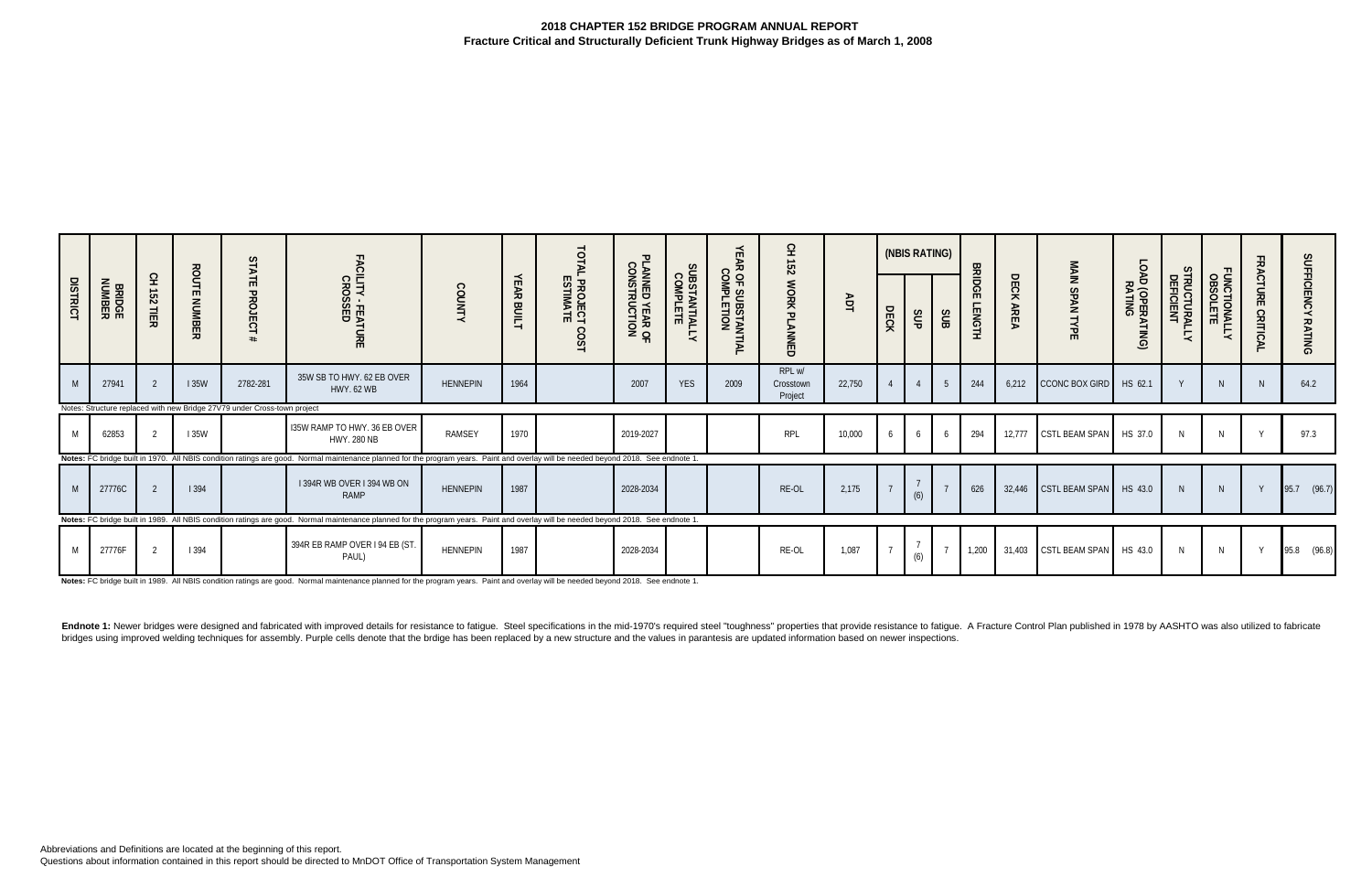**2018 CHAPTER 152 BRIDGE PROGRAM ANNUAL REPORT**
**Fracture Critical and Structurally Deficient Trunk Highway Bridges as of March 1, 2008**

| DISTRICT | BRIDGE NUMBER | CH 152 TIER | ROUTE NUMBER | STATE PROJECT # | FACILITY - FEATURE CROSSED | COUNTY | YEAR BUILT | TOTAL PROJECT COST ESTIMATE | PLANNED YEAR OF CONSTRUCTION | SUBSTANTIALLY COMPLETE | YEAR OF SUBSTANTIAL COMPLETION | CH 152 WORK PLANNED | ADT | (NBIS RATING) DECK | SUP | SUB | BRIDGE LENGTH | DECK AREA | MAIN SPAN TYPE | LOAD (OPERATING) RATING | STRUCTURALLY DEFICIENT | FUNCTIONALLY OBSOLETE | FRACTURE CRITICAL | SUFFICIENCY RATING |
|---|---|---|---|---|---|---|---|---|---|---|---|---|---|---|---|---|---|---|---|---|---|---|---|---|
| M | 27941 | 2 | I 35W | 2782-281 | 35W SB TO HWY. 62 EB OVER HWY. 62 WB | HENNEPIN | 1964 | | 2007 | YES | 2009 | RPL w/ Crosstown Project | 22,750 | 4 | 4 | 5 | 244 | 6,212 | CCONC BOX GIRD | HS 62.1 | Y | N | N | 64.2 |
| Notes: Structure replaced with new Bridge 27V79 under Cross-town project | | | | | | | | | | | | | | | | | | | | | | | | |
| M | 62853 | 2 | I 35W | | I35W RAMP TO HWY. 36 EB OVER HWY. 280 NB | RAMSEY | 1970 | | 2019-2027 | | | RPL | 10,000 | 6 | 6 | 6 | 294 | 12,777 | CSTL BEAM SPAN | HS 37.0 | N | N | Y | 97.3 |
| **Notes:** FC bridge built in 1970. All NBIS condition ratings are good. Normal maintenance planned for the program years. Paint and overlay will be needed beyond 2018. See endnote 1. | | | | | | | | | | | | | | | | | | | | | | | | |
| M | 27776C | 2 | I 394 | | I 394R WB OVER I 394 WB ON RAMP | HENNEPIN | 1987 | | 2028-2034 | | | RE-OL | 2,175 | 7 | 7 (6) | 7 | 626 | 32,446 | CSTL BEAM SPAN | HS 43.0 | N | N | Y | 95.7 (96.7) |
| **Notes:** FC bridge built in 1989. All NBIS condition ratings are good. Normal maintenance planned for the program years. Paint and overlay will be needed beyond 2018. See endnote 1. | | | | | | | | | | | | | | | | | | | | | | | | |
| M | 27776F | 2 | I 394 | | 394R EB RAMP OVER I 94 EB (ST. PAUL) | HENNEPIN | 1987 | | 2028-2034 | | | RE-OL | 1,087 | 7 | 7 (6) | 7 | 1,200 | 31,403 | CSTL BEAM SPAN | HS 43.0 | N | N | Y | 95.8 (96.8) |
| **Notes:** FC bridge built in 1989. All NBIS condition ratings are good. Normal maintenance planned for the program years. Paint and overlay will be needed beyond 2018. See endnote 1. | | | | | | | | | | | | | | | | | | | | | | | | |

**Endnote 1:** Newer bridges were designed and fabricated with improved details for resistance to fatigue. Steel specifications in the mid-1970's required steel "toughness" properties that provide resistance to fatigue. A Fracture Control Plan published in 1978 by AASHTO was also utilized to fabricate bridges using improved welding techniques for assembly. Purple cells denote that the brdige has been replaced by a new structure and the values in parantesis are updated information based on newer inspections.

Abbreviations and Definitions are located at the beginning of this report.
Questions about information contained in this report should be directed to MnDOT Office of Transportation System Management